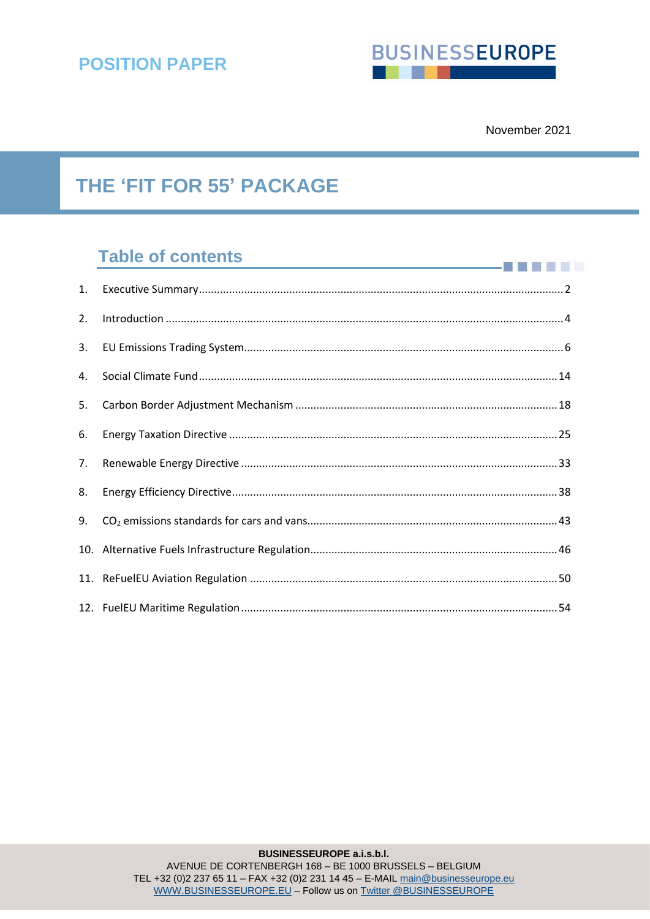POSITION PAPER

BUSINESSEUROPE

November 2021

# THE 'FIT FOR 55' PACKAGE

## Table of contents

1. Executive Summary .......... 2
2. Introduction .......... 4
3. EU Emissions Trading System .......... 6
4. Social Climate Fund .......... 14
5. Carbon Border Adjustment Mechanism .......... 18
6. Energy Taxation Directive .......... 25
7. Renewable Energy Directive .......... 33
8. Energy Efficiency Directive .......... 38
9. $CO_2$ emissions standards for cars and vans .......... 43
10. Alternative Fuels Infrastructure Regulation .......... 46
11. ReFuelEU Aviation Regulation .......... 50
12. FuelEU Maritime Regulation .......... 54

**BUSINESSEUROPE a.i.s.b.l.**
AVENUE DE CORTENBERGH 168 – BE 1000 BRUSSELS – BELGIUM
TEL +32 (0)2 237 65 11 – FAX +32 (0)2 231 14 45 – E-MAIL main@businesseurope.eu
WWW.BUSINESSEUROPE.EU – Follow us on Twitter @BUSINESSEUROPE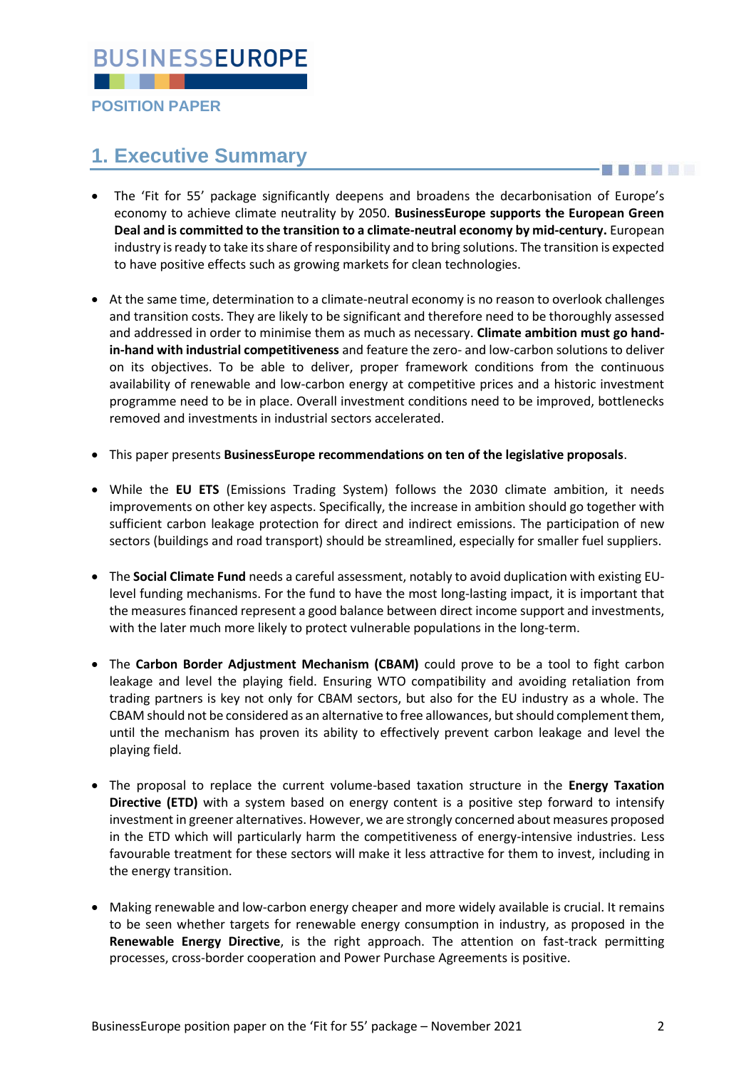# 1. Executive Summary

- The 'Fit for 55' package significantly deepens and broadens the decarbonisation of Europe's economy to achieve climate neutrality by 2050. **BusinessEurope supports the European Green Deal and is committed to the transition to a climate-neutral economy by mid-century.** European industry is ready to take its share of responsibility and to bring solutions. The transition is expected to have positive effects such as growing markets for clean technologies.

- At the same time, determination to a climate-neutral economy is no reason to overlook challenges and transition costs. They are likely to be significant and therefore need to be thoroughly assessed and addressed in order to minimise them as much as necessary. **Climate ambition must go hand-in-hand with industrial competitiveness** and feature the zero- and low-carbon solutions to deliver on its objectives. To be able to deliver, proper framework conditions from the continuous availability of renewable and low-carbon energy at competitive prices and a historic investment programme need to be in place. Overall investment conditions need to be improved, bottlenecks removed and investments in industrial sectors accelerated.

- This paper presents **BusinessEurope recommendations on ten of the legislative proposals**.

- While the **EU ETS** (Emissions Trading System) follows the 2030 climate ambition, it needs improvements on other key aspects. Specifically, the increase in ambition should go together with sufficient carbon leakage protection for direct and indirect emissions. The participation of new sectors (buildings and road transport) should be streamlined, especially for smaller fuel suppliers.

- The **Social Climate Fund** needs a careful assessment, notably to avoid duplication with existing EU-level funding mechanisms. For the fund to have the most long-lasting impact, it is important that the measures financed represent a good balance between direct income support and investments, with the later much more likely to protect vulnerable populations in the long-term.

- The **Carbon Border Adjustment Mechanism (CBAM)** could prove to be a tool to fight carbon leakage and level the playing field. Ensuring WTO compatibility and avoiding retaliation from trading partners is key not only for CBAM sectors, but also for the EU industry as a whole. The CBAM should not be considered as an alternative to free allowances, but should complement them, until the mechanism has proven its ability to effectively prevent carbon leakage and level the playing field.

- The proposal to replace the current volume-based taxation structure in the **Energy Taxation Directive (ETD)** with a system based on energy content is a positive step forward to intensify investment in greener alternatives. However, we are strongly concerned about measures proposed in the ETD which will particularly harm the competitiveness of energy-intensive industries. Less favourable treatment for these sectors will make it less attractive for them to invest, including in the energy transition.

- Making renewable and low-carbon energy cheaper and more widely available is crucial. It remains to be seen whether targets for renewable energy consumption in industry, as proposed in the **Renewable Energy Directive**, is the right approach. The attention on fast-track permitting processes, cross-border cooperation and Power Purchase Agreements is positive.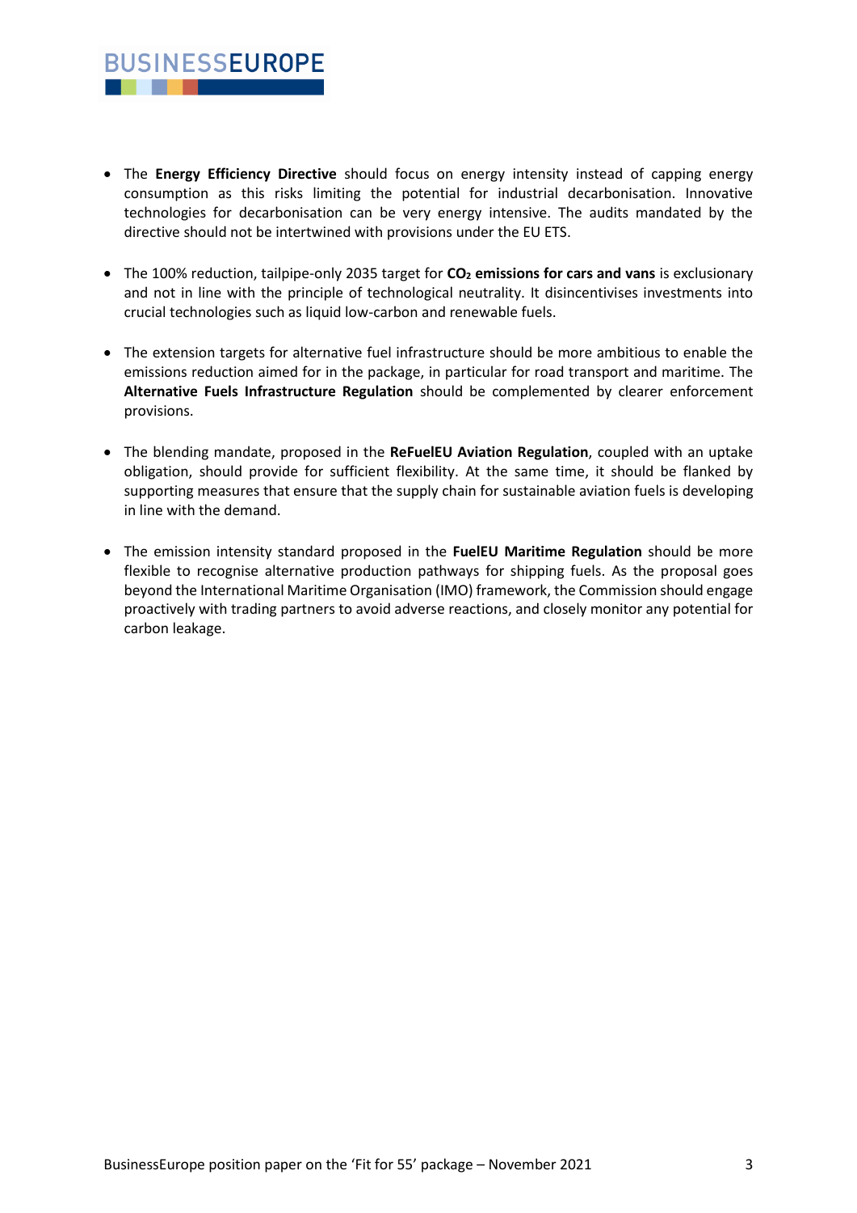- The **Energy Efficiency Directive** should focus on energy intensity instead of capping energy consumption as this risks limiting the potential for industrial decarbonisation. Innovative technologies for decarbonisation can be very energy intensive. The audits mandated by the directive should not be intertwined with provisions under the EU ETS.

- The 100% reduction, tailpipe-only 2035 target for **$CO_2$ emissions for cars and vans** is exclusionary and not in line with the principle of technological neutrality. It disincentivises investments into crucial technologies such as liquid low-carbon and renewable fuels.

- The extension targets for alternative fuel infrastructure should be more ambitious to enable the emissions reduction aimed for in the package, in particular for road transport and maritime. The **Alternative Fuels Infrastructure Regulation** should be complemented by clearer enforcement provisions.

- The blending mandate, proposed in the **ReFuelEU Aviation Regulation**, coupled with an uptake obligation, should provide for sufficient flexibility. At the same time, it should be flanked by supporting measures that ensure that the supply chain for sustainable aviation fuels is developing in line with the demand.

- The emission intensity standard proposed in the **FuelEU Maritime Regulation** should be more flexible to recognise alternative production pathways for shipping fuels. As the proposal goes beyond the International Maritime Organisation (IMO) framework, the Commission should engage proactively with trading partners to avoid adverse reactions, and closely monitor any potential for carbon leakage.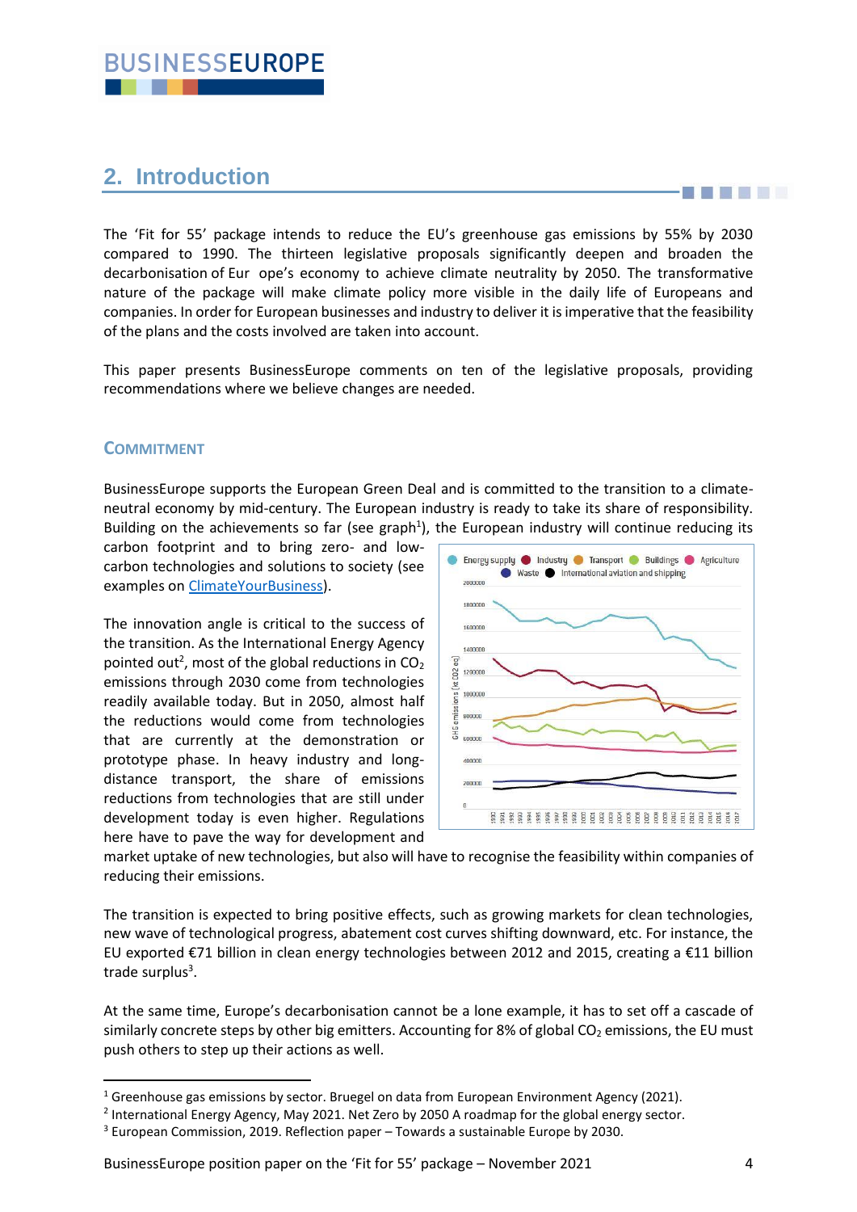## 2. Introduction

The 'Fit for 55' package intends to reduce the EU's greenhouse gas emissions by 55% by 2030 compared to 1990. The thirteen legislative proposals significantly deepen and broaden the decarbonisation of Eur ope's economy to achieve climate neutrality by 2050. The transformative nature of the package will make climate policy more visible in the daily life of Europeans and companies. In order for European businesses and industry to deliver it is imperative that the feasibility of the plans and the costs involved are taken into account.

This paper presents BusinessEurope comments on ten of the legislative proposals, providing recommendations where we believe changes are needed.

### Commitment

BusinessEurope supports the European Green Deal and is committed to the transition to a climate-neutral economy by mid-century. The European industry is ready to take its share of responsibility. Building on the achievements so far (see graph[1]), the European industry will continue reducing its carbon footprint and to bring zero- and low-carbon technologies and solutions to society (see examples on ClimateYourBusiness).

The innovation angle is critical to the success of the transition. As the International Energy Agency pointed out[2], most of the global reductions in $CO_2$ emissions through 2030 come from technologies readily available today. But in 2050, almost half the reductions would come from technologies that are currently at the demonstration or prototype phase. In heavy industry and long-distance transport, the share of emissions reductions from technologies that are still under development today is even higher. Regulations here have to pave the way for development and market uptake of new technologies, but also will have to recognise the feasibility within companies of reducing their emissions.

The transition is expected to bring positive effects, such as growing markets for clean technologies, new wave of technological progress, abatement cost curves shifting downward, etc. For instance, the EU exported €71 billion in clean energy technologies between 2012 and 2015, creating a €11 billion trade surplus[3].

At the same time, Europe's decarbonisation cannot be a lone example, it has to set off a cascade of similarly concrete steps by other big emitters. Accounting for 8% of global $CO_2$ emissions, the EU must push others to step up their actions as well.

---

[1] Greenhouse gas emissions by sector. Bruegel on data from European Environment Agency (2021).

[2] International Energy Agency, May 2021. Net Zero by 2050 A roadmap for the global energy sector.

[3] European Commission, 2019. Reflection paper – Towards a sustainable Europe by 2030.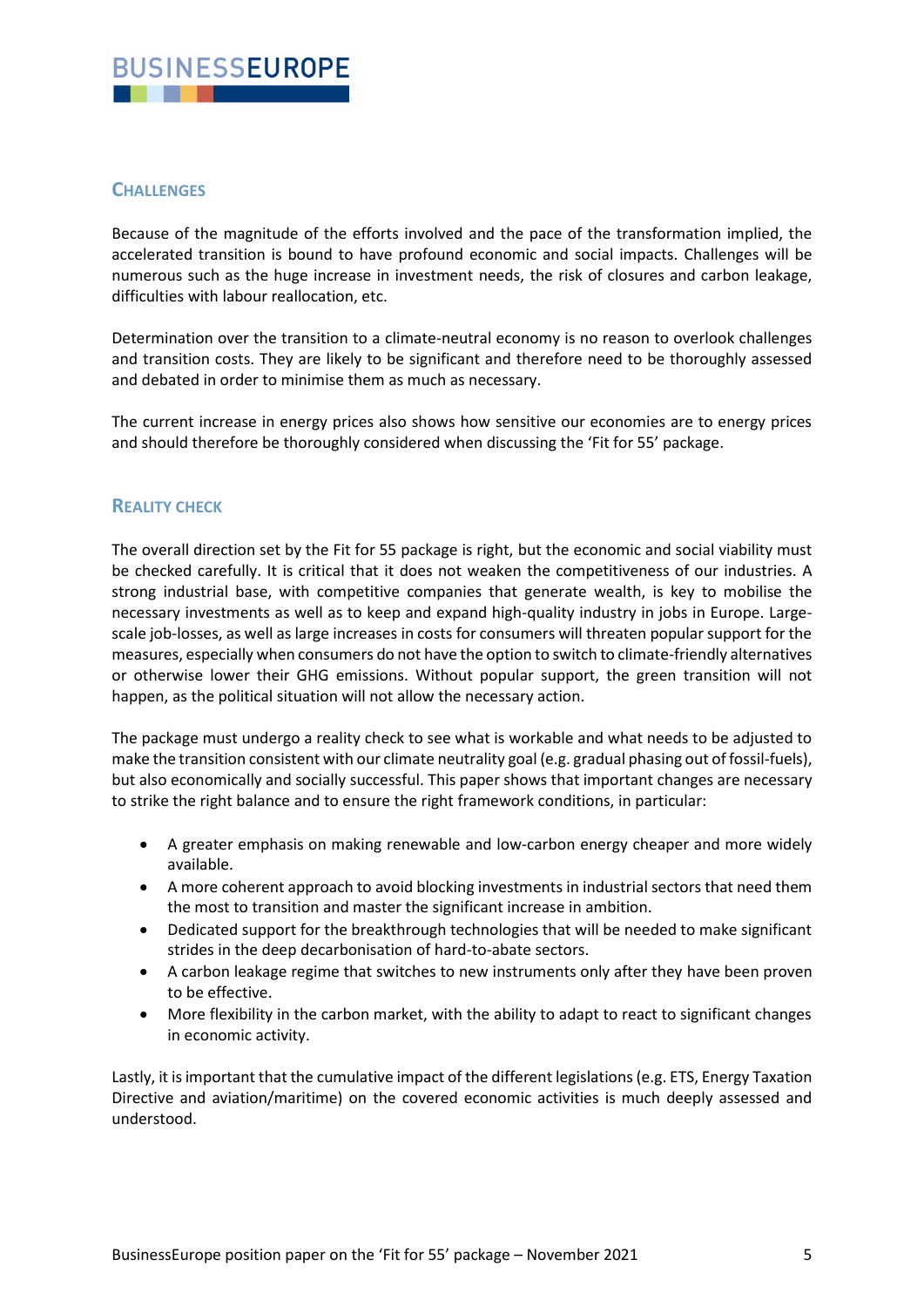## Challenges

Because of the magnitude of the efforts involved and the pace of the transformation implied, the accelerated transition is bound to have profound economic and social impacts. Challenges will be numerous such as the huge increase in investment needs, the risk of closures and carbon leakage, difficulties with labour reallocation, etc.

Determination over the transition to a climate-neutral economy is no reason to overlook challenges and transition costs. They are likely to be significant and therefore need to be thoroughly assessed and debated in order to minimise them as much as necessary.

The current increase in energy prices also shows how sensitive our economies are to energy prices and should therefore be thoroughly considered when discussing the 'Fit for 55' package.

## Reality check

The overall direction set by the Fit for 55 package is right, but the economic and social viability must be checked carefully. It is critical that it does not weaken the competitiveness of our industries. A strong industrial base, with competitive companies that generate wealth, is key to mobilise the necessary investments as well as to keep and expand high-quality industry in jobs in Europe. Large-scale job-losses, as well as large increases in costs for consumers will threaten popular support for the measures, especially when consumers do not have the option to switch to climate-friendly alternatives or otherwise lower their GHG emissions. Without popular support, the green transition will not happen, as the political situation will not allow the necessary action.

The package must undergo a reality check to see what is workable and what needs to be adjusted to make the transition consistent with our climate neutrality goal (e.g. gradual phasing out of fossil-fuels), but also economically and socially successful. This paper shows that important changes are necessary to strike the right balance and to ensure the right framework conditions, in particular:

- A greater emphasis on making renewable and low-carbon energy cheaper and more widely available.
- A more coherent approach to avoid blocking investments in industrial sectors that need them the most to transition and master the significant increase in ambition.
- Dedicated support for the breakthrough technologies that will be needed to make significant strides in the deep decarbonisation of hard-to-abate sectors.
- A carbon leakage regime that switches to new instruments only after they have been proven to be effective.
- More flexibility in the carbon market, with the ability to adapt to react to significant changes in economic activity.

Lastly, it is important that the cumulative impact of the different legislations (e.g. ETS, Energy Taxation Directive and aviation/maritime) on the covered economic activities is much deeply assessed and understood.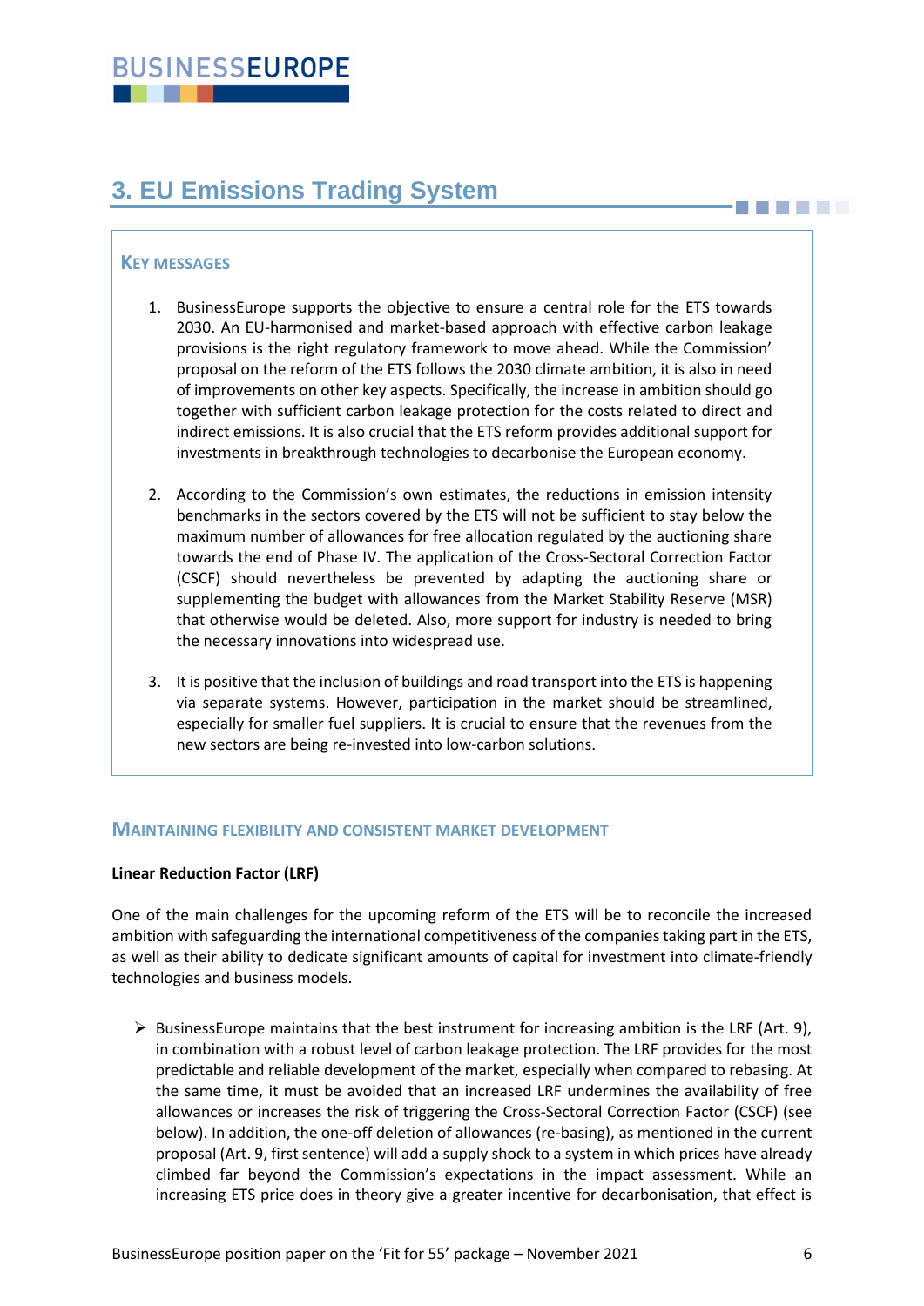## 3. EU Emissions Trading System

### Key messages

1. BusinessEurope supports the objective to ensure a central role for the ETS towards 2030. An EU-harmonised and market-based approach with effective carbon leakage provisions is the right regulatory framework to move ahead. While the Commission' proposal on the reform of the ETS follows the 2030 climate ambition, it is also in need of improvements on other key aspects. Specifically, the increase in ambition should go together with sufficient carbon leakage protection for the costs related to direct and indirect emissions. It is also crucial that the ETS reform provides additional support for investments in breakthrough technologies to decarbonise the European economy.

2. According to the Commission's own estimates, the reductions in emission intensity benchmarks in the sectors covered by the ETS will not be sufficient to stay below the maximum number of allowances for free allocation regulated by the auctioning share towards the end of Phase IV. The application of the Cross-Sectoral Correction Factor (CSCF) should nevertheless be prevented by adapting the auctioning share or supplementing the budget with allowances from the Market Stability Reserve (MSR) that otherwise would be deleted. Also, more support for industry is needed to bring the necessary innovations into widespread use.

3. It is positive that the inclusion of buildings and road transport into the ETS is happening via separate systems. However, participation in the market should be streamlined, especially for smaller fuel suppliers. It is crucial to ensure that the revenues from the new sectors are being re-invested into low-carbon solutions.

### Maintaining flexibility and consistent market development

**Linear Reduction Factor (LRF)**

One of the main challenges for the upcoming reform of the ETS will be to reconcile the increased ambition with safeguarding the international competitiveness of the companies taking part in the ETS, as well as their ability to dedicate significant amounts of capital for investment into climate-friendly technologies and business models.

- BusinessEurope maintains that the best instrument for increasing ambition is the LRF (Art. 9), in combination with a robust level of carbon leakage protection. The LRF provides for the most predictable and reliable development of the market, especially when compared to rebasing. At the same time, it must be avoided that an increased LRF undermines the availability of free allowances or increases the risk of triggering the Cross-Sectoral Correction Factor (CSCF) (see below). In addition, the one-off deletion of allowances (re-basing), as mentioned in the current proposal (Art. 9, first sentence) will add a supply shock to a system in which prices have already climbed far beyond the Commission's expectations in the impact assessment. While an increasing ETS price does in theory give a greater incentive for decarbonisation, that effect is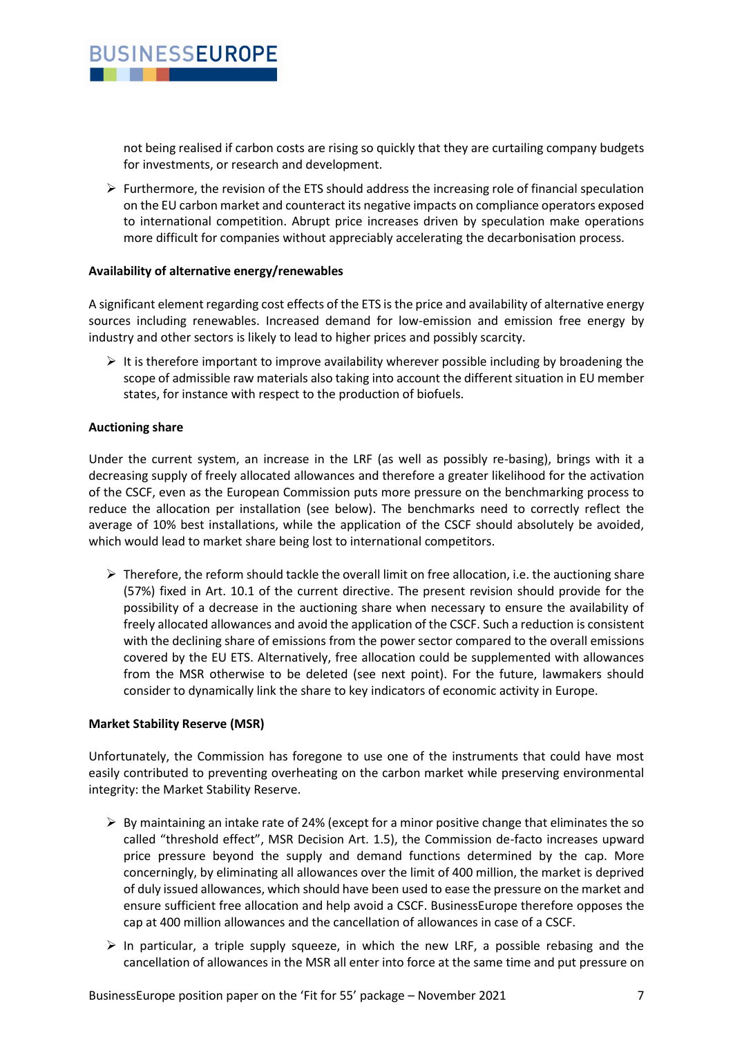not being realised if carbon costs are rising so quickly that they are curtailing company budgets for investments, or research and development.

- Furthermore, the revision of the ETS should address the increasing role of financial speculation on the EU carbon market and counteract its negative impacts on compliance operators exposed to international competition. Abrupt price increases driven by speculation make operations more difficult for companies without appreciably accelerating the decarbonisation process.

**Availability of alternative energy/renewables**

A significant element regarding cost effects of the ETS is the price and availability of alternative energy sources including renewables. Increased demand for low-emission and emission free energy by industry and other sectors is likely to lead to higher prices and possibly scarcity.

- It is therefore important to improve availability wherever possible including by broadening the scope of admissible raw materials also taking into account the different situation in EU member states, for instance with respect to the production of biofuels.

**Auctioning share**

Under the current system, an increase in the LRF (as well as possibly re-basing), brings with it a decreasing supply of freely allocated allowances and therefore a greater likelihood for the activation of the CSCF, even as the European Commission puts more pressure on the benchmarking process to reduce the allocation per installation (see below). The benchmarks need to correctly reflect the average of 10% best installations, while the application of the CSCF should absolutely be avoided, which would lead to market share being lost to international competitors.

- Therefore, the reform should tackle the overall limit on free allocation, i.e. the auctioning share (57%) fixed in Art. 10.1 of the current directive. The present revision should provide for the possibility of a decrease in the auctioning share when necessary to ensure the availability of freely allocated allowances and avoid the application of the CSCF. Such a reduction is consistent with the declining share of emissions from the power sector compared to the overall emissions covered by the EU ETS. Alternatively, free allocation could be supplemented with allowances from the MSR otherwise to be deleted (see next point). For the future, lawmakers should consider to dynamically link the share to key indicators of economic activity in Europe.

**Market Stability Reserve (MSR)**

Unfortunately, the Commission has foregone to use one of the instruments that could have most easily contributed to preventing overheating on the carbon market while preserving environmental integrity: the Market Stability Reserve.

- By maintaining an intake rate of 24% (except for a minor positive change that eliminates the so called "threshold effect", MSR Decision Art. 1.5), the Commission de-facto increases upward price pressure beyond the supply and demand functions determined by the cap. More concerningly, by eliminating all allowances over the limit of 400 million, the market is deprived of duly issued allowances, which should have been used to ease the pressure on the market and ensure sufficient free allocation and help avoid a CSCF. BusinessEurope therefore opposes the cap at 400 million allowances and the cancellation of allowances in case of a CSCF.
- In particular, a triple supply squeeze, in which the new LRF, a possible rebasing and the cancellation of allowances in the MSR all enter into force at the same time and put pressure on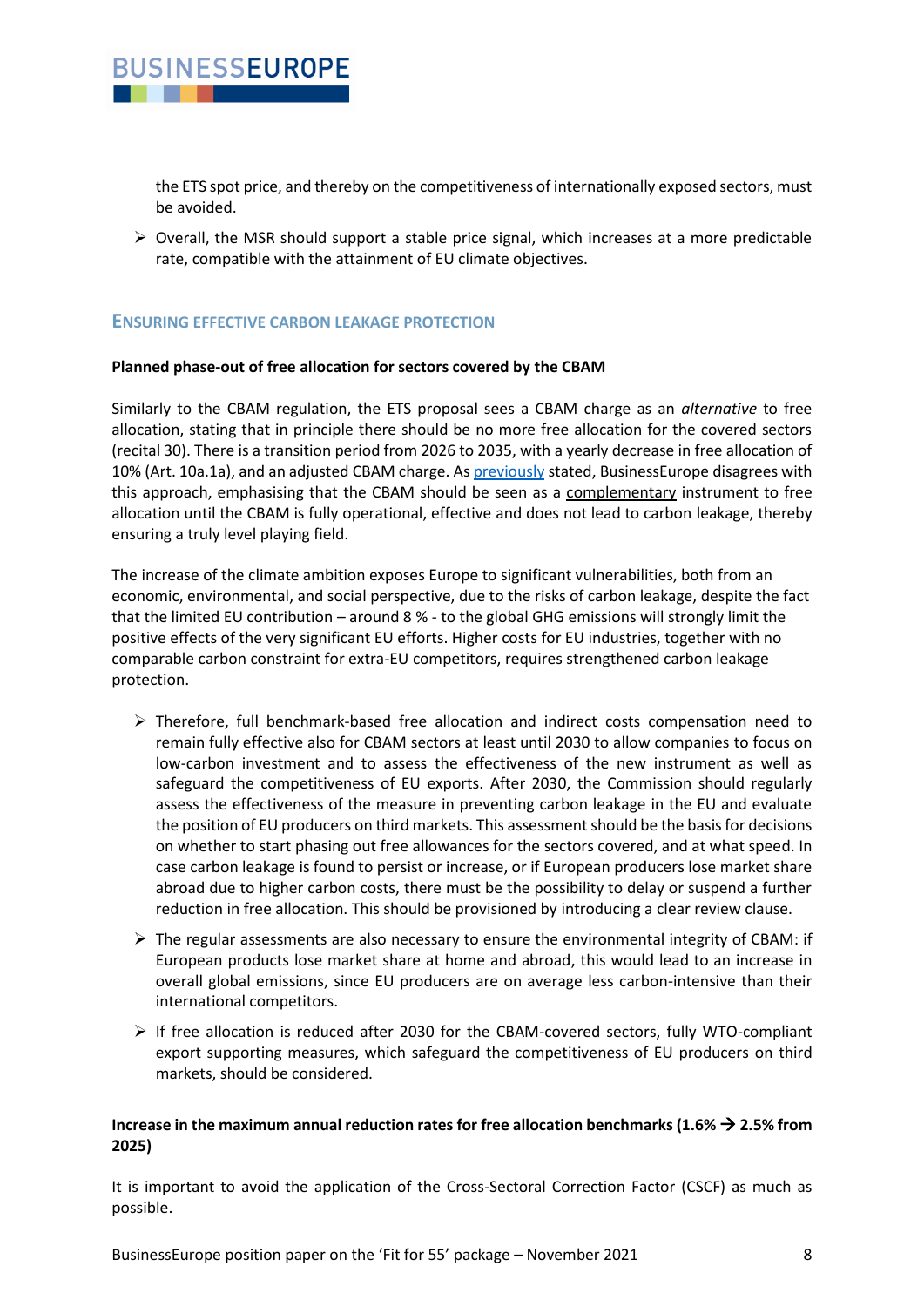the ETS spot price, and thereby on the competitiveness of internationally exposed sectors, must be avoided.

- Overall, the MSR should support a stable price signal, which increases at a more predictable rate, compatible with the attainment of EU climate objectives.

## Ensuring effective carbon leakage protection

**Planned phase-out of free allocation for sectors covered by the CBAM**

Similarly to the CBAM regulation, the ETS proposal sees a CBAM charge as an *alternative* to free allocation, stating that in principle there should be no more free allocation for the covered sectors (recital 30). There is a transition period from 2026 to 2035, with a yearly decrease in free allocation of 10% (Art. 10a.1a), and an adjusted CBAM charge. As previously stated, BusinessEurope disagrees with this approach, emphasising that the CBAM should be seen as a complementary instrument to free allocation until the CBAM is fully operational, effective and does not lead to carbon leakage, thereby ensuring a truly level playing field.

The increase of the climate ambition exposes Europe to significant vulnerabilities, both from an economic, environmental, and social perspective, due to the risks of carbon leakage, despite the fact that the limited EU contribution – around 8 % - to the global GHG emissions will strongly limit the positive effects of the very significant EU efforts. Higher costs for EU industries, together with no comparable carbon constraint for extra-EU competitors, requires strengthened carbon leakage protection.

- Therefore, full benchmark-based free allocation and indirect costs compensation need to remain fully effective also for CBAM sectors at least until 2030 to allow companies to focus on low-carbon investment and to assess the effectiveness of the new instrument as well as safeguard the competitiveness of EU exports. After 2030, the Commission should regularly assess the effectiveness of the measure in preventing carbon leakage in the EU and evaluate the position of EU producers on third markets. This assessment should be the basis for decisions on whether to start phasing out free allowances for the sectors covered, and at what speed. In case carbon leakage is found to persist or increase, or if European producers lose market share abroad due to higher carbon costs, there must be the possibility to delay or suspend a further reduction in free allocation. This should be provisioned by introducing a clear review clause.
- The regular assessments are also necessary to ensure the environmental integrity of CBAM: if European products lose market share at home and abroad, this would lead to an increase in overall global emissions, since EU producers are on average less carbon-intensive than their international competitors.
- If free allocation is reduced after 2030 for the CBAM-covered sectors, fully WTO-compliant export supporting measures, which safeguard the competitiveness of EU producers on third markets, should be considered.

**Increase in the maximum annual reduction rates for free allocation benchmarks (1.6% → 2.5% from 2025)**

It is important to avoid the application of the Cross-Sectoral Correction Factor (CSCF) as much as possible.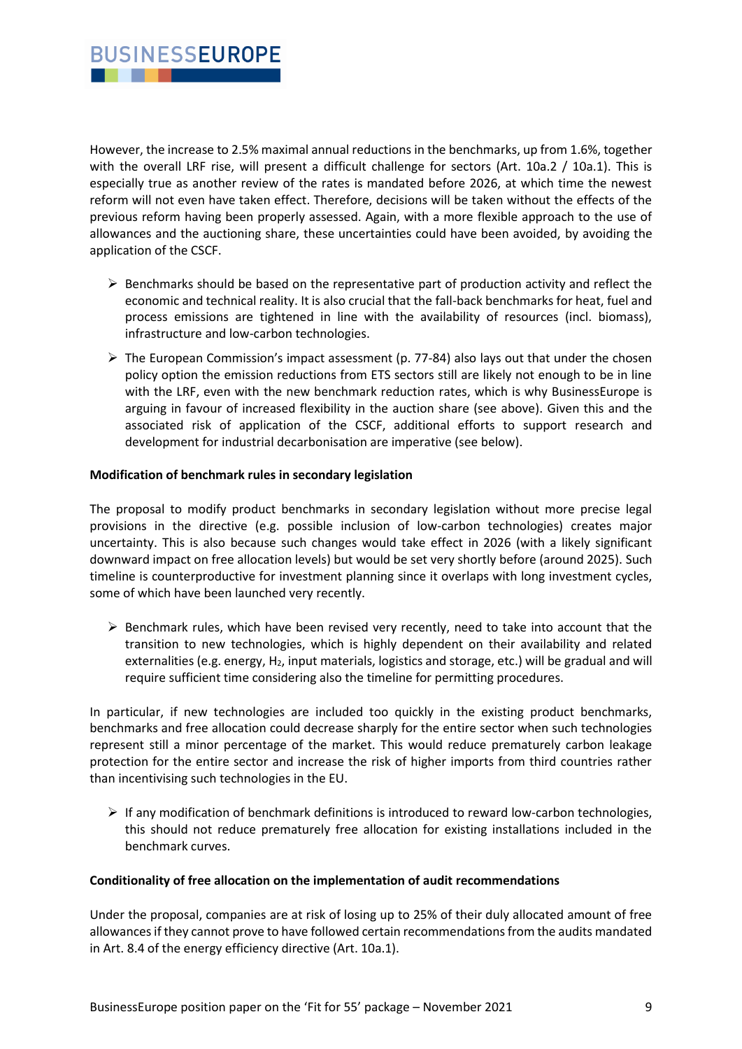However, the increase to 2.5% maximal annual reductions in the benchmarks, up from 1.6%, together with the overall LRF rise, will present a difficult challenge for sectors (Art. 10a.2 / 10a.1). This is especially true as another review of the rates is mandated before 2026, at which time the newest reform will not even have taken effect. Therefore, decisions will be taken without the effects of the previous reform having been properly assessed. Again, with a more flexible approach to the use of allowances and the auctioning share, these uncertainties could have been avoided, by avoiding the application of the CSCF.

- Benchmarks should be based on the representative part of production activity and reflect the economic and technical reality. It is also crucial that the fall-back benchmarks for heat, fuel and process emissions are tightened in line with the availability of resources (incl. biomass), infrastructure and low-carbon technologies.
- The European Commission's impact assessment (p. 77-84) also lays out that under the chosen policy option the emission reductions from ETS sectors still are likely not enough to be in line with the LRF, even with the new benchmark reduction rates, which is why BusinessEurope is arguing in favour of increased flexibility in the auction share (see above). Given this and the associated risk of application of the CSCF, additional efforts to support research and development for industrial decarbonisation are imperative (see below).

**Modification of benchmark rules in secondary legislation**

The proposal to modify product benchmarks in secondary legislation without more precise legal provisions in the directive (e.g. possible inclusion of low-carbon technologies) creates major uncertainty. This is also because such changes would take effect in 2026 (with a likely significant downward impact on free allocation levels) but would be set very shortly before (around 2025). Such timeline is counterproductive for investment planning since it overlaps with long investment cycles, some of which have been launched very recently.

- Benchmark rules, which have been revised very recently, need to take into account that the transition to new technologies, which is highly dependent on their availability and related externalities (e.g. energy, $H_2$, input materials, logistics and storage, etc.) will be gradual and will require sufficient time considering also the timeline for permitting procedures.

In particular, if new technologies are included too quickly in the existing product benchmarks, benchmarks and free allocation could decrease sharply for the entire sector when such technologies represent still a minor percentage of the market. This would reduce prematurely carbon leakage protection for the entire sector and increase the risk of higher imports from third countries rather than incentivising such technologies in the EU.

- If any modification of benchmark definitions is introduced to reward low-carbon technologies, this should not reduce prematurely free allocation for existing installations included in the benchmark curves.

**Conditionality of free allocation on the implementation of audit recommendations**

Under the proposal, companies are at risk of losing up to 25% of their duly allocated amount of free allowances if they cannot prove to have followed certain recommendations from the audits mandated in Art. 8.4 of the energy efficiency directive (Art. 10a.1).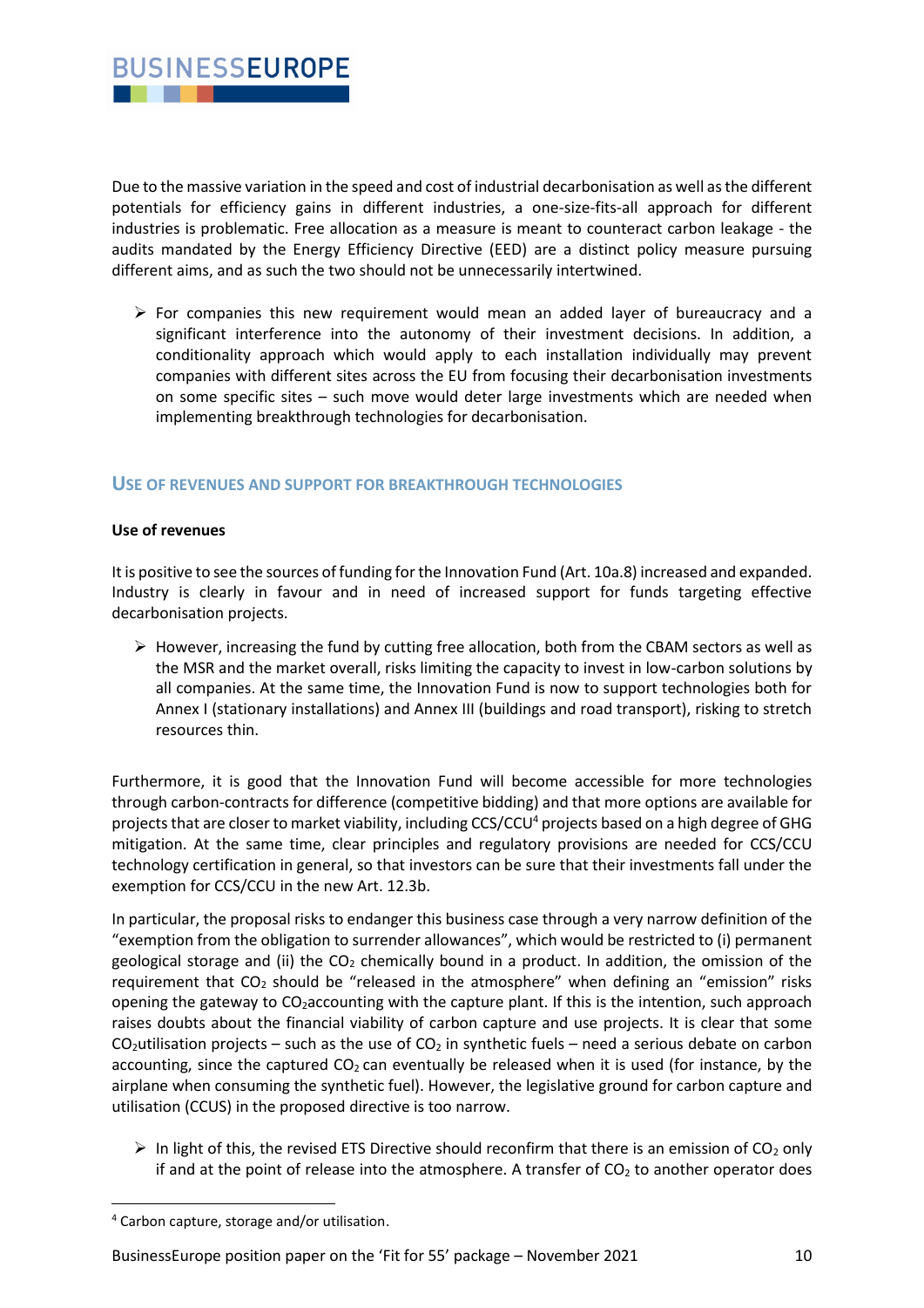Due to the massive variation in the speed and cost of industrial decarbonisation as well as the different potentials for efficiency gains in different industries, a one-size-fits-all approach for different industries is problematic. Free allocation as a measure is meant to counteract carbon leakage - the audits mandated by the Energy Efficiency Directive (EED) are a distinct policy measure pursuing different aims, and as such the two should not be unnecessarily intertwined.

- For companies this new requirement would mean an added layer of bureaucracy and a significant interference into the autonomy of their investment decisions. In addition, a conditionality approach which would apply to each installation individually may prevent companies with different sites across the EU from focusing their decarbonisation investments on some specific sites – such move would deter large investments which are needed when implementing breakthrough technologies for decarbonisation.

## USE OF REVENUES AND SUPPORT FOR BREAKTHROUGH TECHNOLOGIES

**Use of revenues**

It is positive to see the sources of funding for the Innovation Fund (Art. 10a.8) increased and expanded. Industry is clearly in favour and in need of increased support for funds targeting effective decarbonisation projects.

- However, increasing the fund by cutting free allocation, both from the CBAM sectors as well as the MSR and the market overall, risks limiting the capacity to invest in low-carbon solutions by all companies. At the same time, the Innovation Fund is now to support technologies both for Annex I (stationary installations) and Annex III (buildings and road transport), risking to stretch resources thin.

Furthermore, it is good that the Innovation Fund will become accessible for more technologies through carbon-contracts for difference (competitive bidding) and that more options are available for projects that are closer to market viability, including CCS/CCU[4] projects based on a high degree of GHG mitigation. At the same time, clear principles and regulatory provisions are needed for CCS/CCU technology certification in general, so that investors can be sure that their investments fall under the exemption for CCS/CCU in the new Art. 12.3b.

In particular, the proposal risks to endanger this business case through a very narrow definition of the "exemption from the obligation to surrender allowances", which would be restricted to (i) permanent geological storage and (ii) the $CO_2$ chemically bound in a product. In addition, the omission of the requirement that $CO_2$ should be "released in the atmosphere" when defining an "emission" risks opening the gateway to $CO_2$accounting with the capture plant. If this is the intention, such approach raises doubts about the financial viability of carbon capture and use projects. It is clear that some $CO_2$utilisation projects – such as the use of $CO_2$ in synthetic fuels – need a serious debate on carbon accounting, since the captured $CO_2$ can eventually be released when it is used (for instance, by the airplane when consuming the synthetic fuel). However, the legislative ground for carbon capture and utilisation (CCUS) in the proposed directive is too narrow.

- In light of this, the revised ETS Directive should reconfirm that there is an emission of $CO_2$ only if and at the point of release into the atmosphere. A transfer of $CO_2$ to another operator does

[4] Carbon capture, storage and/or utilisation.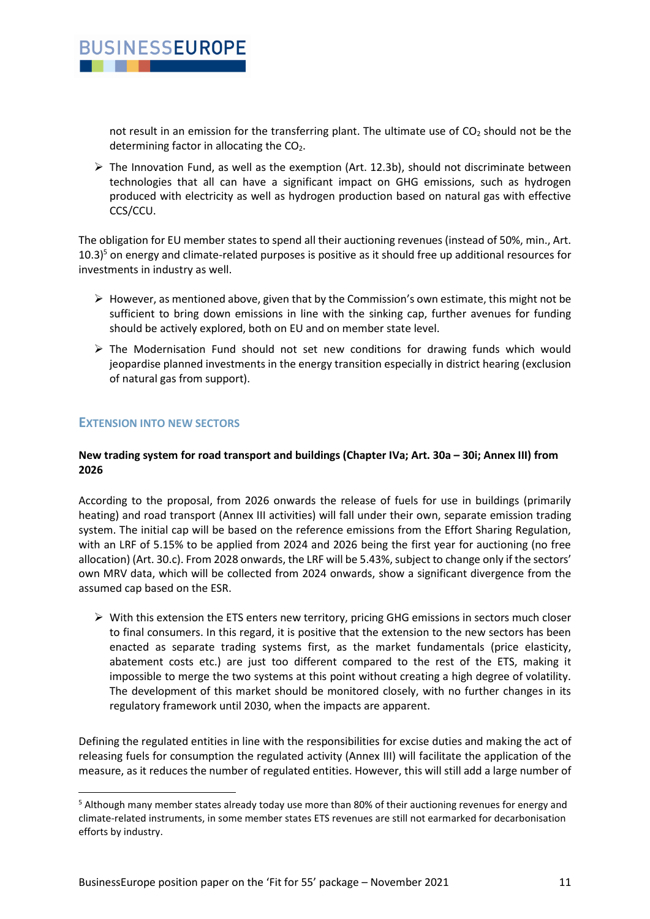not result in an emission for the transferring plant. The ultimate use of $CO_2$ should not be the determining factor in allocating the $CO_2$.

- The Innovation Fund, as well as the exemption (Art. 12.3b), should not discriminate between technologies that all can have a significant impact on GHG emissions, such as hydrogen produced with electricity as well as hydrogen production based on natural gas with effective CCS/CCU.

The obligation for EU member states to spend all their auctioning revenues (instead of 50%, min., Art. 10.3)[5] on energy and climate-related purposes is positive as it should free up additional resources for investments in industry as well.

- However, as mentioned above, given that by the Commission's own estimate, this might not be sufficient to bring down emissions in line with the sinking cap, further avenues for funding should be actively explored, both on EU and on member state level.
- The Modernisation Fund should not set new conditions for drawing funds which would jeopardise planned investments in the energy transition especially in district hearing (exclusion of natural gas from support).

## Extension into new sectors

**New trading system for road transport and buildings (Chapter IVa; Art. 30a – 30i; Annex III) from 2026**

According to the proposal, from 2026 onwards the release of fuels for use in buildings (primarily heating) and road transport (Annex III activities) will fall under their own, separate emission trading system. The initial cap will be based on the reference emissions from the Effort Sharing Regulation, with an LRF of 5.15% to be applied from 2024 and 2026 being the first year for auctioning (no free allocation) (Art. 30.c). From 2028 onwards, the LRF will be 5.43%, subject to change only if the sectors' own MRV data, which will be collected from 2024 onwards, show a significant divergence from the assumed cap based on the ESR.

- With this extension the ETS enters new territory, pricing GHG emissions in sectors much closer to final consumers. In this regard, it is positive that the extension to the new sectors has been enacted as separate trading systems first, as the market fundamentals (price elasticity, abatement costs etc.) are just too different compared to the rest of the ETS, making it impossible to merge the two systems at this point without creating a high degree of volatility. The development of this market should be monitored closely, with no further changes in its regulatory framework until 2030, when the impacts are apparent.

Defining the regulated entities in line with the responsibilities for excise duties and making the act of releasing fuels for consumption the regulated activity (Annex III) will facilitate the application of the measure, as it reduces the number of regulated entities. However, this will still add a large number of

[5] Although many member states already today use more than 80% of their auctioning revenues for energy and climate-related instruments, in some member states ETS revenues are still not earmarked for decarbonisation efforts by industry.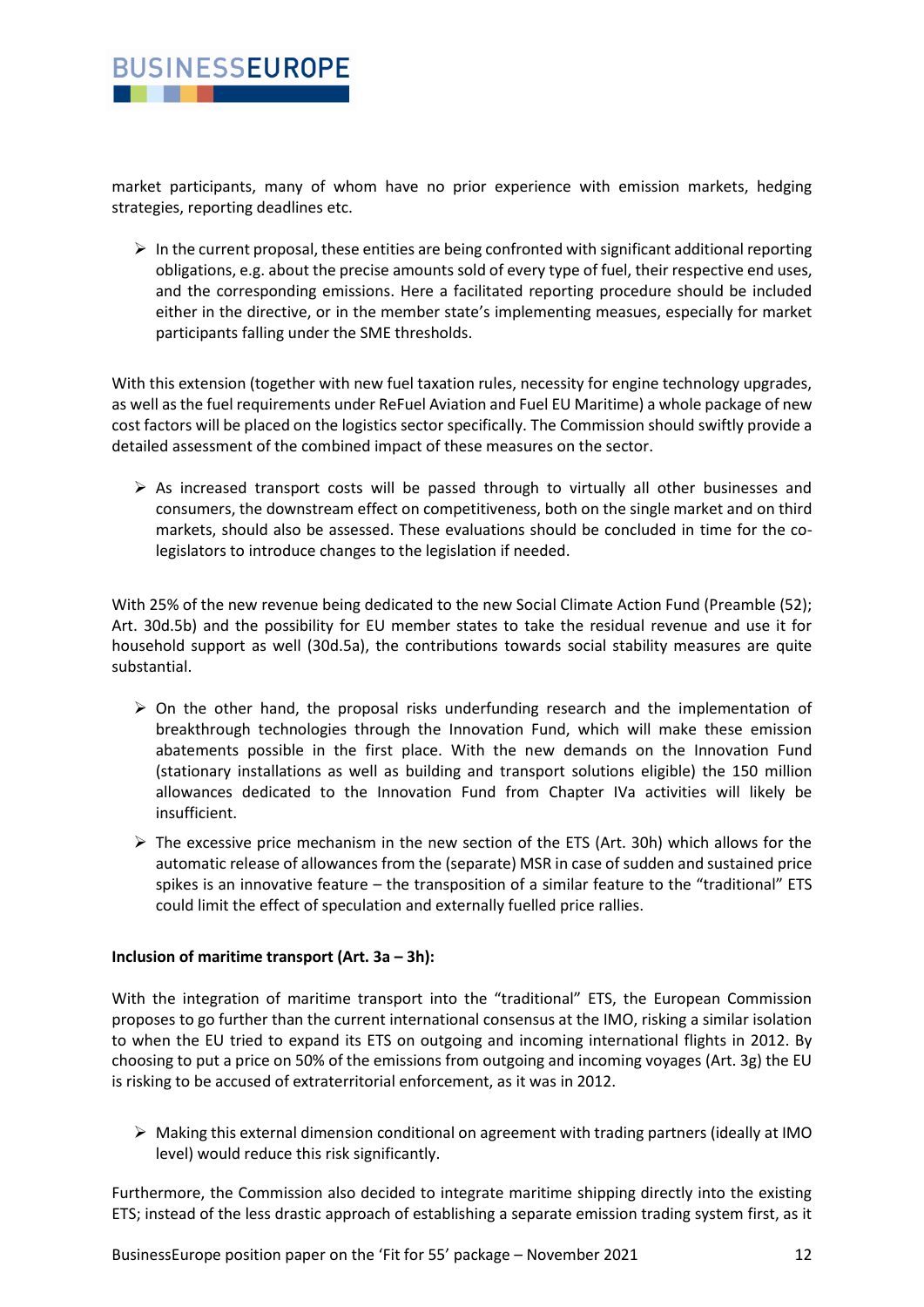market participants, many of whom have no prior experience with emission markets, hedging strategies, reporting deadlines etc.

- In the current proposal, these entities are being confronted with significant additional reporting obligations, e.g. about the precise amounts sold of every type of fuel, their respective end uses, and the corresponding emissions. Here a facilitated reporting procedure should be included either in the directive, or in the member state's implementing measues, especially for market participants falling under the SME thresholds.

With this extension (together with new fuel taxation rules, necessity for engine technology upgrades, as well as the fuel requirements under ReFuel Aviation and Fuel EU Maritime) a whole package of new cost factors will be placed on the logistics sector specifically. The Commission should swiftly provide a detailed assessment of the combined impact of these measures on the sector.

- As increased transport costs will be passed through to virtually all other businesses and consumers, the downstream effect on competitiveness, both on the single market and on third markets, should also be assessed. These evaluations should be concluded in time for the co-legislators to introduce changes to the legislation if needed.

With 25% of the new revenue being dedicated to the new Social Climate Action Fund (Preamble (52); Art. 30d.5b) and the possibility for EU member states to take the residual revenue and use it for household support as well (30d.5a), the contributions towards social stability measures are quite substantial.

- On the other hand, the proposal risks underfunding research and the implementation of breakthrough technologies through the Innovation Fund, which will make these emission abatements possible in the first place. With the new demands on the Innovation Fund (stationary installations as well as building and transport solutions eligible) the 150 million allowances dedicated to the Innovation Fund from Chapter IVa activities will likely be insufficient.
- The excessive price mechanism in the new section of the ETS (Art. 30h) which allows for the automatic release of allowances from the (separate) MSR in case of sudden and sustained price spikes is an innovative feature – the transposition of a similar feature to the "traditional" ETS could limit the effect of speculation and externally fuelled price rallies.

**Inclusion of maritime transport (Art. 3a – 3h):**

With the integration of maritime transport into the "traditional" ETS, the European Commission proposes to go further than the current international consensus at the IMO, risking a similar isolation to when the EU tried to expand its ETS on outgoing and incoming international flights in 2012. By choosing to put a price on 50% of the emissions from outgoing and incoming voyages (Art. 3g) the EU is risking to be accused of extraterritorial enforcement, as it was in 2012.

- Making this external dimension conditional on agreement with trading partners (ideally at IMO level) would reduce this risk significantly.

Furthermore, the Commission also decided to integrate maritime shipping directly into the existing ETS; instead of the less drastic approach of establishing a separate emission trading system first, as it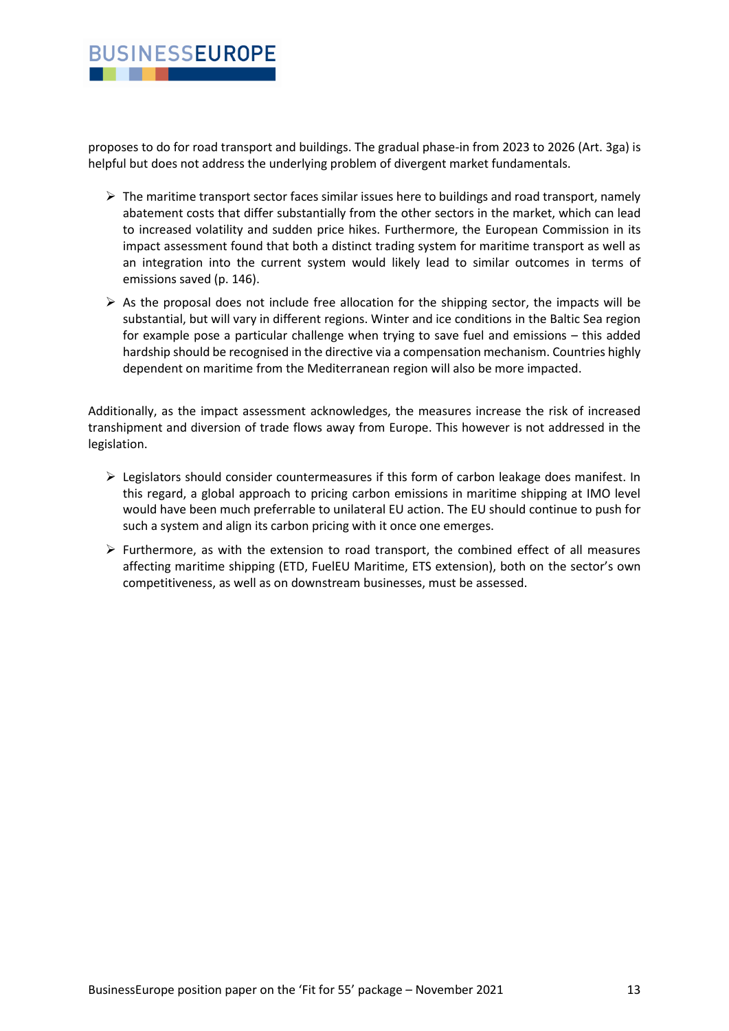proposes to do for road transport and buildings. The gradual phase-in from 2023 to 2026 (Art. 3ga) is helpful but does not address the underlying problem of divergent market fundamentals.

- The maritime transport sector faces similar issues here to buildings and road transport, namely abatement costs that differ substantially from the other sectors in the market, which can lead to increased volatility and sudden price hikes. Furthermore, the European Commission in its impact assessment found that both a distinct trading system for maritime transport as well as an integration into the current system would likely lead to similar outcomes in terms of emissions saved (p. 146).
- As the proposal does not include free allocation for the shipping sector, the impacts will be substantial, but will vary in different regions. Winter and ice conditions in the Baltic Sea region for example pose a particular challenge when trying to save fuel and emissions – this added hardship should be recognised in the directive via a compensation mechanism. Countries highly dependent on maritime from the Mediterranean region will also be more impacted.

Additionally, as the impact assessment acknowledges, the measures increase the risk of increased transhipment and diversion of trade flows away from Europe. This however is not addressed in the legislation.

- Legislators should consider countermeasures if this form of carbon leakage does manifest. In this regard, a global approach to pricing carbon emissions in maritime shipping at IMO level would have been much preferrable to unilateral EU action. The EU should continue to push for such a system and align its carbon pricing with it once one emerges.
- Furthermore, as with the extension to road transport, the combined effect of all measures affecting maritime shipping (ETD, FuelEU Maritime, ETS extension), both on the sector's own competitiveness, as well as on downstream businesses, must be assessed.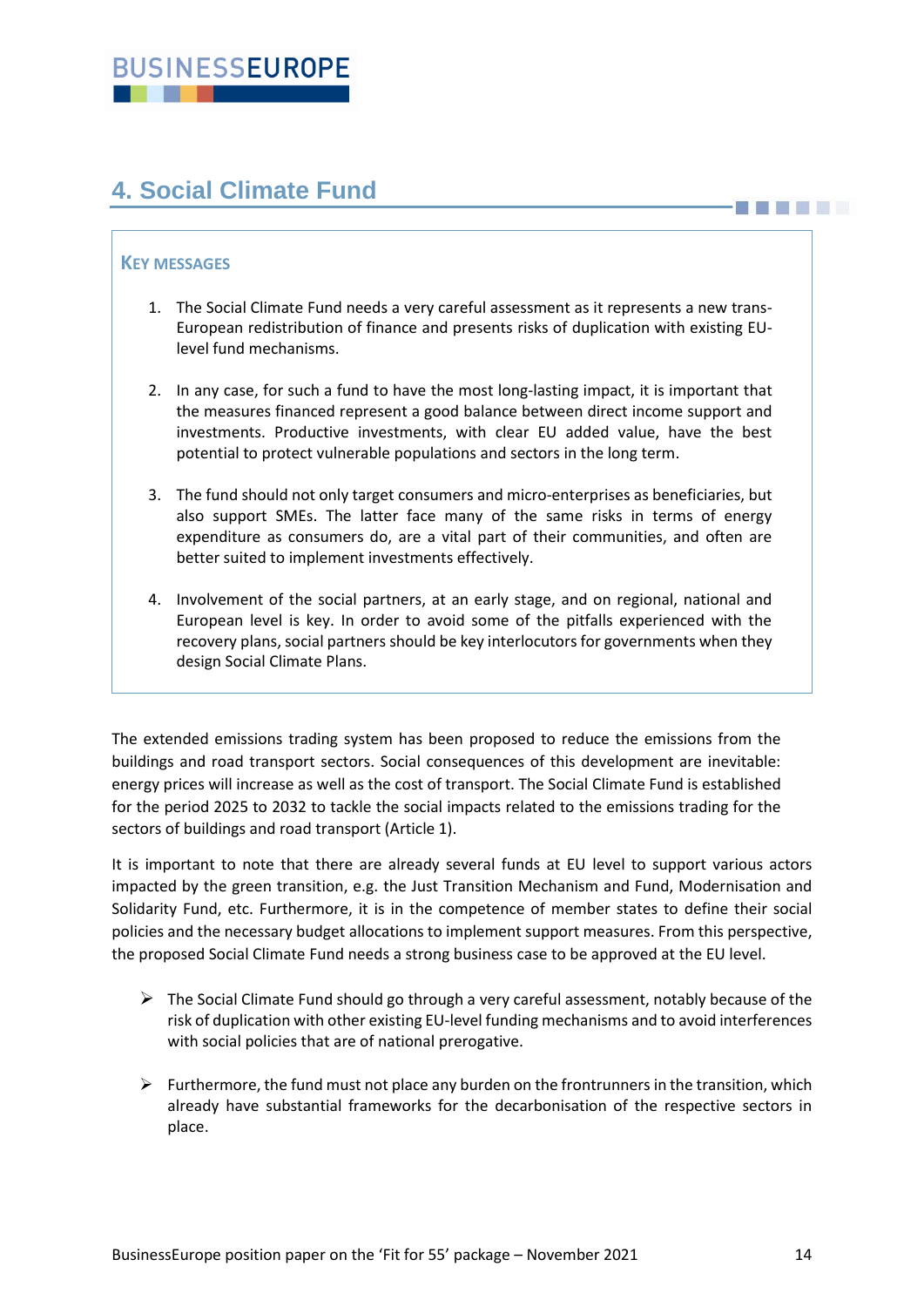## 4. Social Climate Fund

**KEY MESSAGES**

1. The Social Climate Fund needs a very careful assessment as it represents a new trans-European redistribution of finance and presents risks of duplication with existing EU-level fund mechanisms.

2. In any case, for such a fund to have the most long-lasting impact, it is important that the measures financed represent a good balance between direct income support and investments. Productive investments, with clear EU added value, have the best potential to protect vulnerable populations and sectors in the long term.

3. The fund should not only target consumers and micro-enterprises as beneficiaries, but also support SMEs. The latter face many of the same risks in terms of energy expenditure as consumers do, are a vital part of their communities, and often are better suited to implement investments effectively.

4. Involvement of the social partners, at an early stage, and on regional, national and European level is key. In order to avoid some of the pitfalls experienced with the recovery plans, social partners should be key interlocutors for governments when they design Social Climate Plans.

The extended emissions trading system has been proposed to reduce the emissions from the buildings and road transport sectors. Social consequences of this development are inevitable: energy prices will increase as well as the cost of transport. The Social Climate Fund is established for the period 2025 to 2032 to tackle the social impacts related to the emissions trading for the sectors of buildings and road transport (Article 1).

It is important to note that there are already several funds at EU level to support various actors impacted by the green transition, e.g. the Just Transition Mechanism and Fund, Modernisation and Solidarity Fund, etc. Furthermore, it is in the competence of member states to define their social policies and the necessary budget allocations to implement support measures. From this perspective, the proposed Social Climate Fund needs a strong business case to be approved at the EU level.

- The Social Climate Fund should go through a very careful assessment, notably because of the risk of duplication with other existing EU-level funding mechanisms and to avoid interferences with social policies that are of national prerogative.

- Furthermore, the fund must not place any burden on the frontrunners in the transition, which already have substantial frameworks for the decarbonisation of the respective sectors in place.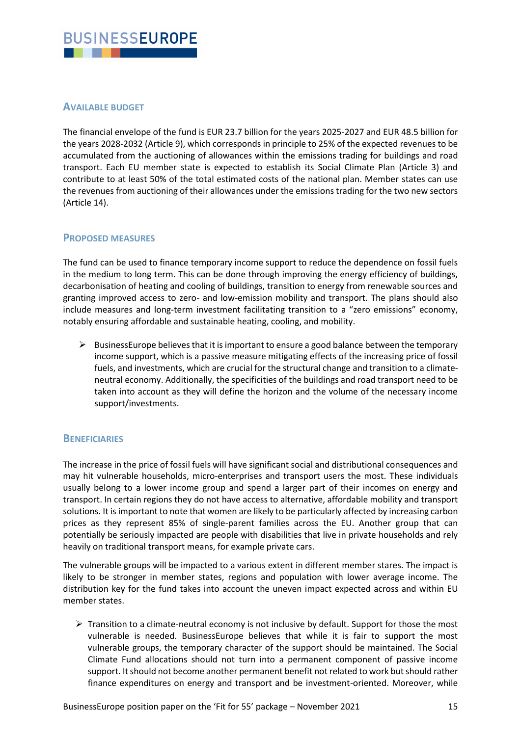## Available budget

The financial envelope of the fund is EUR 23.7 billion for the years 2025-2027 and EUR 48.5 billion for the years 2028-2032 (Article 9), which corresponds in principle to 25% of the expected revenues to be accumulated from the auctioning of allowances within the emissions trading for buildings and road transport. Each EU member state is expected to establish its Social Climate Plan (Article 3) and contribute to at least 50% of the total estimated costs of the national plan. Member states can use the revenues from auctioning of their allowances under the emissions trading for the two new sectors (Article 14).

## Proposed measures

The fund can be used to finance temporary income support to reduce the dependence on fossil fuels in the medium to long term. This can be done through improving the energy efficiency of buildings, decarbonisation of heating and cooling of buildings, transition to energy from renewable sources and granting improved access to zero- and low-emission mobility and transport. The plans should also include measures and long-term investment facilitating transition to a "zero emissions" economy, notably ensuring affordable and sustainable heating, cooling, and mobility.

- BusinessEurope believes that it is important to ensure a good balance between the temporary income support, which is a passive measure mitigating effects of the increasing price of fossil fuels, and investments, which are crucial for the structural change and transition to a climate-neutral economy. Additionally, the specificities of the buildings and road transport need to be taken into account as they will define the horizon and the volume of the necessary income support/investments.

## Beneficiaries

The increase in the price of fossil fuels will have significant social and distributional consequences and may hit vulnerable households, micro-enterprises and transport users the most. These individuals usually belong to a lower income group and spend a larger part of their incomes on energy and transport. In certain regions they do not have access to alternative, affordable mobility and transport solutions. It is important to note that women are likely to be particularly affected by increasing carbon prices as they represent 85% of single-parent families across the EU. Another group that can potentially be seriously impacted are people with disabilities that live in private households and rely heavily on traditional transport means, for example private cars.

The vulnerable groups will be impacted to a various extent in different member stares. The impact is likely to be stronger in member states, regions and population with lower average income. The distribution key for the fund takes into account the uneven impact expected across and within EU member states.

- Transition to a climate-neutral economy is not inclusive by default. Support for those the most vulnerable is needed. BusinessEurope believes that while it is fair to support the most vulnerable groups, the temporary character of the support should be maintained. The Social Climate Fund allocations should not turn into a permanent component of passive income support. It should not become another permanent benefit not related to work but should rather finance expenditures on energy and transport and be investment-oriented. Moreover, while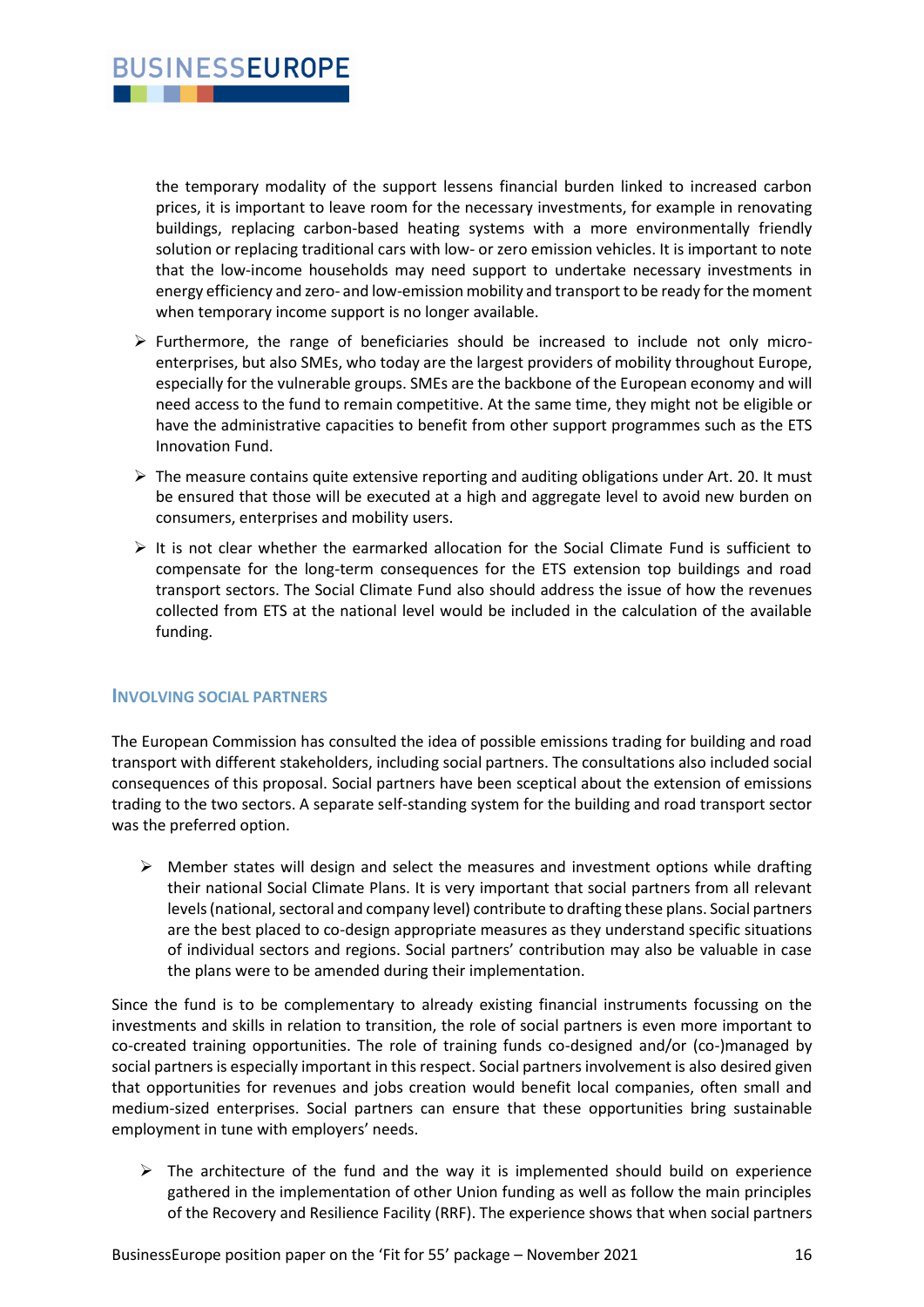the temporary modality of the support lessens financial burden linked to increased carbon prices, it is important to leave room for the necessary investments, for example in renovating buildings, replacing carbon-based heating systems with a more environmentally friendly solution or replacing traditional cars with low- or zero emission vehicles. It is important to note that the low-income households may need support to undertake necessary investments in energy efficiency and zero- and low-emission mobility and transport to be ready for the moment when temporary income support is no longer available.

- Furthermore, the range of beneficiaries should be increased to include not only micro-enterprises, but also SMEs, who today are the largest providers of mobility throughout Europe, especially for the vulnerable groups. SMEs are the backbone of the European economy and will need access to the fund to remain competitive. At the same time, they might not be eligible or have the administrative capacities to benefit from other support programmes such as the ETS Innovation Fund.
- The measure contains quite extensive reporting and auditing obligations under Art. 20. It must be ensured that those will be executed at a high and aggregate level to avoid new burden on consumers, enterprises and mobility users.
- It is not clear whether the earmarked allocation for the Social Climate Fund is sufficient to compensate for the long-term consequences for the ETS extension top buildings and road transport sectors. The Social Climate Fund also should address the issue of how the revenues collected from ETS at the national level would be included in the calculation of the available funding.

## Involving social partners

The European Commission has consulted the idea of possible emissions trading for building and road transport with different stakeholders, including social partners. The consultations also included social consequences of this proposal. Social partners have been sceptical about the extension of emissions trading to the two sectors. A separate self-standing system for the building and road transport sector was the preferred option.

- Member states will design and select the measures and investment options while drafting their national Social Climate Plans. It is very important that social partners from all relevant levels (national, sectoral and company level) contribute to drafting these plans. Social partners are the best placed to co-design appropriate measures as they understand specific situations of individual sectors and regions. Social partners' contribution may also be valuable in case the plans were to be amended during their implementation.

Since the fund is to be complementary to already existing financial instruments focussing on the investments and skills in relation to transition, the role of social partners is even more important to co-created training opportunities. The role of training funds co-designed and/or (co-)managed by social partners is especially important in this respect. Social partners involvement is also desired given that opportunities for revenues and jobs creation would benefit local companies, often small and medium-sized enterprises. Social partners can ensure that these opportunities bring sustainable employment in tune with employers' needs.

- The architecture of the fund and the way it is implemented should build on experience gathered in the implementation of other Union funding as well as follow the main principles of the Recovery and Resilience Facility (RRF). The experience shows that when social partners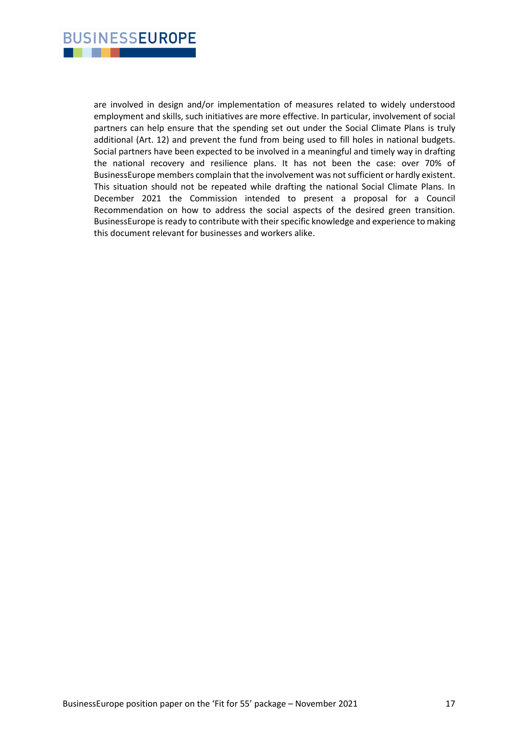are involved in design and/or implementation of measures related to widely understood employment and skills, such initiatives are more effective. In particular, involvement of social partners can help ensure that the spending set out under the Social Climate Plans is truly additional (Art. 12) and prevent the fund from being used to fill holes in national budgets. Social partners have been expected to be involved in a meaningful and timely way in drafting the national recovery and resilience plans. It has not been the case: over 70% of BusinessEurope members complain that the involvement was not sufficient or hardly existent. This situation should not be repeated while drafting the national Social Climate Plans. In December 2021 the Commission intended to present a proposal for a Council Recommendation on how to address the social aspects of the desired green transition. BusinessEurope is ready to contribute with their specific knowledge and experience to making this document relevant for businesses and workers alike.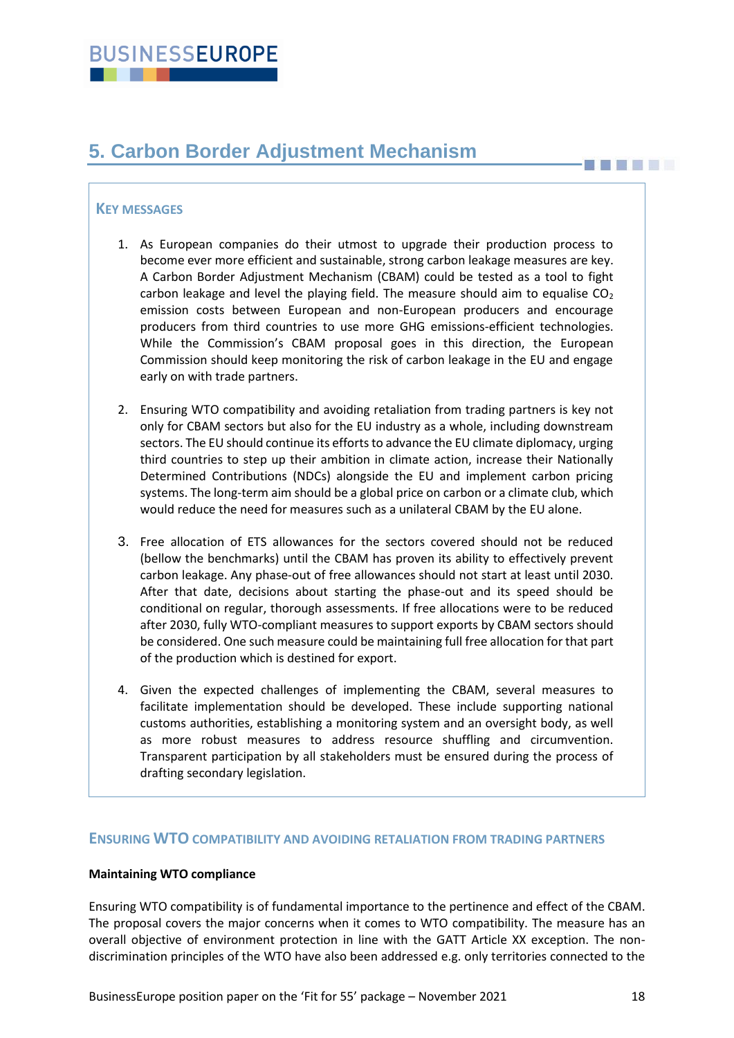## 5. Carbon Border Adjustment Mechanism

### Key messages

1. As European companies do their utmost to upgrade their production process to become ever more efficient and sustainable, strong carbon leakage measures are key. A Carbon Border Adjustment Mechanism (CBAM) could be tested as a tool to fight carbon leakage and level the playing field. The measure should aim to equalise $CO_2$ emission costs between European and non-European producers and encourage producers from third countries to use more GHG emissions-efficient technologies. While the Commission's CBAM proposal goes in this direction, the European Commission should keep monitoring the risk of carbon leakage in the EU and engage early on with trade partners.

2. Ensuring WTO compatibility and avoiding retaliation from trading partners is key not only for CBAM sectors but also for the EU industry as a whole, including downstream sectors. The EU should continue its efforts to advance the EU climate diplomacy, urging third countries to step up their ambition in climate action, increase their Nationally Determined Contributions (NDCs) alongside the EU and implement carbon pricing systems. The long-term aim should be a global price on carbon or a climate club, which would reduce the need for measures such as a unilateral CBAM by the EU alone.

3. Free allocation of ETS allowances for the sectors covered should not be reduced (bellow the benchmarks) until the CBAM has proven its ability to effectively prevent carbon leakage. Any phase-out of free allowances should not start at least until 2030. After that date, decisions about starting the phase-out and its speed should be conditional on regular, thorough assessments. If free allocations were to be reduced after 2030, fully WTO-compliant measures to support exports by CBAM sectors should be considered. One such measure could be maintaining full free allocation for that part of the production which is destined for export.

4. Given the expected challenges of implementing the CBAM, several measures to facilitate implementation should be developed. These include supporting national customs authorities, establishing a monitoring system and an oversight body, as well as more robust measures to address resource shuffling and circumvention. Transparent participation by all stakeholders must be ensured during the process of drafting secondary legislation.

### Ensuring WTO compatibility and avoiding retaliation from trading partners

**Maintaining WTO compliance**

Ensuring WTO compatibility is of fundamental importance to the pertinence and effect of the CBAM. The proposal covers the major concerns when it comes to WTO compatibility. The measure has an overall objective of environment protection in line with the GATT Article XX exception. The non-discrimination principles of the WTO have also been addressed e.g. only territories connected to the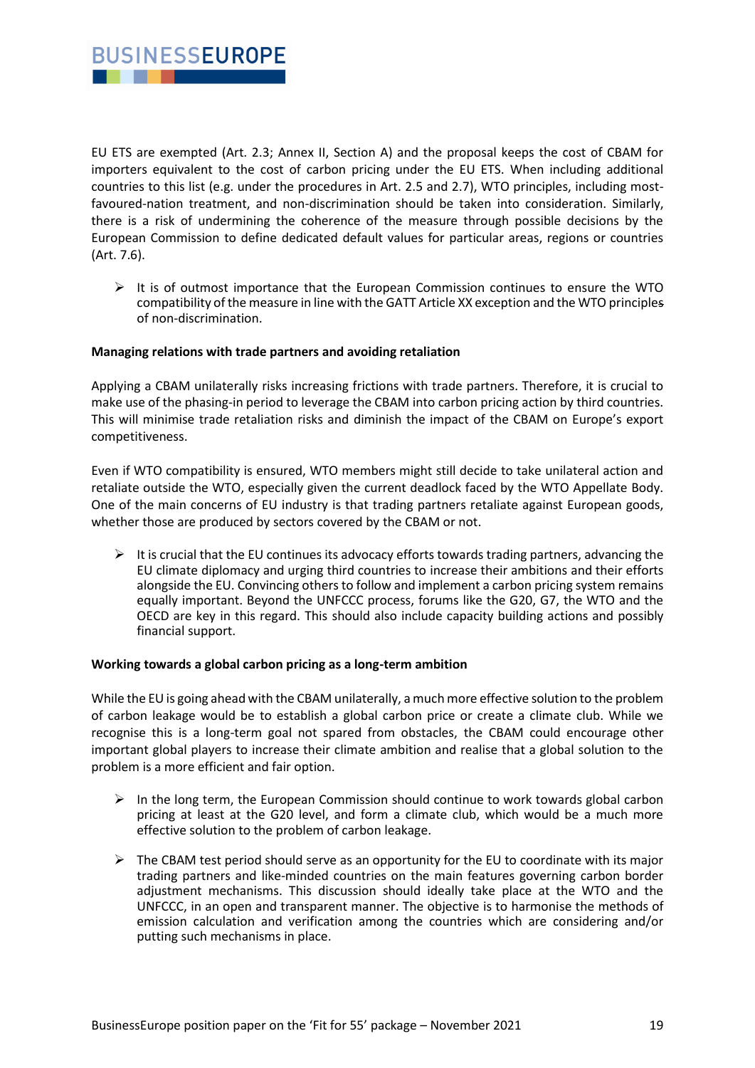EU ETS are exempted (Art. 2.3; Annex II, Section A) and the proposal keeps the cost of CBAM for importers equivalent to the cost of carbon pricing under the EU ETS. When including additional countries to this list (e.g. under the procedures in Art. 2.5 and 2.7), WTO principles, including most-favoured-nation treatment, and non-discrimination should be taken into consideration. Similarly, there is a risk of undermining the coherence of the measure through possible decisions by the European Commission to define dedicated default values for particular areas, regions or countries (Art. 7.6).

- It is of outmost importance that the European Commission continues to ensure the WTO compatibility of the measure in line with the GATT Article XX exception and the WTO principles of non-discrimination.

**Managing relations with trade partners and avoiding retaliation**

Applying a CBAM unilaterally risks increasing frictions with trade partners. Therefore, it is crucial to make use of the phasing-in period to leverage the CBAM into carbon pricing action by third countries. This will minimise trade retaliation risks and diminish the impact of the CBAM on Europe's export competitiveness.

Even if WTO compatibility is ensured, WTO members might still decide to take unilateral action and retaliate outside the WTO, especially given the current deadlock faced by the WTO Appellate Body. One of the main concerns of EU industry is that trading partners retaliate against European goods, whether those are produced by sectors covered by the CBAM or not.

- It is crucial that the EU continues its advocacy efforts towards trading partners, advancing the EU climate diplomacy and urging third countries to increase their ambitions and their efforts alongside the EU. Convincing others to follow and implement a carbon pricing system remains equally important. Beyond the UNFCCC process, forums like the G20, G7, the WTO and the OECD are key in this regard. This should also include capacity building actions and possibly financial support.

**Working towards a global carbon pricing as a long-term ambition**

While the EU is going ahead with the CBAM unilaterally, a much more effective solution to the problem of carbon leakage would be to establish a global carbon price or create a climate club. While we recognise this is a long-term goal not spared from obstacles, the CBAM could encourage other important global players to increase their climate ambition and realise that a global solution to the problem is a more efficient and fair option.

- In the long term, the European Commission should continue to work towards global carbon pricing at least at the G20 level, and form a climate club, which would be a much more effective solution to the problem of carbon leakage.
- The CBAM test period should serve as an opportunity for the EU to coordinate with its major trading partners and like-minded countries on the main features governing carbon border adjustment mechanisms. This discussion should ideally take place at the WTO and the UNFCCC, in an open and transparent manner. The objective is to harmonise the methods of emission calculation and verification among the countries which are considering and/or putting such mechanisms in place.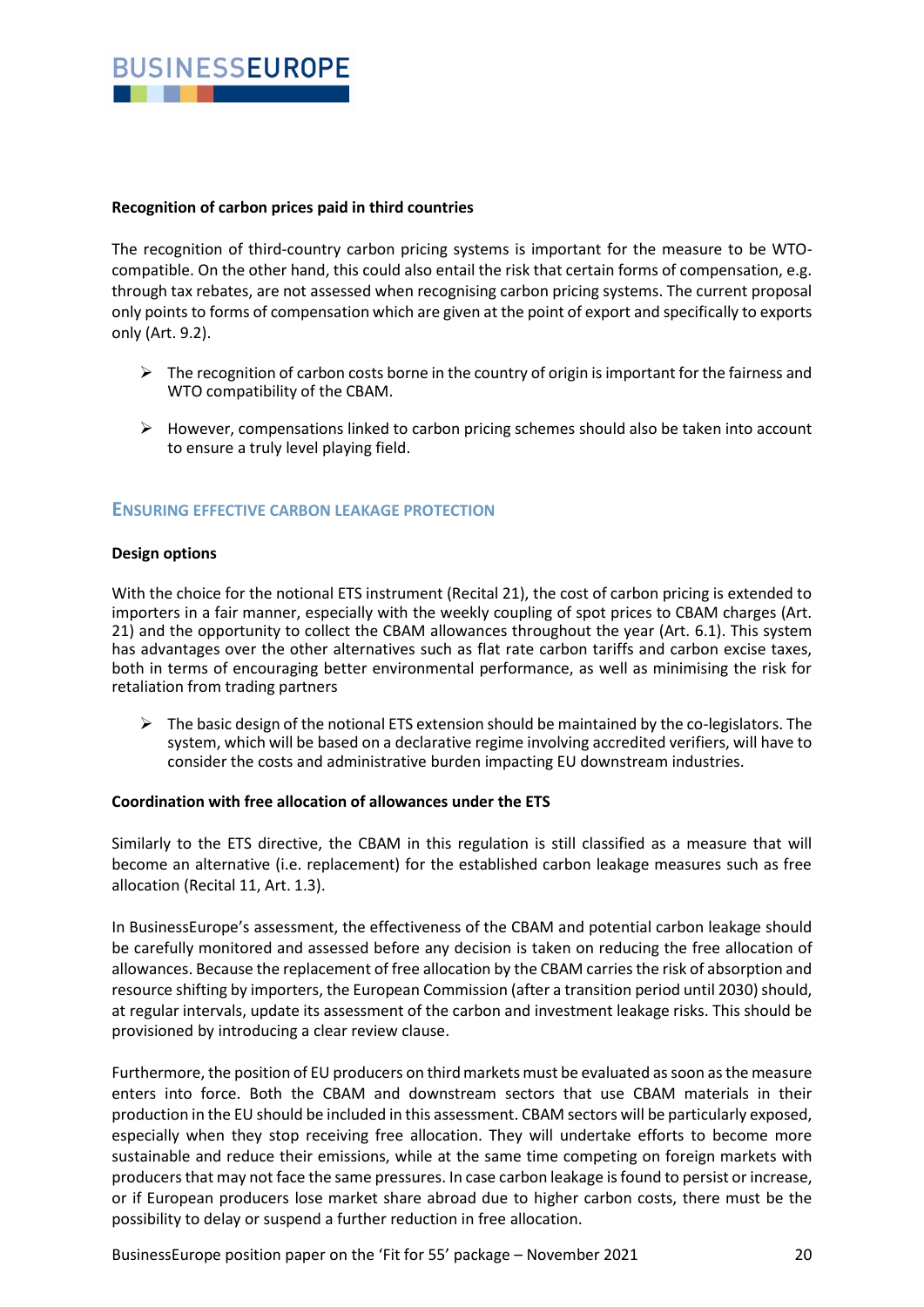**Recognition of carbon prices paid in third countries**

The recognition of third-country carbon pricing systems is important for the measure to be WTO-compatible. On the other hand, this could also entail the risk that certain forms of compensation, e.g. through tax rebates, are not assessed when recognising carbon pricing systems. The current proposal only points to forms of compensation which are given at the point of export and specifically to exports only (Art. 9.2).

- The recognition of carbon costs borne in the country of origin is important for the fairness and WTO compatibility of the CBAM.
- However, compensations linked to carbon pricing schemes should also be taken into account to ensure a truly level playing field.

## ENSURING EFFECTIVE CARBON LEAKAGE PROTECTION

**Design options**

With the choice for the notional ETS instrument (Recital 21), the cost of carbon pricing is extended to importers in a fair manner, especially with the weekly coupling of spot prices to CBAM charges (Art. 21) and the opportunity to collect the CBAM allowances throughout the year (Art. 6.1). This system has advantages over the other alternatives such as flat rate carbon tariffs and carbon excise taxes, both in terms of encouraging better environmental performance, as well as minimising the risk for retaliation from trading partners

- The basic design of the notional ETS extension should be maintained by the co-legislators. The system, which will be based on a declarative regime involving accredited verifiers, will have to consider the costs and administrative burden impacting EU downstream industries.

**Coordination with free allocation of allowances under the ETS**

Similarly to the ETS directive, the CBAM in this regulation is still classified as a measure that will become an alternative (i.e. replacement) for the established carbon leakage measures such as free allocation (Recital 11, Art. 1.3).

In BusinessEurope's assessment, the effectiveness of the CBAM and potential carbon leakage should be carefully monitored and assessed before any decision is taken on reducing the free allocation of allowances. Because the replacement of free allocation by the CBAM carries the risk of absorption and resource shifting by importers, the European Commission (after a transition period until 2030) should, at regular intervals, update its assessment of the carbon and investment leakage risks. This should be provisioned by introducing a clear review clause.

Furthermore, the position of EU producers on third markets must be evaluated as soon as the measure enters into force. Both the CBAM and downstream sectors that use CBAM materials in their production in the EU should be included in this assessment. CBAM sectors will be particularly exposed, especially when they stop receiving free allocation. They will undertake efforts to become more sustainable and reduce their emissions, while at the same time competing on foreign markets with producers that may not face the same pressures. In case carbon leakage is found to persist or increase, or if European producers lose market share abroad due to higher carbon costs, there must be the possibility to delay or suspend a further reduction in free allocation.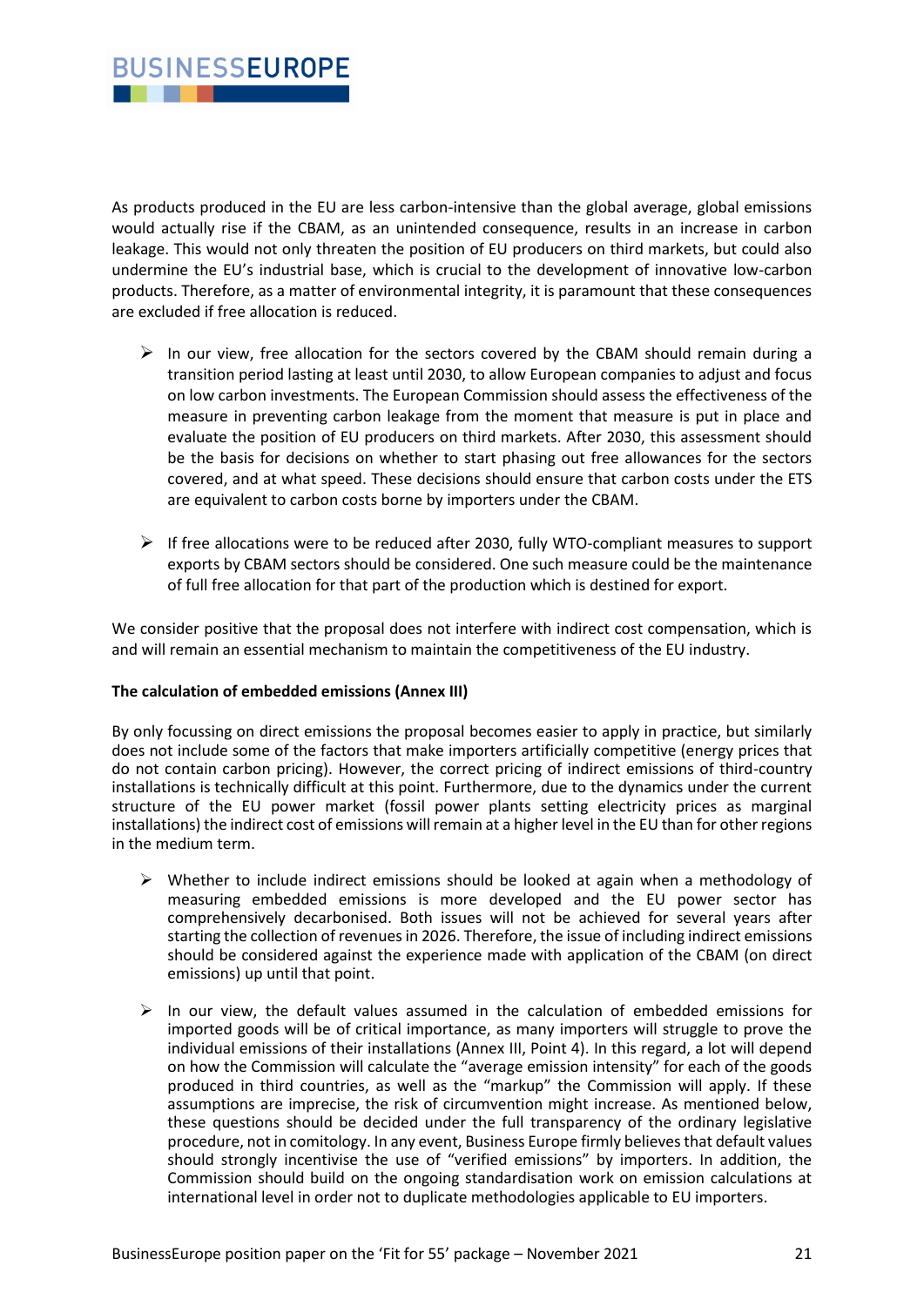As products produced in the EU are less carbon-intensive than the global average, global emissions would actually rise if the CBAM, as an unintended consequence, results in an increase in carbon leakage. This would not only threaten the position of EU producers on third markets, but could also undermine the EU's industrial base, which is crucial to the development of innovative low-carbon products. Therefore, as a matter of environmental integrity, it is paramount that these consequences are excluded if free allocation is reduced.

- In our view, free allocation for the sectors covered by the CBAM should remain during a transition period lasting at least until 2030, to allow European companies to adjust and focus on low carbon investments. The European Commission should assess the effectiveness of the measure in preventing carbon leakage from the moment that measure is put in place and evaluate the position of EU producers on third markets. After 2030, this assessment should be the basis for decisions on whether to start phasing out free allowances for the sectors covered, and at what speed. These decisions should ensure that carbon costs under the ETS are equivalent to carbon costs borne by importers under the CBAM.

- If free allocations were to be reduced after 2030, fully WTO-compliant measures to support exports by CBAM sectors should be considered. One such measure could be the maintenance of full free allocation for that part of the production which is destined for export.

We consider positive that the proposal does not interfere with indirect cost compensation, which is and will remain an essential mechanism to maintain the competitiveness of the EU industry.

**The calculation of embedded emissions (Annex III)**

By only focussing on direct emissions the proposal becomes easier to apply in practice, but similarly does not include some of the factors that make importers artificially competitive (energy prices that do not contain carbon pricing). However, the correct pricing of indirect emissions of third-country installations is technically difficult at this point. Furthermore, due to the dynamics under the current structure of the EU power market (fossil power plants setting electricity prices as marginal installations) the indirect cost of emissions will remain at a higher level in the EU than for other regions in the medium term.

- Whether to include indirect emissions should be looked at again when a methodology of measuring embedded emissions is more developed and the EU power sector has comprehensively decarbonised. Both issues will not be achieved for several years after starting the collection of revenues in 2026. Therefore, the issue of including indirect emissions should be considered against the experience made with application of the CBAM (on direct emissions) up until that point.

- In our view, the default values assumed in the calculation of embedded emissions for imported goods will be of critical importance, as many importers will struggle to prove the individual emissions of their installations (Annex III, Point 4). In this regard, a lot will depend on how the Commission will calculate the "average emission intensity" for each of the goods produced in third countries, as well as the "markup" the Commission will apply. If these assumptions are imprecise, the risk of circumvention might increase. As mentioned below, these questions should be decided under the full transparency of the ordinary legislative procedure, not in comitology. In any event, Business Europe firmly believes that default values should strongly incentivise the use of "verified emissions" by importers. In addition, the Commission should build on the ongoing standardisation work on emission calculations at international level in order not to duplicate methodologies applicable to EU importers.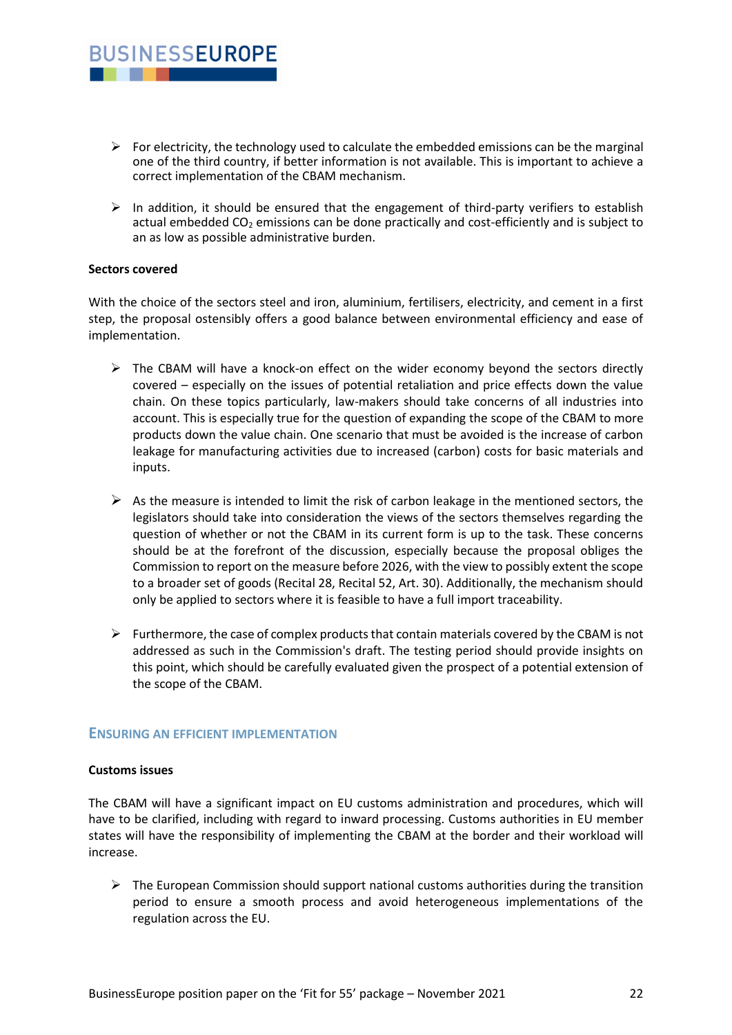- For electricity, the technology used to calculate the embedded emissions can be the marginal one of the third country, if better information is not available. This is important to achieve a correct implementation of the CBAM mechanism.

- In addition, it should be ensured that the engagement of third-party verifiers to establish actual embedded $CO_2$ emissions can be done practically and cost-efficiently and is subject to an as low as possible administrative burden.

**Sectors covered**

With the choice of the sectors steel and iron, aluminium, fertilisers, electricity, and cement in a first step, the proposal ostensibly offers a good balance between environmental efficiency and ease of implementation.

- The CBAM will have a knock-on effect on the wider economy beyond the sectors directly covered – especially on the issues of potential retaliation and price effects down the value chain. On these topics particularly, law-makers should take concerns of all industries into account. This is especially true for the question of expanding the scope of the CBAM to more products down the value chain. One scenario that must be avoided is the increase of carbon leakage for manufacturing activities due to increased (carbon) costs for basic materials and inputs.

- As the measure is intended to limit the risk of carbon leakage in the mentioned sectors, the legislators should take into consideration the views of the sectors themselves regarding the question of whether or not the CBAM in its current form is up to the task. These concerns should be at the forefront of the discussion, especially because the proposal obliges the Commission to report on the measure before 2026, with the view to possibly extent the scope to a broader set of goods (Recital 28, Recital 52, Art. 30). Additionally, the mechanism should only be applied to sectors where it is feasible to have a full import traceability.

- Furthermore, the case of complex products that contain materials covered by the CBAM is not addressed as such in the Commission's draft. The testing period should provide insights on this point, which should be carefully evaluated given the prospect of a potential extension of the scope of the CBAM.

## Ensuring an efficient implementation

**Customs issues**

The CBAM will have a significant impact on EU customs administration and procedures, which will have to be clarified, including with regard to inward processing. Customs authorities in EU member states will have the responsibility of implementing the CBAM at the border and their workload will increase.

- The European Commission should support national customs authorities during the transition period to ensure a smooth process and avoid heterogeneous implementations of the regulation across the EU.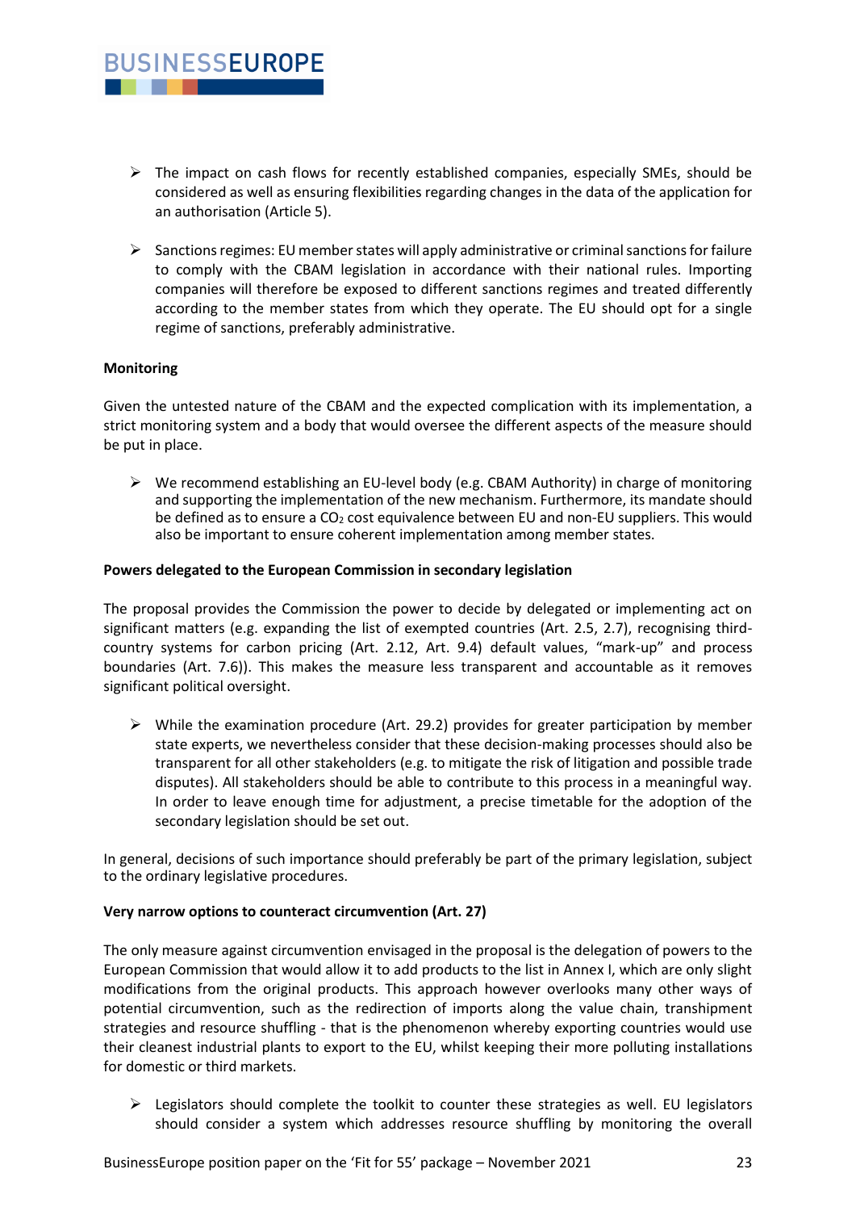- The impact on cash flows for recently established companies, especially SMEs, should be considered as well as ensuring flexibilities regarding changes in the data of the application for an authorisation (Article 5).

- Sanctions regimes: EU member states will apply administrative or criminal sanctions for failure to comply with the CBAM legislation in accordance with their national rules. Importing companies will therefore be exposed to different sanctions regimes and treated differently according to the member states from which they operate. The EU should opt for a single regime of sanctions, preferably administrative.

**Monitoring**

Given the untested nature of the CBAM and the expected complication with its implementation, a strict monitoring system and a body that would oversee the different aspects of the measure should be put in place.

- We recommend establishing an EU-level body (e.g. CBAM Authority) in charge of monitoring and supporting the implementation of the new mechanism. Furthermore, its mandate should be defined as to ensure a $CO_2$ cost equivalence between EU and non-EU suppliers. This would also be important to ensure coherent implementation among member states.

**Powers delegated to the European Commission in secondary legislation**

The proposal provides the Commission the power to decide by delegated or implementing act on significant matters (e.g. expanding the list of exempted countries (Art. 2.5, 2.7), recognising third-country systems for carbon pricing (Art. 2.12, Art. 9.4) default values, "mark-up" and process boundaries (Art. 7.6)). This makes the measure less transparent and accountable as it removes significant political oversight.

- While the examination procedure (Art. 29.2) provides for greater participation by member state experts, we nevertheless consider that these decision-making processes should also be transparent for all other stakeholders (e.g. to mitigate the risk of litigation and possible trade disputes). All stakeholders should be able to contribute to this process in a meaningful way. In order to leave enough time for adjustment, a precise timetable for the adoption of the secondary legislation should be set out.

In general, decisions of such importance should preferably be part of the primary legislation, subject to the ordinary legislative procedures.

**Very narrow options to counteract circumvention (Art. 27)**

The only measure against circumvention envisaged in the proposal is the delegation of powers to the European Commission that would allow it to add products to the list in Annex I, which are only slight modifications from the original products. This approach however overlooks many other ways of potential circumvention, such as the redirection of imports along the value chain, transhipment strategies and resource shuffling - that is the phenomenon whereby exporting countries would use their cleanest industrial plants to export to the EU, whilst keeping their more polluting installations for domestic or third markets.

- Legislators should complete the toolkit to counter these strategies as well. EU legislators should consider a system which addresses resource shuffling by monitoring the overall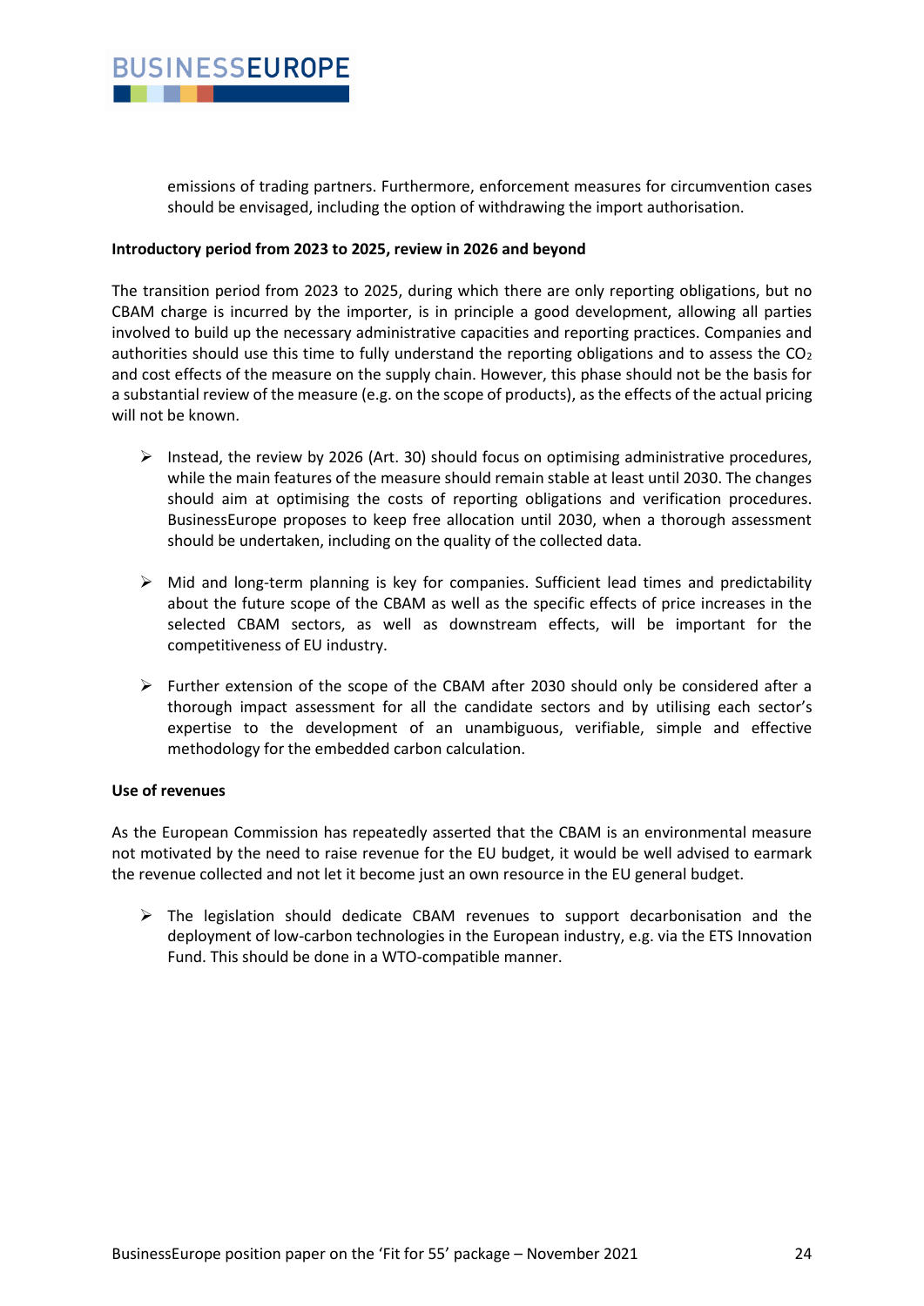emissions of trading partners. Furthermore, enforcement measures for circumvention cases should be envisaged, including the option of withdrawing the import authorisation.

**Introductory period from 2023 to 2025, review in 2026 and beyond**

The transition period from 2023 to 2025, during which there are only reporting obligations, but no CBAM charge is incurred by the importer, is in principle a good development, allowing all parties involved to build up the necessary administrative capacities and reporting practices. Companies and authorities should use this time to fully understand the reporting obligations and to assess the $CO_2$ and cost effects of the measure on the supply chain. However, this phase should not be the basis for a substantial review of the measure (e.g. on the scope of products), as the effects of the actual pricing will not be known.

- Instead, the review by 2026 (Art. 30) should focus on optimising administrative procedures, while the main features of the measure should remain stable at least until 2030. The changes should aim at optimising the costs of reporting obligations and verification procedures. BusinessEurope proposes to keep free allocation until 2030, when a thorough assessment should be undertaken, including on the quality of the collected data.

- Mid and long-term planning is key for companies. Sufficient lead times and predictability about the future scope of the CBAM as well as the specific effects of price increases in the selected CBAM sectors, as well as downstream effects, will be important for the competitiveness of EU industry.

- Further extension of the scope of the CBAM after 2030 should only be considered after a thorough impact assessment for all the candidate sectors and by utilising each sector's expertise to the development of an unambiguous, verifiable, simple and effective methodology for the embedded carbon calculation.

**Use of revenues**

As the European Commission has repeatedly asserted that the CBAM is an environmental measure not motivated by the need to raise revenue for the EU budget, it would be well advised to earmark the revenue collected and not let it become just an own resource in the EU general budget.

- The legislation should dedicate CBAM revenues to support decarbonisation and the deployment of low-carbon technologies in the European industry, e.g. via the ETS Innovation Fund. This should be done in a WTO-compatible manner.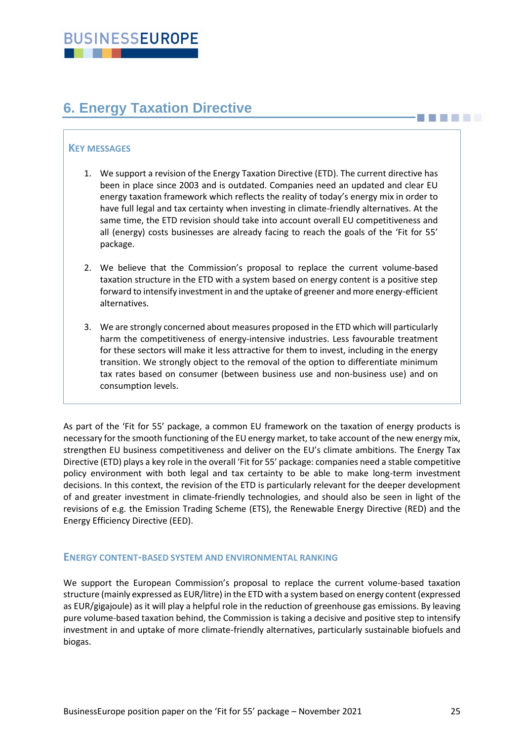## 6. Energy Taxation Directive

### Key messages

1. We support a revision of the Energy Taxation Directive (ETD). The current directive has been in place since 2003 and is outdated. Companies need an updated and clear EU energy taxation framework which reflects the reality of today's energy mix in order to have full legal and tax certainty when investing in climate-friendly alternatives. At the same time, the ETD revision should take into account overall EU competitiveness and all (energy) costs businesses are already facing to reach the goals of the 'Fit for 55' package.

2. We believe that the Commission's proposal to replace the current volume-based taxation structure in the ETD with a system based on energy content is a positive step forward to intensify investment in and the uptake of greener and more energy-efficient alternatives.

3. We are strongly concerned about measures proposed in the ETD which will particularly harm the competitiveness of energy-intensive industries. Less favourable treatment for these sectors will make it less attractive for them to invest, including in the energy transition. We strongly object to the removal of the option to differentiate minimum tax rates based on consumer (between business use and non-business use) and on consumption levels.

As part of the 'Fit for 55' package, a common EU framework on the taxation of energy products is necessary for the smooth functioning of the EU energy market, to take account of the new energy mix, strengthen EU business competitiveness and deliver on the EU's climate ambitions. The Energy Tax Directive (ETD) plays a key role in the overall 'Fit for 55' package: companies need a stable competitive policy environment with both legal and tax certainty to be able to make long-term investment decisions. In this context, the revision of the ETD is particularly relevant for the deeper development of and greater investment in climate-friendly technologies, and should also be seen in light of the revisions of e.g. the Emission Trading Scheme (ETS), the Renewable Energy Directive (RED) and the Energy Efficiency Directive (EED).

### Energy content-based system and environmental ranking

We support the European Commission's proposal to replace the current volume-based taxation structure (mainly expressed as EUR/litre) in the ETD with a system based on energy content (expressed as EUR/gigajoule) as it will play a helpful role in the reduction of greenhouse gas emissions. By leaving pure volume-based taxation behind, the Commission is taking a decisive and positive step to intensify investment in and uptake of more climate-friendly alternatives, particularly sustainable biofuels and biogas.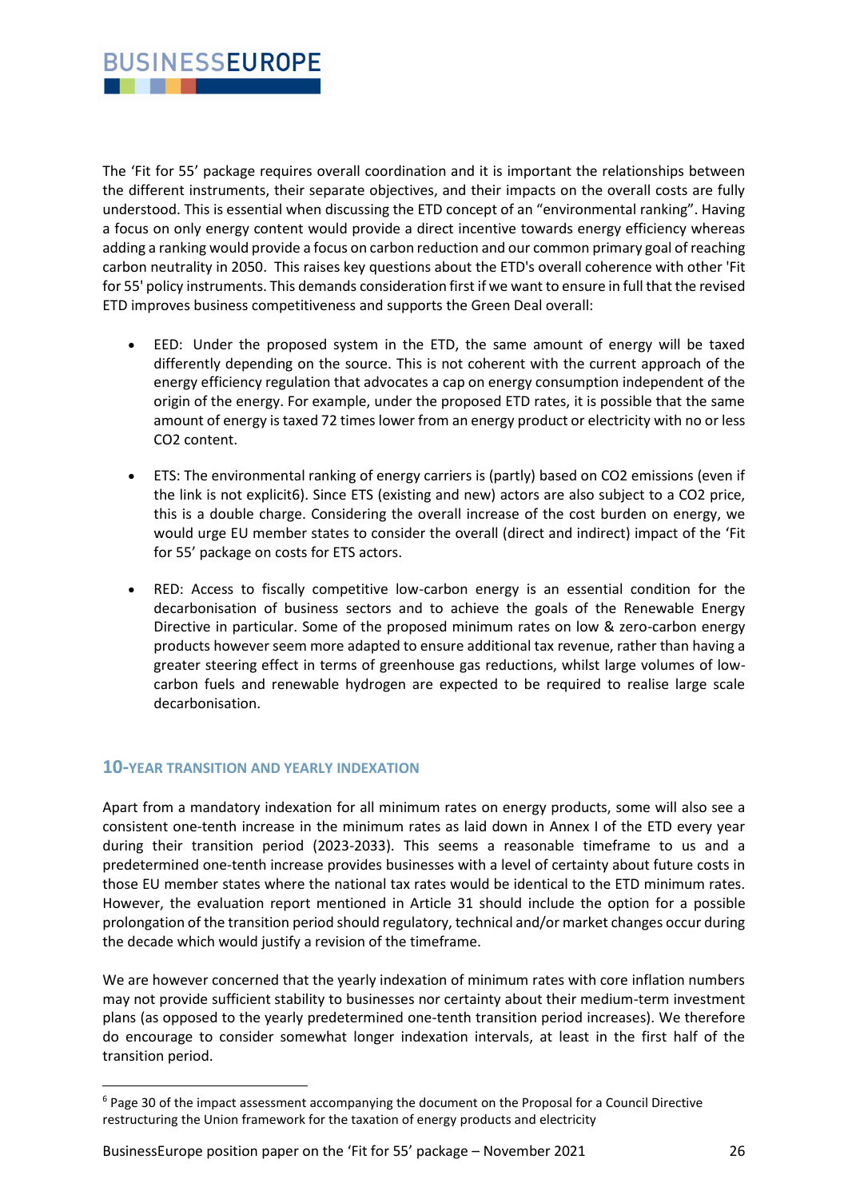The 'Fit for 55' package requires overall coordination and it is important the relationships between the different instruments, their separate objectives, and their impacts on the overall costs are fully understood. This is essential when discussing the ETD concept of an "environmental ranking". Having a focus on only energy content would provide a direct incentive towards energy efficiency whereas adding a ranking would provide a focus on carbon reduction and our common primary goal of reaching carbon neutrality in 2050. This raises key questions about the ETD's overall coherence with other 'Fit for 55' policy instruments. This demands consideration first if we want to ensure in full that the revised ETD improves business competitiveness and supports the Green Deal overall:

- EED: Under the proposed system in the ETD, the same amount of energy will be taxed differently depending on the source. This is not coherent with the current approach of the energy efficiency regulation that advocates a cap on energy consumption independent of the origin of the energy. For example, under the proposed ETD rates, it is possible that the same amount of energy is taxed 72 times lower from an energy product or electricity with no or less CO2 content.

- ETS: The environmental ranking of energy carriers is (partly) based on CO2 emissions (even if the link is not explicit[6]). Since ETS (existing and new) actors are also subject to a CO2 price, this is a double charge. Considering the overall increase of the cost burden on energy, we would urge EU member states to consider the overall (direct and indirect) impact of the 'Fit for 55' package on costs for ETS actors.

- RED: Access to fiscally competitive low-carbon energy is an essential condition for the decarbonisation of business sectors and to achieve the goals of the Renewable Energy Directive in particular. Some of the proposed minimum rates on low & zero-carbon energy products however seem more adapted to ensure additional tax revenue, rather than having a greater steering effect in terms of greenhouse gas reductions, whilst large volumes of low-carbon fuels and renewable hydrogen are expected to be required to realise large scale decarbonisation.

## 10-YEAR TRANSITION AND YEARLY INDEXATION

Apart from a mandatory indexation for all minimum rates on energy products, some will also see a consistent one-tenth increase in the minimum rates as laid down in Annex I of the ETD every year during their transition period (2023-2033). This seems a reasonable timeframe to us and a predetermined one-tenth increase provides businesses with a level of certainty about future costs in those EU member states where the national tax rates would be identical to the ETD minimum rates. However, the evaluation report mentioned in Article 31 should include the option for a possible prolongation of the transition period should regulatory, technical and/or market changes occur during the decade which would justify a revision of the timeframe.

We are however concerned that the yearly indexation of minimum rates with core inflation numbers may not provide sufficient stability to businesses nor certainty about their medium-term investment plans (as opposed to the yearly predetermined one-tenth transition period increases). We therefore do encourage to consider somewhat longer indexation intervals, at least in the first half of the transition period.

---

[6] Page 30 of the impact assessment accompanying the document on the Proposal for a Council Directive restructuring the Union framework for the taxation of energy products and electricity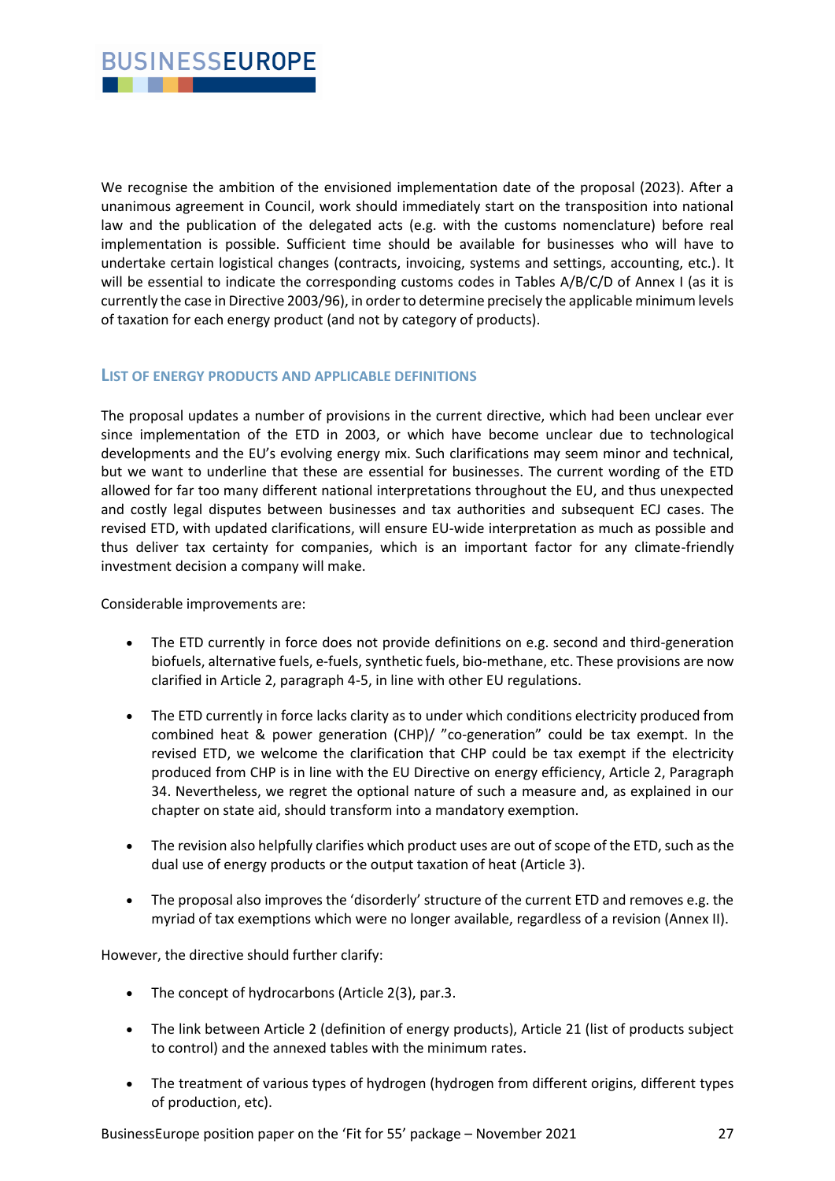We recognise the ambition of the envisioned implementation date of the proposal (2023). After a unanimous agreement in Council, work should immediately start on the transposition into national law and the publication of the delegated acts (e.g. with the customs nomenclature) before real implementation is possible. Sufficient time should be available for businesses who will have to undertake certain logistical changes (contracts, invoicing, systems and settings, accounting, etc.). It will be essential to indicate the corresponding customs codes in Tables A/B/C/D of Annex I (as it is currently the case in Directive 2003/96), in order to determine precisely the applicable minimum levels of taxation for each energy product (and not by category of products).

## List of energy products and applicable definitions

The proposal updates a number of provisions in the current directive, which had been unclear ever since implementation of the ETD in 2003, or which have become unclear due to technological developments and the EU's evolving energy mix. Such clarifications may seem minor and technical, but we want to underline that these are essential for businesses. The current wording of the ETD allowed for far too many different national interpretations throughout the EU, and thus unexpected and costly legal disputes between businesses and tax authorities and subsequent ECJ cases. The revised ETD, with updated clarifications, will ensure EU-wide interpretation as much as possible and thus deliver tax certainty for companies, which is an important factor for any climate-friendly investment decision a company will make.

Considerable improvements are:

- The ETD currently in force does not provide definitions on e.g. second and third-generation biofuels, alternative fuels, e-fuels, synthetic fuels, bio-methane, etc. These provisions are now clarified in Article 2, paragraph 4-5, in line with other EU regulations.
- The ETD currently in force lacks clarity as to under which conditions electricity produced from combined heat & power generation (CHP)/ "co-generation" could be tax exempt. In the revised ETD, we welcome the clarification that CHP could be tax exempt if the electricity produced from CHP is in line with the EU Directive on energy efficiency, Article 2, Paragraph 34. Nevertheless, we regret the optional nature of such a measure and, as explained in our chapter on state aid, should transform into a mandatory exemption.
- The revision also helpfully clarifies which product uses are out of scope of the ETD, such as the dual use of energy products or the output taxation of heat (Article 3).
- The proposal also improves the 'disorderly' structure of the current ETD and removes e.g. the myriad of tax exemptions which were no longer available, regardless of a revision (Annex II).

However, the directive should further clarify:

- The concept of hydrocarbons (Article 2(3), par.3.
- The link between Article 2 (definition of energy products), Article 21 (list of products subject to control) and the annexed tables with the minimum rates.
- The treatment of various types of hydrogen (hydrogen from different origins, different types of production, etc).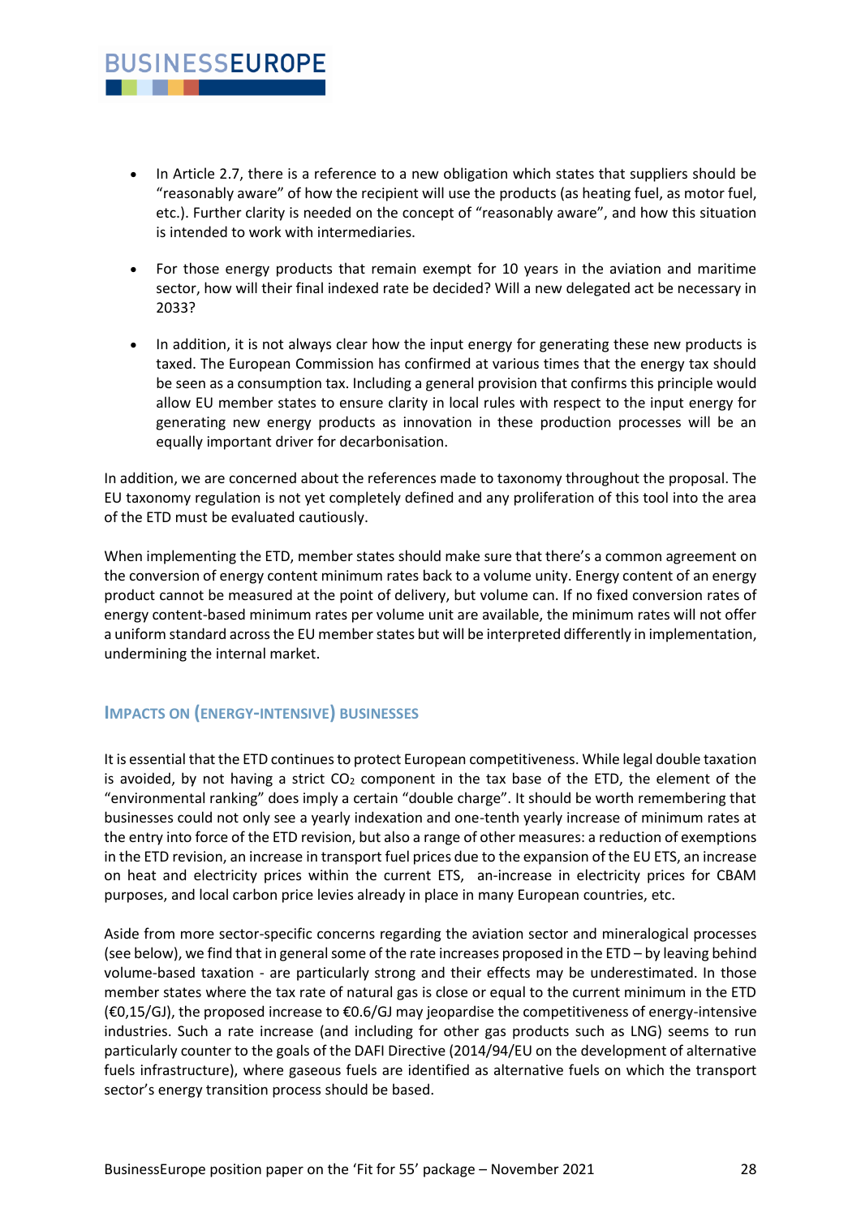- In Article 2.7, there is a reference to a new obligation which states that suppliers should be “reasonably aware” of how the recipient will use the products (as heating fuel, as motor fuel, etc.). Further clarity is needed on the concept of “reasonably aware”, and how this situation is intended to work with intermediaries.

- For those energy products that remain exempt for 10 years in the aviation and maritime sector, how will their final indexed rate be decided? Will a new delegated act be necessary in 2033?

- In addition, it is not always clear how the input energy for generating these new products is taxed. The European Commission has confirmed at various times that the energy tax should be seen as a consumption tax. Including a general provision that confirms this principle would allow EU member states to ensure clarity in local rules with respect to the input energy for generating new energy products as innovation in these production processes will be an equally important driver for decarbonisation.

In addition, we are concerned about the references made to taxonomy throughout the proposal. The EU taxonomy regulation is not yet completely defined and any proliferation of this tool into the area of the ETD must be evaluated cautiously.

When implementing the ETD, member states should make sure that there’s a common agreement on the conversion of energy content minimum rates back to a volume unity. Energy content of an energy product cannot be measured at the point of delivery, but volume can. If no fixed conversion rates of energy content-based minimum rates per volume unit are available, the minimum rates will not offer a uniform standard across the EU member states but will be interpreted differently in implementation, undermining the internal market.

### Impacts on (energy-intensive) businesses

It is essential that the ETD continues to protect European competitiveness. While legal double taxation is avoided, by not having a strict $CO_2$ component in the tax base of the ETD, the element of the “environmental ranking” does imply a certain “double charge”. It should be worth remembering that businesses could not only see a yearly indexation and one-tenth yearly increase of minimum rates at the entry into force of the ETD revision, but also a range of other measures: a reduction of exemptions in the ETD revision, an increase in transport fuel prices due to the expansion of the EU ETS, an increase on heat and electricity prices within the current ETS, an-increase in electricity prices for CBAM purposes, and local carbon price levies already in place in many European countries, etc.

Aside from more sector-specific concerns regarding the aviation sector and mineralogical processes (see below), we find that in general some of the rate increases proposed in the ETD – by leaving behind volume-based taxation - are particularly strong and their effects may be underestimated. In those member states where the tax rate of natural gas is close or equal to the current minimum in the ETD (€0,15/GJ), the proposed increase to €0.6/GJ may jeopardise the competitiveness of energy-intensive industries. Such a rate increase (and including for other gas products such as LNG) seems to run particularly counter to the goals of the DAFI Directive (2014/94/EU on the development of alternative fuels infrastructure), where gaseous fuels are identified as alternative fuels on which the transport sector’s energy transition process should be based.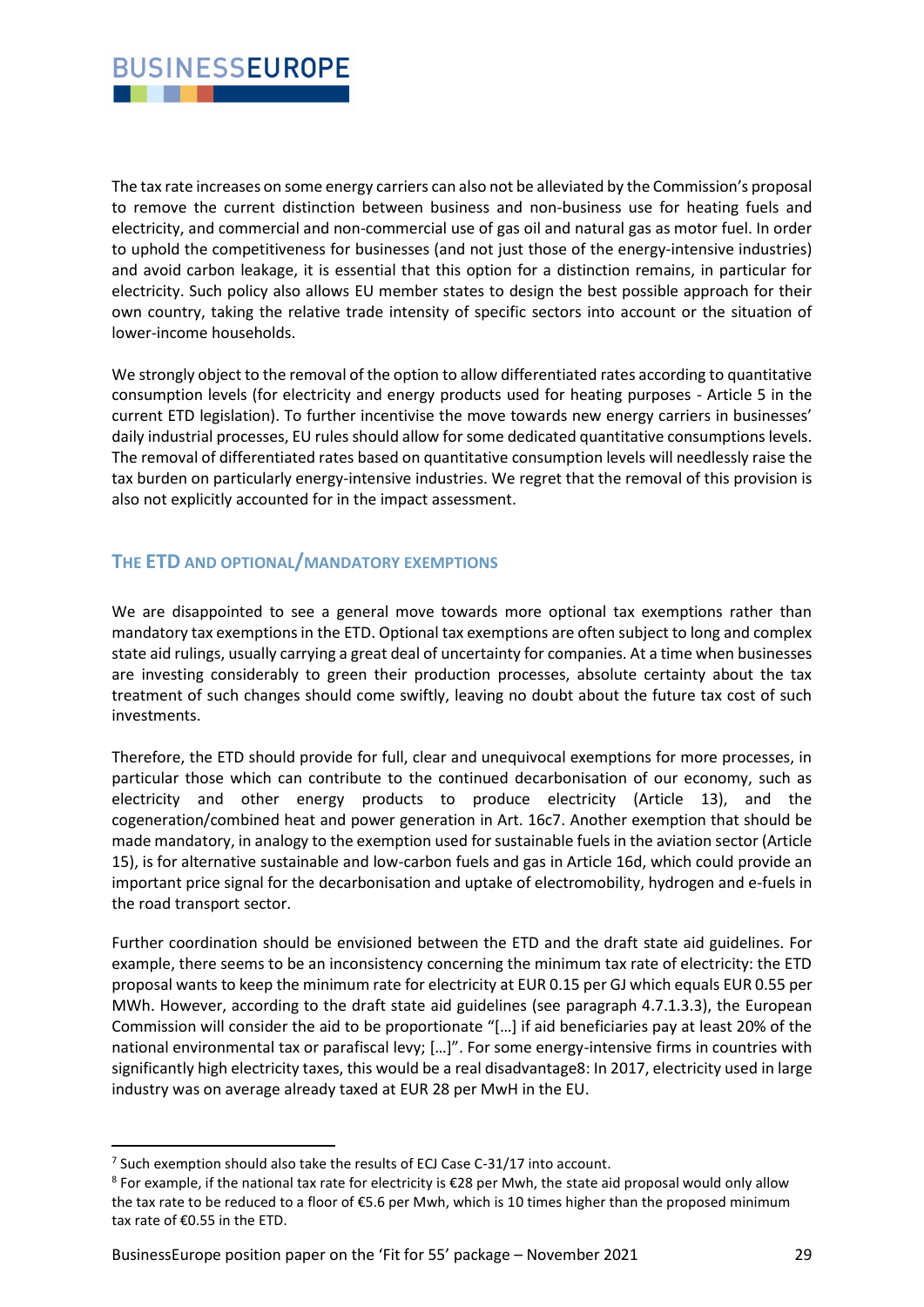The tax rate increases on some energy carriers can also not be alleviated by the Commission's proposal to remove the current distinction between business and non-business use for heating fuels and electricity, and commercial and non-commercial use of gas oil and natural gas as motor fuel. In order to uphold the competitiveness for businesses (and not just those of the energy-intensive industries) and avoid carbon leakage, it is essential that this option for a distinction remains, in particular for electricity. Such policy also allows EU member states to design the best possible approach for their own country, taking the relative trade intensity of specific sectors into account or the situation of lower-income households.

We strongly object to the removal of the option to allow differentiated rates according to quantitative consumption levels (for electricity and energy products used for heating purposes - Article 5 in the current ETD legislation). To further incentivise the move towards new energy carriers in businesses' daily industrial processes, EU rules should allow for some dedicated quantitative consumptions levels. The removal of differentiated rates based on quantitative consumption levels will needlessly raise the tax burden on particularly energy-intensive industries. We regret that the removal of this provision is also not explicitly accounted for in the impact assessment.

## The ETD and optional/mandatory exemptions

We are disappointed to see a general move towards more optional tax exemptions rather than mandatory tax exemptions in the ETD. Optional tax exemptions are often subject to long and complex state aid rulings, usually carrying a great deal of uncertainty for companies. At a time when businesses are investing considerably to green their production processes, absolute certainty about the tax treatment of such changes should come swiftly, leaving no doubt about the future tax cost of such investments.

Therefore, the ETD should provide for full, clear and unequivocal exemptions for more processes, in particular those which can contribute to the continued decarbonisation of our economy, such as electricity and other energy products to produce electricity (Article 13), and the cogeneration/combined heat and power generation in Art. 16c[7]. Another exemption that should be made mandatory, in analogy to the exemption used for sustainable fuels in the aviation sector (Article 15), is for alternative sustainable and low-carbon fuels and gas in Article 16d, which could provide an important price signal for the decarbonisation and uptake of electromobility, hydrogen and e-fuels in the road transport sector.

Further coordination should be envisioned between the ETD and the draft state aid guidelines. For example, there seems to be an inconsistency concerning the minimum tax rate of electricity: the ETD proposal wants to keep the minimum rate for electricity at EUR 0.15 per GJ which equals EUR 0.55 per MWh. However, according to the draft state aid guidelines (see paragraph 4.7.1.3.3), the European Commission will consider the aid to be proportionate "[…] if aid beneficiaries pay at least 20% of the national environmental tax or parafiscal levy; […]". For some energy-intensive firms in countries with significantly high electricity taxes, this would be a real disadvantage[8]: In 2017, electricity used in large industry was on average already taxed at EUR 28 per MWH in the EU.

---

[7] Such exemption should also take the results of ECJ Case C-31/17 into account.

[8] For example, if the national tax rate for electricity is €28 per Mwh, the state aid proposal would only allow the tax rate to be reduced to a floor of €5.6 per Mwh, which is 10 times higher than the proposed minimum tax rate of €0.55 in the ETD.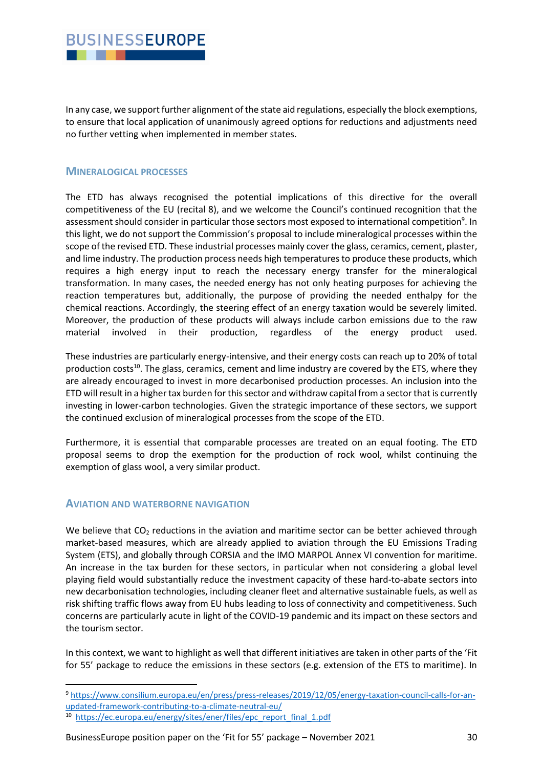In any case, we support further alignment of the state aid regulations, especially the block exemptions, to ensure that local application of unanimously agreed options for reductions and adjustments need no further vetting when implemented in member states.

### Mineralogical processes

The ETD has always recognised the potential implications of this directive for the overall competitiveness of the EU (recital 8), and we welcome the Council's continued recognition that the assessment should consider in particular those sectors most exposed to international competition[9]. In this light, we do not support the Commission's proposal to include mineralogical processes within the scope of the revised ETD. These industrial processes mainly cover the glass, ceramics, cement, plaster, and lime industry. The production process needs high temperatures to produce these products, which requires a high energy input to reach the necessary energy transfer for the mineralogical transformation. In many cases, the needed energy has not only heating purposes for achieving the reaction temperatures but, additionally, the purpose of providing the needed enthalpy for the chemical reactions. Accordingly, the steering effect of an energy taxation would be severely limited. Moreover, the production of these products will always include carbon emissions due to the raw material involved in their production, regardless of the energy product used.

These industries are particularly energy-intensive, and their energy costs can reach up to 20% of total production costs[10]. The glass, ceramics, cement and lime industry are covered by the ETS, where they are already encouraged to invest in more decarbonised production processes. An inclusion into the ETD will result in a higher tax burden for this sector and withdraw capital from a sector that is currently investing in lower-carbon technologies. Given the strategic importance of these sectors, we support the continued exclusion of mineralogical processes from the scope of the ETD.

Furthermore, it is essential that comparable processes are treated on an equal footing. The ETD proposal seems to drop the exemption for the production of rock wool, whilst continuing the exemption of glass wool, a very similar product.

### Aviation and waterborne navigation

We believe that $CO_2$ reductions in the aviation and maritime sector can be better achieved through market-based measures, which are already applied to aviation through the EU Emissions Trading System (ETS), and globally through CORSIA and the IMO MARPOL Annex VI convention for maritime. An increase in the tax burden for these sectors, in particular when not considering a global level playing field would substantially reduce the investment capacity of these hard-to-abate sectors into new decarbonisation technologies, including cleaner fleet and alternative sustainable fuels, as well as risk shifting traffic flows away from EU hubs leading to loss of connectivity and competitiveness. Such concerns are particularly acute in light of the COVID-19 pandemic and its impact on these sectors and the tourism sector.

In this context, we want to highlight as well that different initiatives are taken in other parts of the 'Fit for 55' package to reduce the emissions in these sectors (e.g. extension of the ETS to maritime). In

---

[9] https://www.consilium.europa.eu/en/press/press-releases/2019/12/05/energy-taxation-council-calls-for-an-updated-framework-contributing-to-a-climate-neutral-eu/

[10] https://ec.europa.eu/energy/sites/ener/files/epc_report_final_1.pdf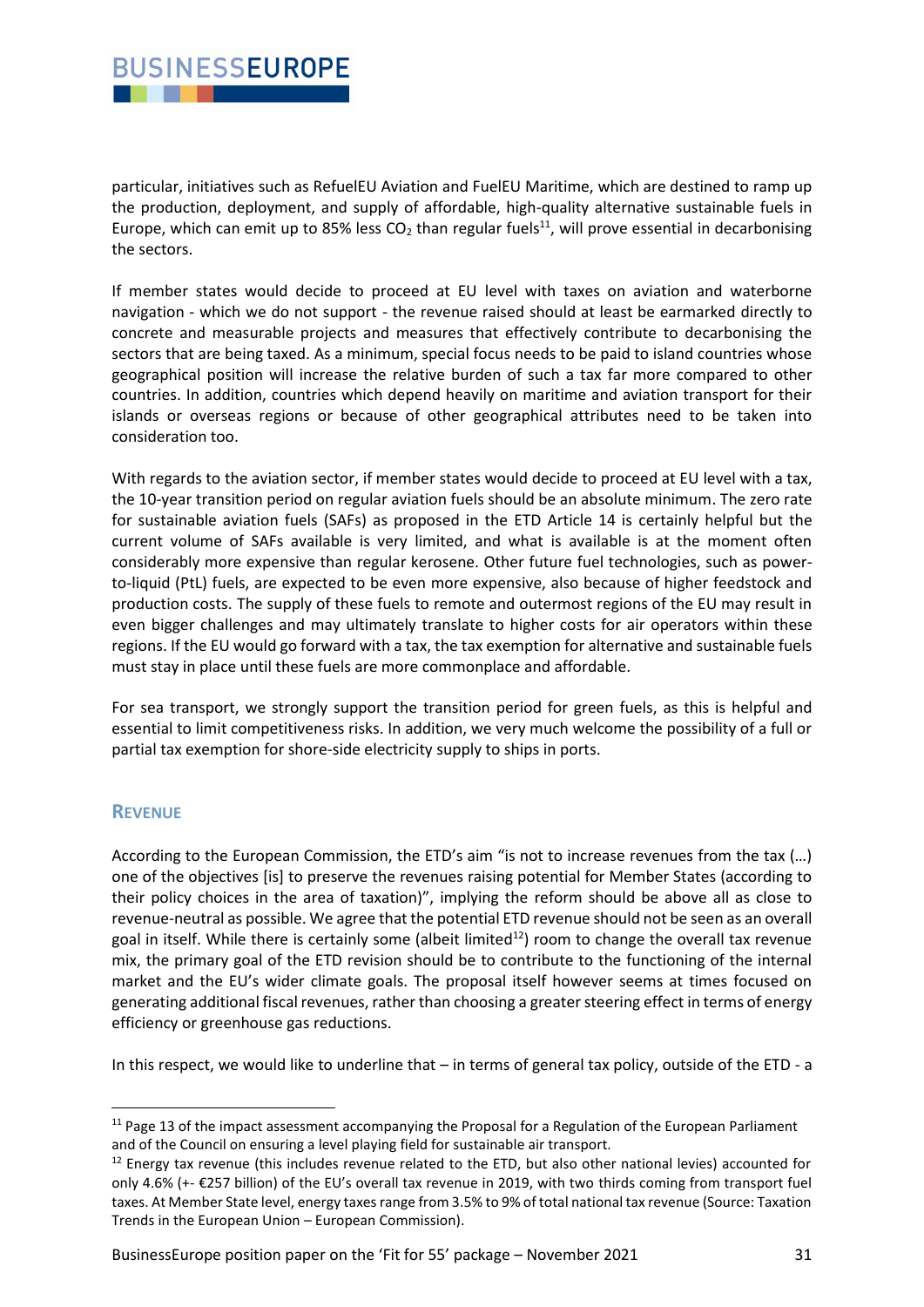particular, initiatives such as RefuelEU Aviation and FuelEU Maritime, which are destined to ramp up the production, deployment, and supply of affordable, high-quality alternative sustainable fuels in Europe, which can emit up to 85% less $CO_2$ than regular fuels[11], will prove essential in decarbonising the sectors.

If member states would decide to proceed at EU level with taxes on aviation and waterborne navigation - which we do not support - the revenue raised should at least be earmarked directly to concrete and measurable projects and measures that effectively contribute to decarbonising the sectors that are being taxed. As a minimum, special focus needs to be paid to island countries whose geographical position will increase the relative burden of such a tax far more compared to other countries. In addition, countries which depend heavily on maritime and aviation transport for their islands or overseas regions or because of other geographical attributes need to be taken into consideration too.

With regards to the aviation sector, if member states would decide to proceed at EU level with a tax, the 10-year transition period on regular aviation fuels should be an absolute minimum. The zero rate for sustainable aviation fuels (SAFs) as proposed in the ETD Article 14 is certainly helpful but the current volume of SAFs available is very limited, and what is available is at the moment often considerably more expensive than regular kerosene. Other future fuel technologies, such as power-to-liquid (PtL) fuels, are expected to be even more expensive, also because of higher feedstock and production costs. The supply of these fuels to remote and outermost regions of the EU may result in even bigger challenges and may ultimately translate to higher costs for air operators within these regions. If the EU would go forward with a tax, the tax exemption for alternative and sustainable fuels must stay in place until these fuels are more commonplace and affordable.

For sea transport, we strongly support the transition period for green fuels, as this is helpful and essential to limit competitiveness risks. In addition, we very much welcome the possibility of a full or partial tax exemption for shore-side electricity supply to ships in ports.

## Revenue

According to the European Commission, the ETD's aim "is not to increase revenues from the tax (…) one of the objectives [is] to preserve the revenues raising potential for Member States (according to their policy choices in the area of taxation)", implying the reform should be above all as close to revenue-neutral as possible. We agree that the potential ETD revenue should not be seen as an overall goal in itself. While there is certainly some (albeit limited[12]) room to change the overall tax revenue mix, the primary goal of the ETD revision should be to contribute to the functioning of the internal market and the EU's wider climate goals. The proposal itself however seems at times focused on generating additional fiscal revenues, rather than choosing a greater steering effect in terms of energy efficiency or greenhouse gas reductions.

In this respect, we would like to underline that – in terms of general tax policy, outside of the ETD - a

---

[11] Page 13 of the impact assessment accompanying the Proposal for a Regulation of the European Parliament and of the Council on ensuring a level playing field for sustainable air transport.

[12] Energy tax revenue (this includes revenue related to the ETD, but also other national levies) accounted for only 4.6% (+- €257 billion) of the EU's overall tax revenue in 2019, with two thirds coming from transport fuel taxes. At Member State level, energy taxes range from 3.5% to 9% of total national tax revenue (Source: Taxation Trends in the European Union – European Commission).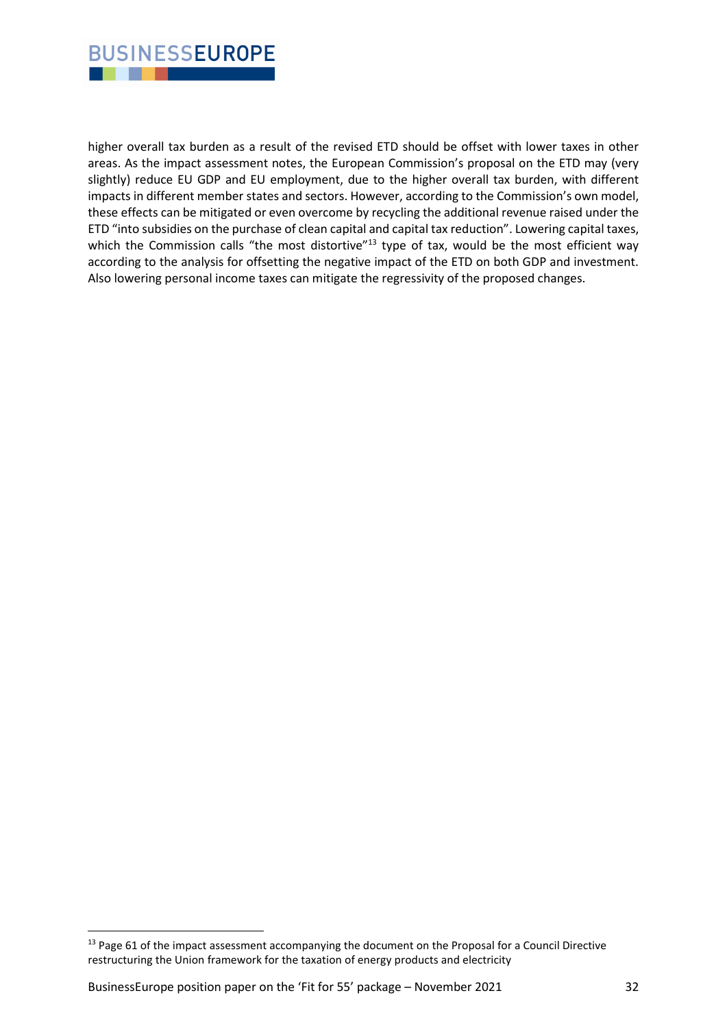higher overall tax burden as a result of the revised ETD should be offset with lower taxes in other areas. As the impact assessment notes, the European Commission's proposal on the ETD may (very slightly) reduce EU GDP and EU employment, due to the higher overall tax burden, with different impacts in different member states and sectors. However, according to the Commission's own model, these effects can be mitigated or even overcome by recycling the additional revenue raised under the ETD "into subsidies on the purchase of clean capital and capital tax reduction". Lowering capital taxes, which the Commission calls "the most distortive"[13] type of tax, would be the most efficient way according to the analysis for offsetting the negative impact of the ETD on both GDP and investment. Also lowering personal income taxes can mitigate the regressivity of the proposed changes.

[13] Page 61 of the impact assessment accompanying the document on the Proposal for a Council Directive restructuring the Union framework for the taxation of energy products and electricity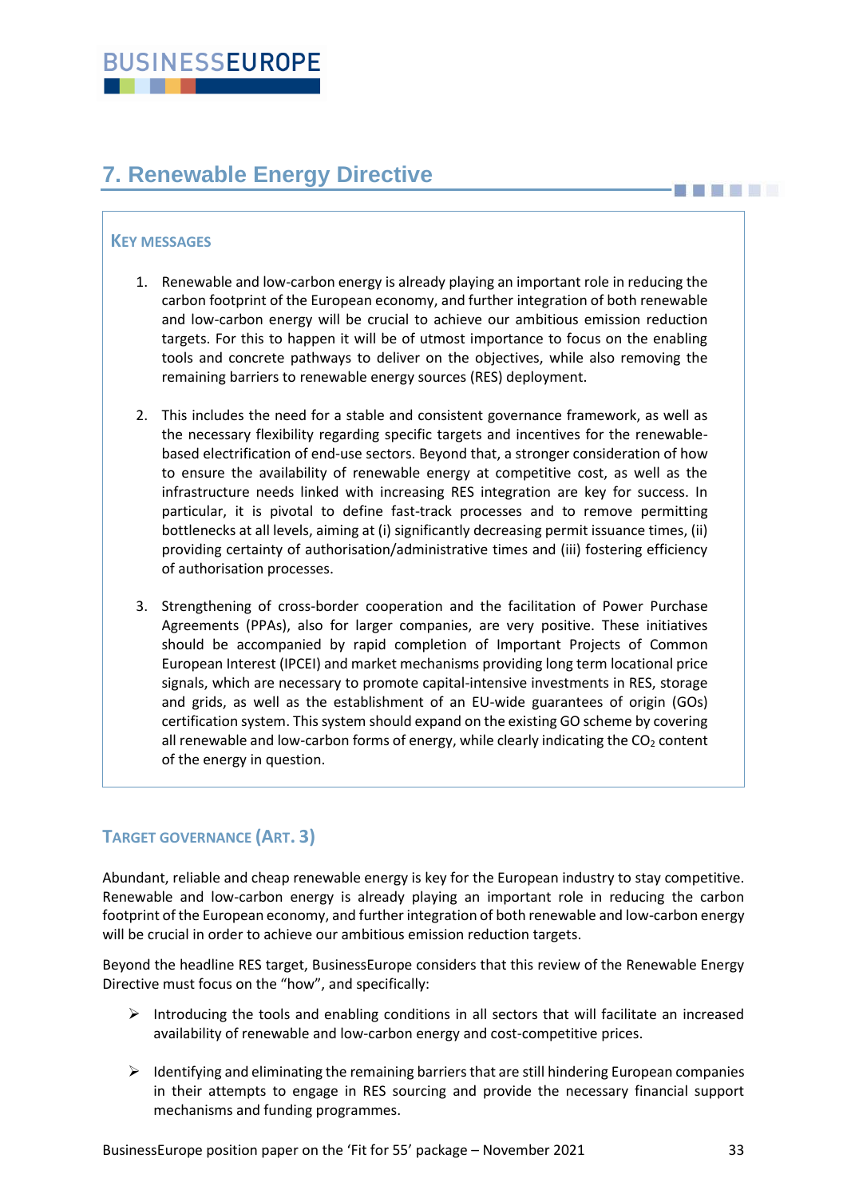## 7. Renewable Energy Directive

### KEY MESSAGES

1. Renewable and low-carbon energy is already playing an important role in reducing the carbon footprint of the European economy, and further integration of both renewable and low-carbon energy will be crucial to achieve our ambitious emission reduction targets. For this to happen it will be of utmost importance to focus on the enabling tools and concrete pathways to deliver on the objectives, while also removing the remaining barriers to renewable energy sources (RES) deployment.

2. This includes the need for a stable and consistent governance framework, as well as the necessary flexibility regarding specific targets and incentives for the renewable-based electrification of end-use sectors. Beyond that, a stronger consideration of how to ensure the availability of renewable energy at competitive cost, as well as the infrastructure needs linked with increasing RES integration are key for success. In particular, it is pivotal to define fast-track processes and to remove permitting bottlenecks at all levels, aiming at (i) significantly decreasing permit issuance times, (ii) providing certainty of authorisation/administrative times and (iii) fostering efficiency of authorisation processes.

3. Strengthening of cross-border cooperation and the facilitation of Power Purchase Agreements (PPAs), also for larger companies, are very positive. These initiatives should be accompanied by rapid completion of Important Projects of Common European Interest (IPCEI) and market mechanisms providing long term locational price signals, which are necessary to promote capital-intensive investments in RES, storage and grids, as well as the establishment of an EU-wide guarantees of origin (GOs) certification system. This system should expand on the existing GO scheme by covering all renewable and low-carbon forms of energy, while clearly indicating the $CO_2$ content of the energy in question.

### TARGET GOVERNANCE (ART. 3)

Abundant, reliable and cheap renewable energy is key for the European industry to stay competitive. Renewable and low-carbon energy is already playing an important role in reducing the carbon footprint of the European economy, and further integration of both renewable and low-carbon energy will be crucial in order to achieve our ambitious emission reduction targets.

Beyond the headline RES target, BusinessEurope considers that this review of the Renewable Energy Directive must focus on the "how", and specifically:

- Introducing the tools and enabling conditions in all sectors that will facilitate an increased availability of renewable and low-carbon energy and cost-competitive prices.

- Identifying and eliminating the remaining barriers that are still hindering European companies in their attempts to engage in RES sourcing and provide the necessary financial support mechanisms and funding programmes.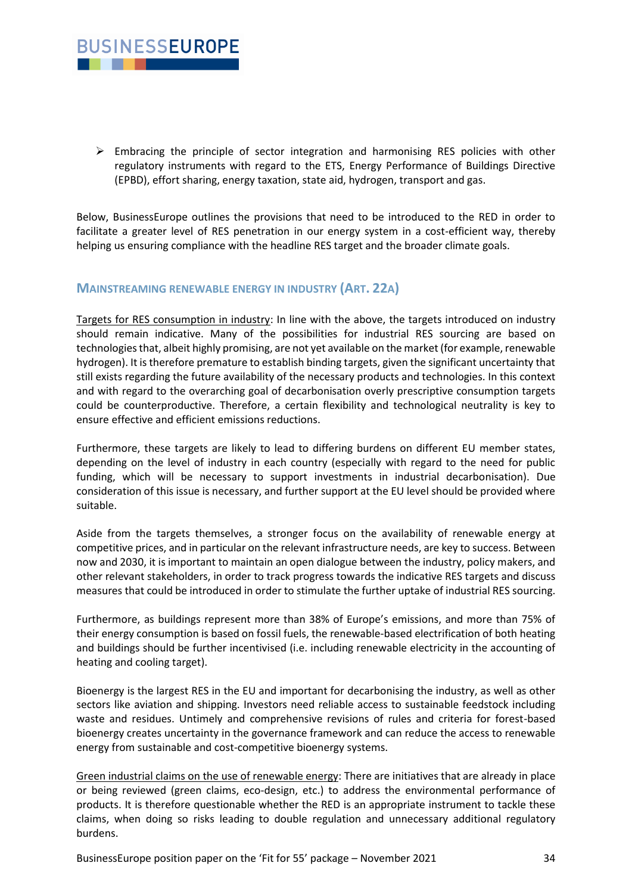- Embracing the principle of sector integration and harmonising RES policies with other regulatory instruments with regard to the ETS, Energy Performance of Buildings Directive (EPBD), effort sharing, energy taxation, state aid, hydrogen, transport and gas.

Below, BusinessEurope outlines the provisions that need to be introduced to the RED in order to facilitate a greater level of RES penetration in our energy system in a cost-efficient way, thereby helping us ensuring compliance with the headline RES target and the broader climate goals.

## MAINSTREAMING RENEWABLE ENERGY IN INDUSTRY (ART. 22A)

Targets for RES consumption in industry: In line with the above, the targets introduced on industry should remain indicative. Many of the possibilities for industrial RES sourcing are based on technologies that, albeit highly promising, are not yet available on the market (for example, renewable hydrogen). It is therefore premature to establish binding targets, given the significant uncertainty that still exists regarding the future availability of the necessary products and technologies. In this context and with regard to the overarching goal of decarbonisation overly prescriptive consumption targets could be counterproductive. Therefore, a certain flexibility and technological neutrality is key to ensure effective and efficient emissions reductions.

Furthermore, these targets are likely to lead to differing burdens on different EU member states, depending on the level of industry in each country (especially with regard to the need for public funding, which will be necessary to support investments in industrial decarbonisation). Due consideration of this issue is necessary, and further support at the EU level should be provided where suitable.

Aside from the targets themselves, a stronger focus on the availability of renewable energy at competitive prices, and in particular on the relevant infrastructure needs, are key to success. Between now and 2030, it is important to maintain an open dialogue between the industry, policy makers, and other relevant stakeholders, in order to track progress towards the indicative RES targets and discuss measures that could be introduced in order to stimulate the further uptake of industrial RES sourcing.

Furthermore, as buildings represent more than 38% of Europe's emissions, and more than 75% of their energy consumption is based on fossil fuels, the renewable-based electrification of both heating and buildings should be further incentivised (i.e. including renewable electricity in the accounting of heating and cooling target).

Bioenergy is the largest RES in the EU and important for decarbonising the industry, as well as other sectors like aviation and shipping. Investors need reliable access to sustainable feedstock including waste and residues. Untimely and comprehensive revisions of rules and criteria for forest-based bioenergy creates uncertainty in the governance framework and can reduce the access to renewable energy from sustainable and cost-competitive bioenergy systems.

Green industrial claims on the use of renewable energy: There are initiatives that are already in place or being reviewed (green claims, eco-design, etc.) to address the environmental performance of products. It is therefore questionable whether the RED is an appropriate instrument to tackle these claims, when doing so risks leading to double regulation and unnecessary additional regulatory burdens.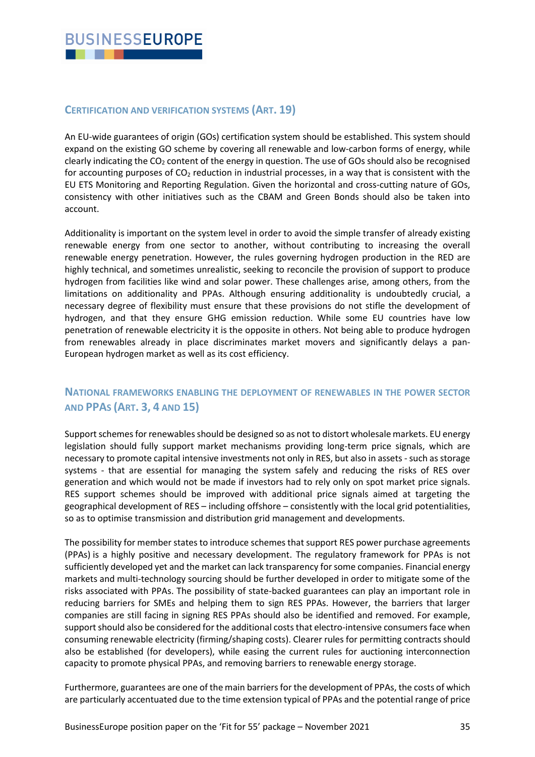## Certification and verification systems (Art. 19)

An EU-wide guarantees of origin (GOs) certification system should be established. This system should expand on the existing GO scheme by covering all renewable and low-carbon forms of energy, while clearly indicating the $CO_2$ content of the energy in question. The use of GOs should also be recognised for accounting purposes of $CO_2$ reduction in industrial processes, in a way that is consistent with the EU ETS Monitoring and Reporting Regulation. Given the horizontal and cross-cutting nature of GOs, consistency with other initiatives such as the CBAM and Green Bonds should also be taken into account.

Additionality is important on the system level in order to avoid the simple transfer of already existing renewable energy from one sector to another, without contributing to increasing the overall renewable energy penetration. However, the rules governing hydrogen production in the RED are highly technical, and sometimes unrealistic, seeking to reconcile the provision of support to produce hydrogen from facilities like wind and solar power. These challenges arise, among others, from the limitations on additionality and PPAs. Although ensuring additionality is undoubtedly crucial, a necessary degree of flexibility must ensure that these provisions do not stifle the development of hydrogen, and that they ensure GHG emission reduction. While some EU countries have low penetration of renewable electricity it is the opposite in others. Not being able to produce hydrogen from renewables already in place discriminates market movers and significantly delays a pan-European hydrogen market as well as its cost efficiency.

## National frameworks enabling the deployment of renewables in the power sector and PPAs (Art. 3, 4 and 15)

Support schemes for renewables should be designed so as not to distort wholesale markets. EU energy legislation should fully support market mechanisms providing long-term price signals, which are necessary to promote capital intensive investments not only in RES, but also in assets - such as storage systems - that are essential for managing the system safely and reducing the risks of RES over generation and which would not be made if investors had to rely only on spot market price signals. RES support schemes should be improved with additional price signals aimed at targeting the geographical development of RES – including offshore – consistently with the local grid potentialities, so as to optimise transmission and distribution grid management and developments.

The possibility for member states to introduce schemes that support RES power purchase agreements (PPAs) is a highly positive and necessary development. The regulatory framework for PPAs is not sufficiently developed yet and the market can lack transparency for some companies. Financial energy markets and multi-technology sourcing should be further developed in order to mitigate some of the risks associated with PPAs. The possibility of state-backed guarantees can play an important role in reducing barriers for SMEs and helping them to sign RES PPAs. However, the barriers that larger companies are still facing in signing RES PPAs should also be identified and removed. For example, support should also be considered for the additional costs that electro-intensive consumers face when consuming renewable electricity (firming/shaping costs). Clearer rules for permitting contracts should also be established (for developers), while easing the current rules for auctioning interconnection capacity to promote physical PPAs, and removing barriers to renewable energy storage.

Furthermore, guarantees are one of the main barriers for the development of PPAs, the costs of which are particularly accentuated due to the time extension typical of PPAs and the potential range of price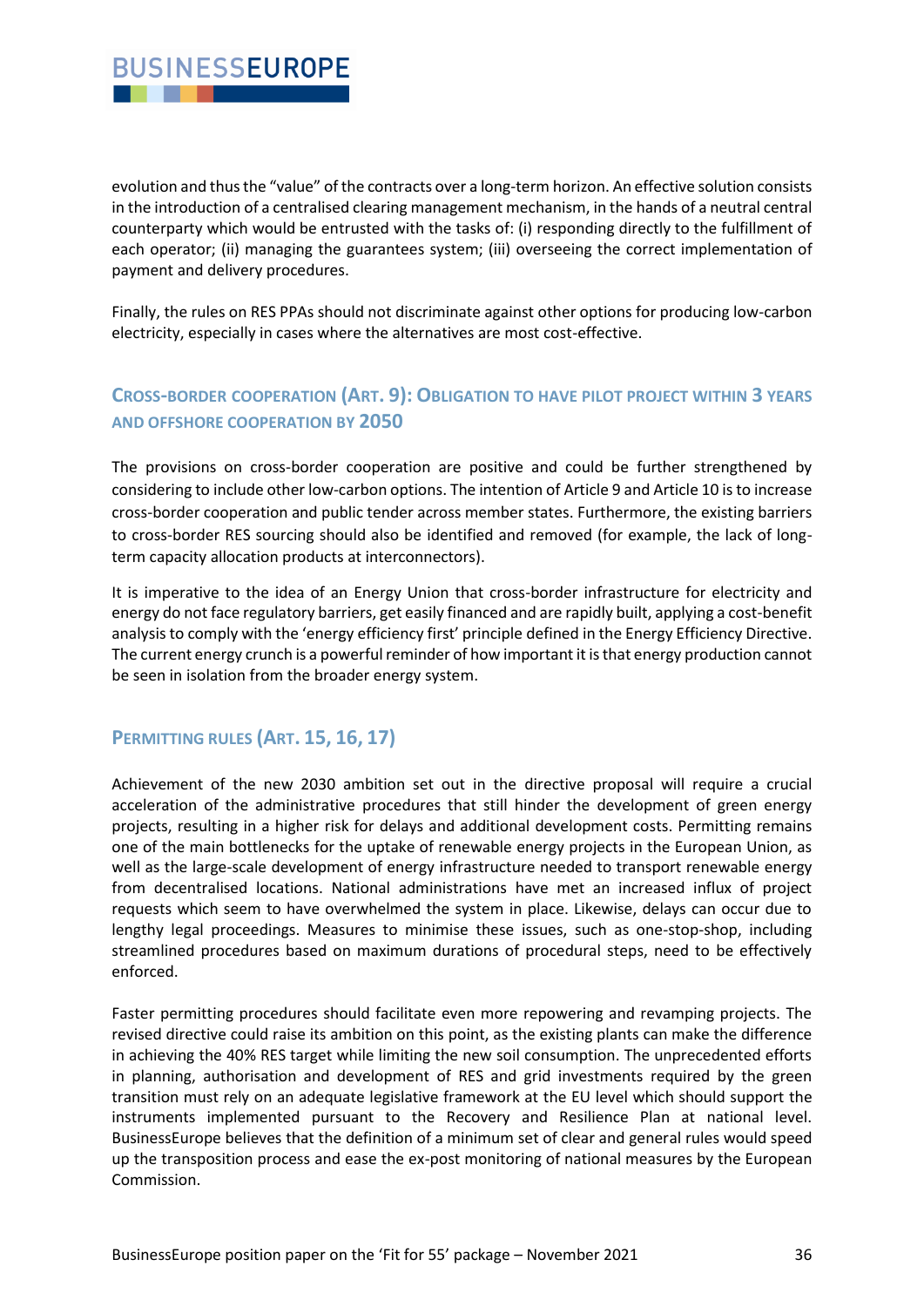evolution and thus the "value" of the contracts over a long-term horizon. An effective solution consists in the introduction of a centralised clearing management mechanism, in the hands of a neutral central counterparty which would be entrusted with the tasks of: (i) responding directly to the fulfillment of each operator; (ii) managing the guarantees system; (iii) overseeing the correct implementation of payment and delivery procedures.

Finally, the rules on RES PPAs should not discriminate against other options for producing low-carbon electricity, especially in cases where the alternatives are most cost-effective.

### Cross-border cooperation (Art. 9): Obligation to have pilot project within 3 years and offshore cooperation by 2050

The provisions on cross-border cooperation are positive and could be further strengthened by considering to include other low-carbon options. The intention of Article 9 and Article 10 is to increase cross-border cooperation and public tender across member states. Furthermore, the existing barriers to cross-border RES sourcing should also be identified and removed (for example, the lack of long-term capacity allocation products at interconnectors).

It is imperative to the idea of an Energy Union that cross-border infrastructure for electricity and energy do not face regulatory barriers, get easily financed and are rapidly built, applying a cost-benefit analysis to comply with the 'energy efficiency first' principle defined in the Energy Efficiency Directive. The current energy crunch is a powerful reminder of how important it is that energy production cannot be seen in isolation from the broader energy system.

### Permitting rules (Art. 15, 16, 17)

Achievement of the new 2030 ambition set out in the directive proposal will require a crucial acceleration of the administrative procedures that still hinder the development of green energy projects, resulting in a higher risk for delays and additional development costs. Permitting remains one of the main bottlenecks for the uptake of renewable energy projects in the European Union, as well as the large-scale development of energy infrastructure needed to transport renewable energy from decentralised locations. National administrations have met an increased influx of project requests which seem to have overwhelmed the system in place. Likewise, delays can occur due to lengthy legal proceedings. Measures to minimise these issues, such as one-stop-shop, including streamlined procedures based on maximum durations of procedural steps, need to be effectively enforced.

Faster permitting procedures should facilitate even more repowering and revamping projects. The revised directive could raise its ambition on this point, as the existing plants can make the difference in achieving the 40% RES target while limiting the new soil consumption. The unprecedented efforts in planning, authorisation and development of RES and grid investments required by the green transition must rely on an adequate legislative framework at the EU level which should support the instruments implemented pursuant to the Recovery and Resilience Plan at national level. BusinessEurope believes that the definition of a minimum set of clear and general rules would speed up the transposition process and ease the ex-post monitoring of national measures by the European Commission.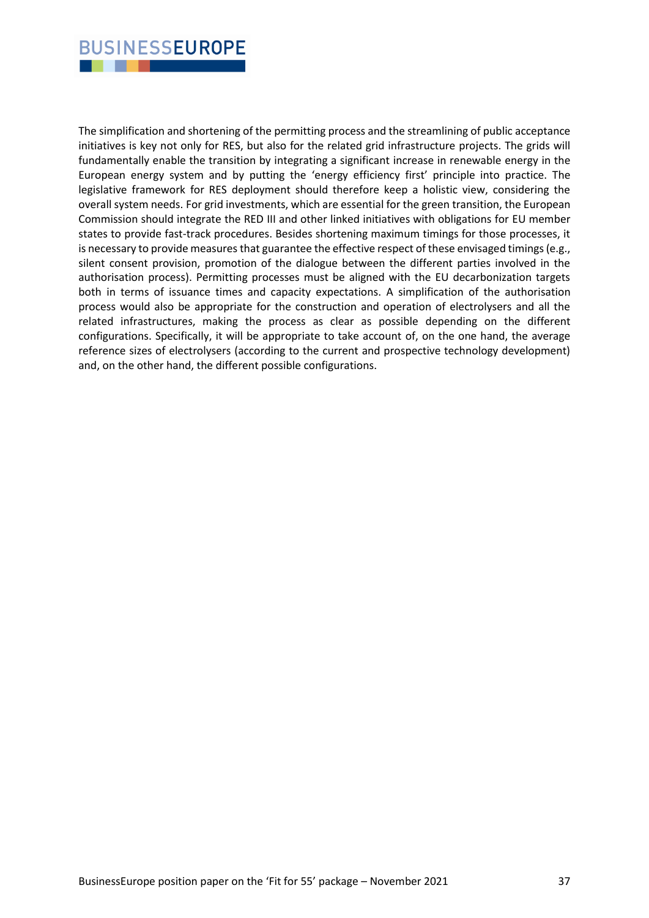The simplification and shortening of the permitting process and the streamlining of public acceptance initiatives is key not only for RES, but also for the related grid infrastructure projects. The grids will fundamentally enable the transition by integrating a significant increase in renewable energy in the European energy system and by putting the 'energy efficiency first' principle into practice. The legislative framework for RES deployment should therefore keep a holistic view, considering the overall system needs. For grid investments, which are essential for the green transition, the European Commission should integrate the RED III and other linked initiatives with obligations for EU member states to provide fast-track procedures. Besides shortening maximum timings for those processes, it is necessary to provide measures that guarantee the effective respect of these envisaged timings (e.g., silent consent provision, promotion of the dialogue between the different parties involved in the authorisation process). Permitting processes must be aligned with the EU decarbonization targets both in terms of issuance times and capacity expectations. A simplification of the authorisation process would also be appropriate for the construction and operation of electrolysers and all the related infrastructures, making the process as clear as possible depending on the different configurations. Specifically, it will be appropriate to take account of, on the one hand, the average reference sizes of electrolysers (according to the current and prospective technology development) and, on the other hand, the different possible configurations.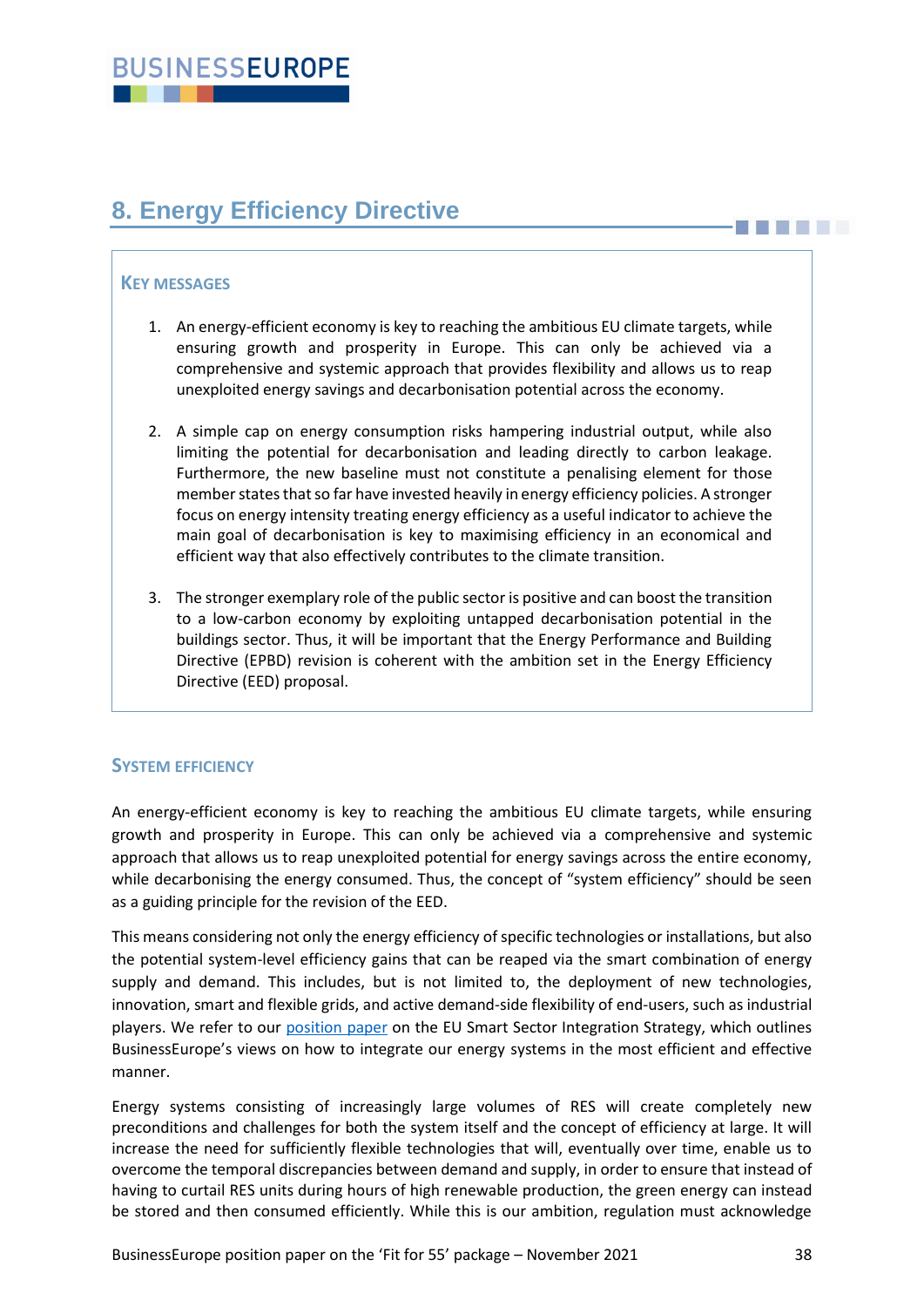## 8. Energy Efficiency Directive

### KEY MESSAGES

1. An energy-efficient economy is key to reaching the ambitious EU climate targets, while ensuring growth and prosperity in Europe. This can only be achieved via a comprehensive and systemic approach that provides flexibility and allows us to reap unexploited energy savings and decarbonisation potential across the economy.

2. A simple cap on energy consumption risks hampering industrial output, while also limiting the potential for decarbonisation and leading directly to carbon leakage. Furthermore, the new baseline must not constitute a penalising element for those member states that so far have invested heavily in energy efficiency policies. A stronger focus on energy intensity treating energy efficiency as a useful indicator to achieve the main goal of decarbonisation is key to maximising efficiency in an economical and efficient way that also effectively contributes to the climate transition.

3. The stronger exemplary role of the public sector is positive and can boost the transition to a low-carbon economy by exploiting untapped decarbonisation potential in the buildings sector. Thus, it will be important that the Energy Performance and Building Directive (EPBD) revision is coherent with the ambition set in the Energy Efficiency Directive (EED) proposal.

### SYSTEM EFFICIENCY

An energy-efficient economy is key to reaching the ambitious EU climate targets, while ensuring growth and prosperity in Europe. This can only be achieved via a comprehensive and systemic approach that allows us to reap unexploited potential for energy savings across the entire economy, while decarbonising the energy consumed. Thus, the concept of "system efficiency" should be seen as a guiding principle for the revision of the EED.

This means considering not only the energy efficiency of specific technologies or installations, but also the potential system-level efficiency gains that can be reaped via the smart combination of energy supply and demand. This includes, but is not limited to, the deployment of new technologies, innovation, smart and flexible grids, and active demand-side flexibility of end-users, such as industrial players. We refer to our position paper on the EU Smart Sector Integration Strategy, which outlines BusinessEurope's views on how to integrate our energy systems in the most efficient and effective manner.

Energy systems consisting of increasingly large volumes of RES will create completely new preconditions and challenges for both the system itself and the concept of efficiency at large. It will increase the need for sufficiently flexible technologies that will, eventually over time, enable us to overcome the temporal discrepancies between demand and supply, in order to ensure that instead of having to curtail RES units during hours of high renewable production, the green energy can instead be stored and then consumed efficiently. While this is our ambition, regulation must acknowledge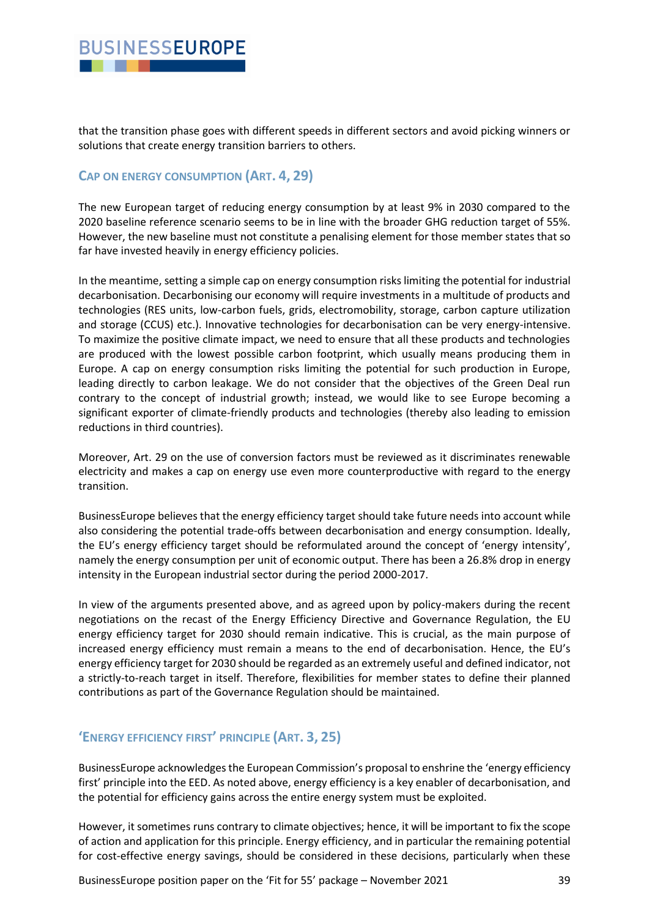that the transition phase goes with different speeds in different sectors and avoid picking winners or solutions that create energy transition barriers to others.

## Cap on energy consumption (Art. 4, 29)

The new European target of reducing energy consumption by at least 9% in 2030 compared to the 2020 baseline reference scenario seems to be in line with the broader GHG reduction target of 55%. However, the new baseline must not constitute a penalising element for those member states that so far have invested heavily in energy efficiency policies.

In the meantime, setting a simple cap on energy consumption risks limiting the potential for industrial decarbonisation. Decarbonising our economy will require investments in a multitude of products and technologies (RES units, low-carbon fuels, grids, electromobility, storage, carbon capture utilization and storage (CCUS) etc.). Innovative technologies for decarbonisation can be very energy-intensive. To maximize the positive climate impact, we need to ensure that all these products and technologies are produced with the lowest possible carbon footprint, which usually means producing them in Europe. A cap on energy consumption risks limiting the potential for such production in Europe, leading directly to carbon leakage. We do not consider that the objectives of the Green Deal run contrary to the concept of industrial growth; instead, we would like to see Europe becoming a significant exporter of climate-friendly products and technologies (thereby also leading to emission reductions in third countries).

Moreover, Art. 29 on the use of conversion factors must be reviewed as it discriminates renewable electricity and makes a cap on energy use even more counterproductive with regard to the energy transition.

BusinessEurope believes that the energy efficiency target should take future needs into account while also considering the potential trade-offs between decarbonisation and energy consumption. Ideally, the EU's energy efficiency target should be reformulated around the concept of 'energy intensity', namely the energy consumption per unit of economic output. There has been a 26.8% drop in energy intensity in the European industrial sector during the period 2000-2017.

In view of the arguments presented above, and as agreed upon by policy-makers during the recent negotiations on the recast of the Energy Efficiency Directive and Governance Regulation, the EU energy efficiency target for 2030 should remain indicative. This is crucial, as the main purpose of increased energy efficiency must remain a means to the end of decarbonisation. Hence, the EU's energy efficiency target for 2030 should be regarded as an extremely useful and defined indicator, not a strictly-to-reach target in itself. Therefore, flexibilities for member states to define their planned contributions as part of the Governance Regulation should be maintained.

## 'Energy efficiency first' principle (Art. 3, 25)

BusinessEurope acknowledges the European Commission's proposal to enshrine the 'energy efficiency first' principle into the EED. As noted above, energy efficiency is a key enabler of decarbonisation, and the potential for efficiency gains across the entire energy system must be exploited.

However, it sometimes runs contrary to climate objectives; hence, it will be important to fix the scope of action and application for this principle. Energy efficiency, and in particular the remaining potential for cost-effective energy savings, should be considered in these decisions, particularly when these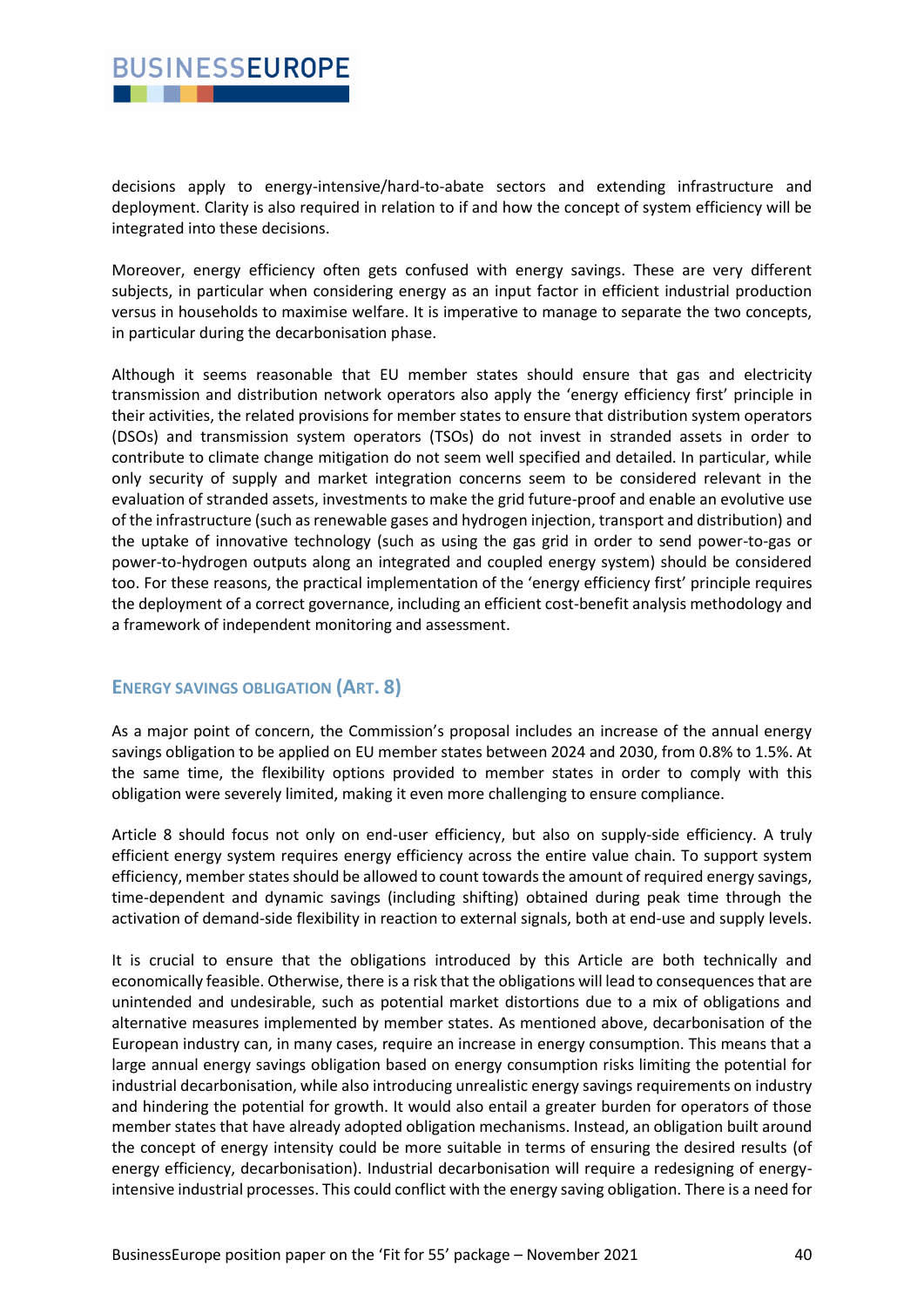decisions apply to energy-intensive/hard-to-abate sectors and extending infrastructure and deployment. Clarity is also required in relation to if and how the concept of system efficiency will be integrated into these decisions.

Moreover, energy efficiency often gets confused with energy savings. These are very different subjects, in particular when considering energy as an input factor in efficient industrial production versus in households to maximise welfare. It is imperative to manage to separate the two concepts, in particular during the decarbonisation phase.

Although it seems reasonable that EU member states should ensure that gas and electricity transmission and distribution network operators also apply the 'energy efficiency first' principle in their activities, the related provisions for member states to ensure that distribution system operators (DSOs) and transmission system operators (TSOs) do not invest in stranded assets in order to contribute to climate change mitigation do not seem well specified and detailed. In particular, while only security of supply and market integration concerns seem to be considered relevant in the evaluation of stranded assets, investments to make the grid future-proof and enable an evolutive use of the infrastructure (such as renewable gases and hydrogen injection, transport and distribution) and the uptake of innovative technology (such as using the gas grid in order to send power-to-gas or power-to-hydrogen outputs along an integrated and coupled energy system) should be considered too. For these reasons, the practical implementation of the 'energy efficiency first' principle requires the deployment of a correct governance, including an efficient cost-benefit analysis methodology and a framework of independent monitoring and assessment.

## Energy savings obligation (Art. 8)

As a major point of concern, the Commission's proposal includes an increase of the annual energy savings obligation to be applied on EU member states between 2024 and 2030, from 0.8% to 1.5%. At the same time, the flexibility options provided to member states in order to comply with this obligation were severely limited, making it even more challenging to ensure compliance.

Article 8 should focus not only on end-user efficiency, but also on supply-side efficiency. A truly efficient energy system requires energy efficiency across the entire value chain. To support system efficiency, member states should be allowed to count towards the amount of required energy savings, time-dependent and dynamic savings (including shifting) obtained during peak time through the activation of demand-side flexibility in reaction to external signals, both at end-use and supply levels.

It is crucial to ensure that the obligations introduced by this Article are both technically and economically feasible. Otherwise, there is a risk that the obligations will lead to consequences that are unintended and undesirable, such as potential market distortions due to a mix of obligations and alternative measures implemented by member states. As mentioned above, decarbonisation of the European industry can, in many cases, require an increase in energy consumption. This means that a large annual energy savings obligation based on energy consumption risks limiting the potential for industrial decarbonisation, while also introducing unrealistic energy savings requirements on industry and hindering the potential for growth. It would also entail a greater burden for operators of those member states that have already adopted obligation mechanisms. Instead, an obligation built around the concept of energy intensity could be more suitable in terms of ensuring the desired results (of energy efficiency, decarbonisation). Industrial decarbonisation will require a redesigning of energy-intensive industrial processes. This could conflict with the energy saving obligation. There is a need for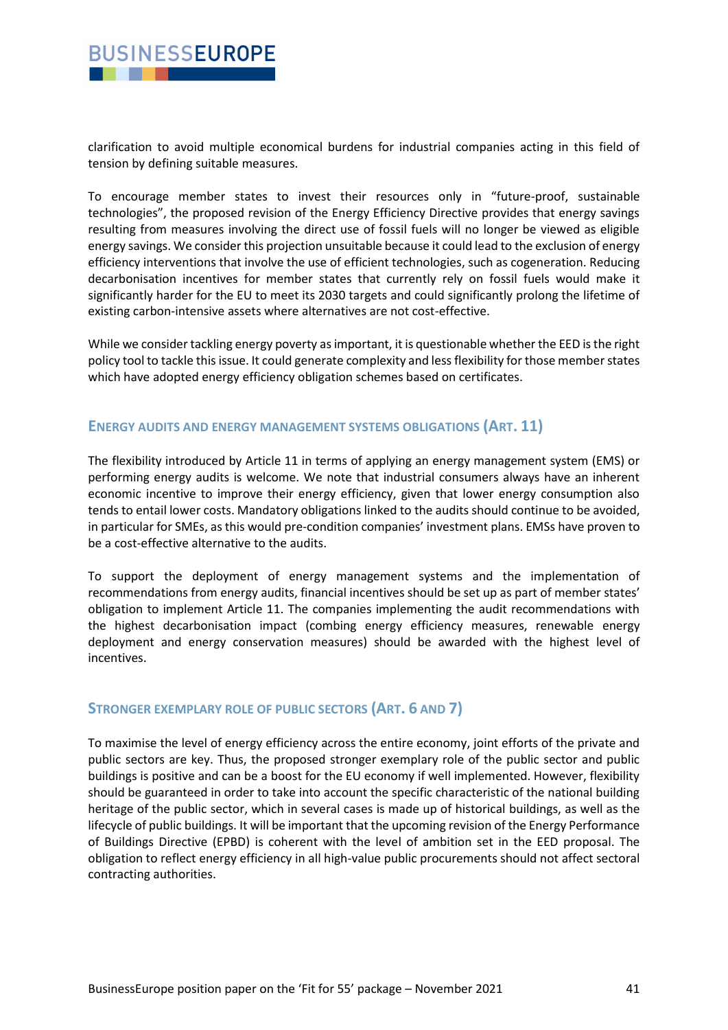clarification to avoid multiple economical burdens for industrial companies acting in this field of tension by defining suitable measures.

To encourage member states to invest their resources only in "future-proof, sustainable technologies", the proposed revision of the Energy Efficiency Directive provides that energy savings resulting from measures involving the direct use of fossil fuels will no longer be viewed as eligible energy savings. We consider this projection unsuitable because it could lead to the exclusion of energy efficiency interventions that involve the use of efficient technologies, such as cogeneration. Reducing decarbonisation incentives for member states that currently rely on fossil fuels would make it significantly harder for the EU to meet its 2030 targets and could significantly prolong the lifetime of existing carbon-intensive assets where alternatives are not cost-effective.

While we consider tackling energy poverty as important, it is questionable whether the EED is the right policy tool to tackle this issue. It could generate complexity and less flexibility for those member states which have adopted energy efficiency obligation schemes based on certificates.

## Energy audits and energy management systems obligations (Art. 11)

The flexibility introduced by Article 11 in terms of applying an energy management system (EMS) or performing energy audits is welcome. We note that industrial consumers always have an inherent economic incentive to improve their energy efficiency, given that lower energy consumption also tends to entail lower costs. Mandatory obligations linked to the audits should continue to be avoided, in particular for SMEs, as this would pre-condition companies' investment plans. EMSs have proven to be a cost-effective alternative to the audits.

To support the deployment of energy management systems and the implementation of recommendations from energy audits, financial incentives should be set up as part of member states' obligation to implement Article 11. The companies implementing the audit recommendations with the highest decarbonisation impact (combing energy efficiency measures, renewable energy deployment and energy conservation measures) should be awarded with the highest level of incentives.

## Stronger exemplary role of public sectors (Art. 6 and 7)

To maximise the level of energy efficiency across the entire economy, joint efforts of the private and public sectors are key. Thus, the proposed stronger exemplary role of the public sector and public buildings is positive and can be a boost for the EU economy if well implemented. However, flexibility should be guaranteed in order to take into account the specific characteristic of the national building heritage of the public sector, which in several cases is made up of historical buildings, as well as the lifecycle of public buildings. It will be important that the upcoming revision of the Energy Performance of Buildings Directive (EPBD) is coherent with the level of ambition set in the EED proposal. The obligation to reflect energy efficiency in all high-value public procurements should not affect sectoral contracting authorities.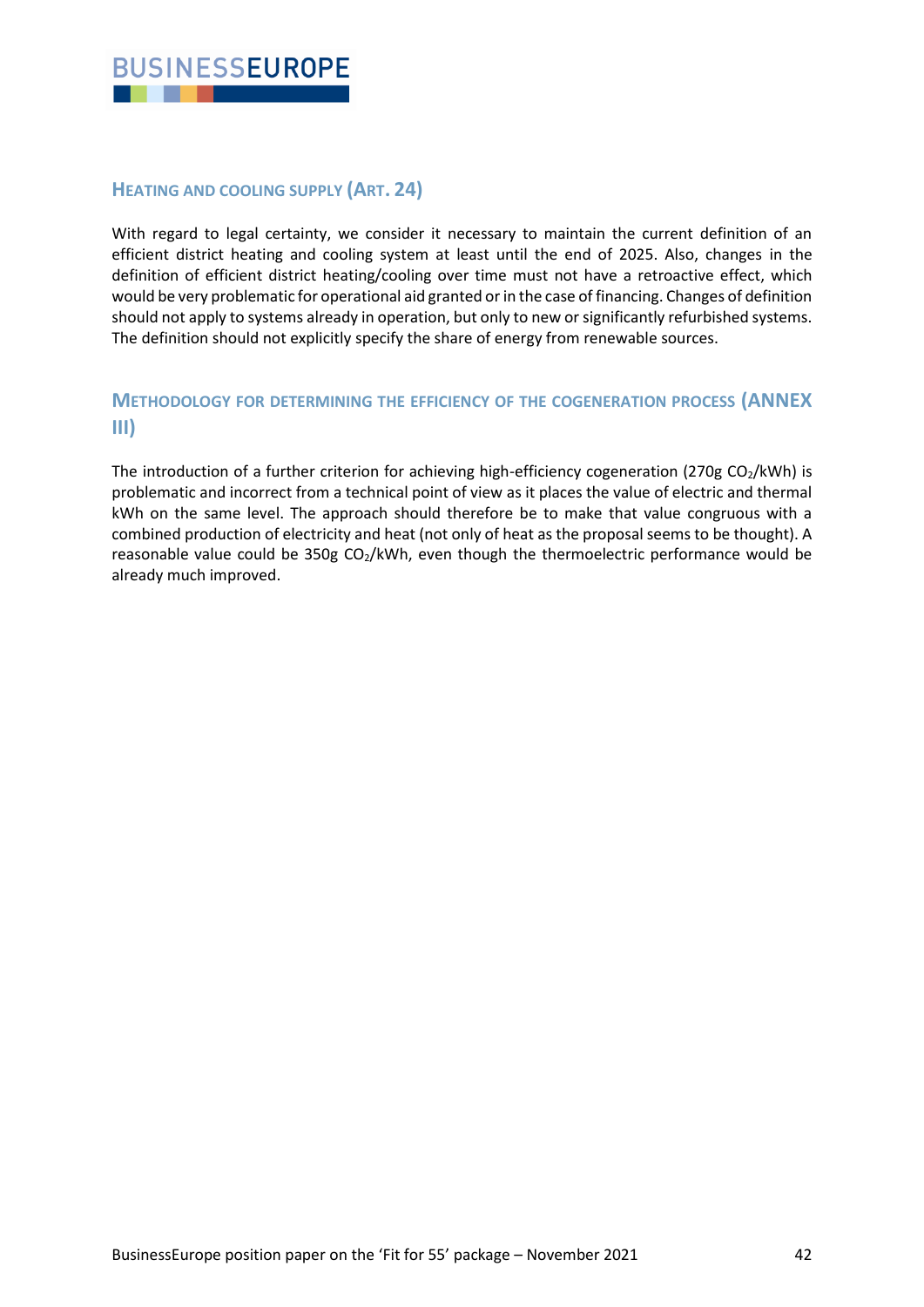## Heating and cooling supply (Art. 24)

With regard to legal certainty, we consider it necessary to maintain the current definition of an efficient district heating and cooling system at least until the end of 2025. Also, changes in the definition of efficient district heating/cooling over time must not have a retroactive effect, which would be very problematic for operational aid granted or in the case of financing. Changes of definition should not apply to systems already in operation, but only to new or significantly refurbished systems. The definition should not explicitly specify the share of energy from renewable sources.

## Methodology for determining the efficiency of the cogeneration process (Annex III)

The introduction of a further criterion for achieving high-efficiency cogeneration (270g $CO_2$/kWh) is problematic and incorrect from a technical point of view as it places the value of electric and thermal kWh on the same level. The approach should therefore be to make that value congruous with a combined production of electricity and heat (not only of heat as the proposal seems to be thought). A reasonable value could be 350g $CO_2$/kWh, even though the thermoelectric performance would be already much improved.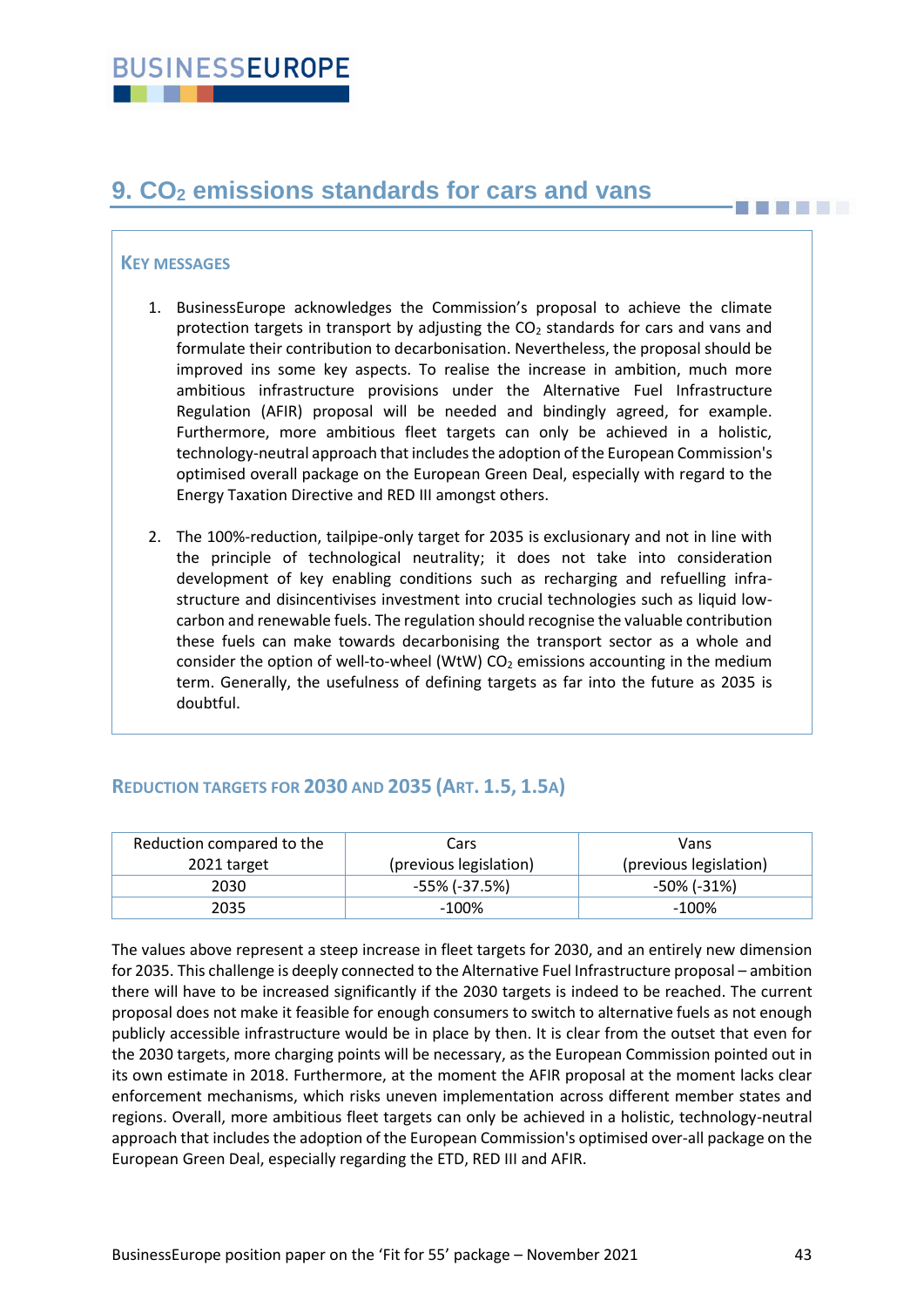## 9. $CO_2$ emissions standards for cars and vans

### KEY MESSAGES

1. BusinessEurope acknowledges the Commission's proposal to achieve the climate protection targets in transport by adjusting the $CO_2$ standards for cars and vans and formulate their contribution to decarbonisation. Nevertheless, the proposal should be improved ins some key aspects. To realise the increase in ambition, much more ambitious infrastructure provisions under the Alternative Fuel Infrastructure Regulation (AFIR) proposal will be needed and bindingly agreed, for example. Furthermore, more ambitious fleet targets can only be achieved in a holistic, technology-neutral approach that includes the adoption of the European Commission's optimised overall package on the European Green Deal, especially with regard to the Energy Taxation Directive and RED III amongst others.

2. The 100%-reduction, tailpipe-only target for 2035 is exclusionary and not in line with the principle of technological neutrality; it does not take into consideration development of key enabling conditions such as recharging and refuelling infra-structure and disincentivises investment into crucial technologies such as liquid low-carbon and renewable fuels. The regulation should recognise the valuable contribution these fuels can make towards decarbonising the transport sector as a whole and consider the option of well-to-wheel (WtW) $CO_2$ emissions accounting in the medium term. Generally, the usefulness of defining targets as far into the future as 2035 is doubtful.

### REDUCTION TARGETS FOR 2030 AND 2035 (ART. 1.5, 1.5A)

| Reduction compared to the 2021 target | Cars (previous legislation) | Vans (previous legislation) |
|---|---|---|
| 2030 | -55% (-37.5%) | -50% (-31%) |
| 2035 | -100% | -100% |

The values above represent a steep increase in fleet targets for 2030, and an entirely new dimension for 2035. This challenge is deeply connected to the Alternative Fuel Infrastructure proposal – ambition there will have to be increased significantly if the 2030 targets is indeed to be reached. The current proposal does not make it feasible for enough consumers to switch to alternative fuels as not enough publicly accessible infrastructure would be in place by then. It is clear from the outset that even for the 2030 targets, more charging points will be necessary, as the European Commission pointed out in its own estimate in 2018. Furthermore, at the moment the AFIR proposal at the moment lacks clear enforcement mechanisms, which risks uneven implementation across different member states and regions. Overall, more ambitious fleet targets can only be achieved in a holistic, technology-neutral approach that includes the adoption of the European Commission's optimised over-all package on the European Green Deal, especially regarding the ETD, RED III and AFIR.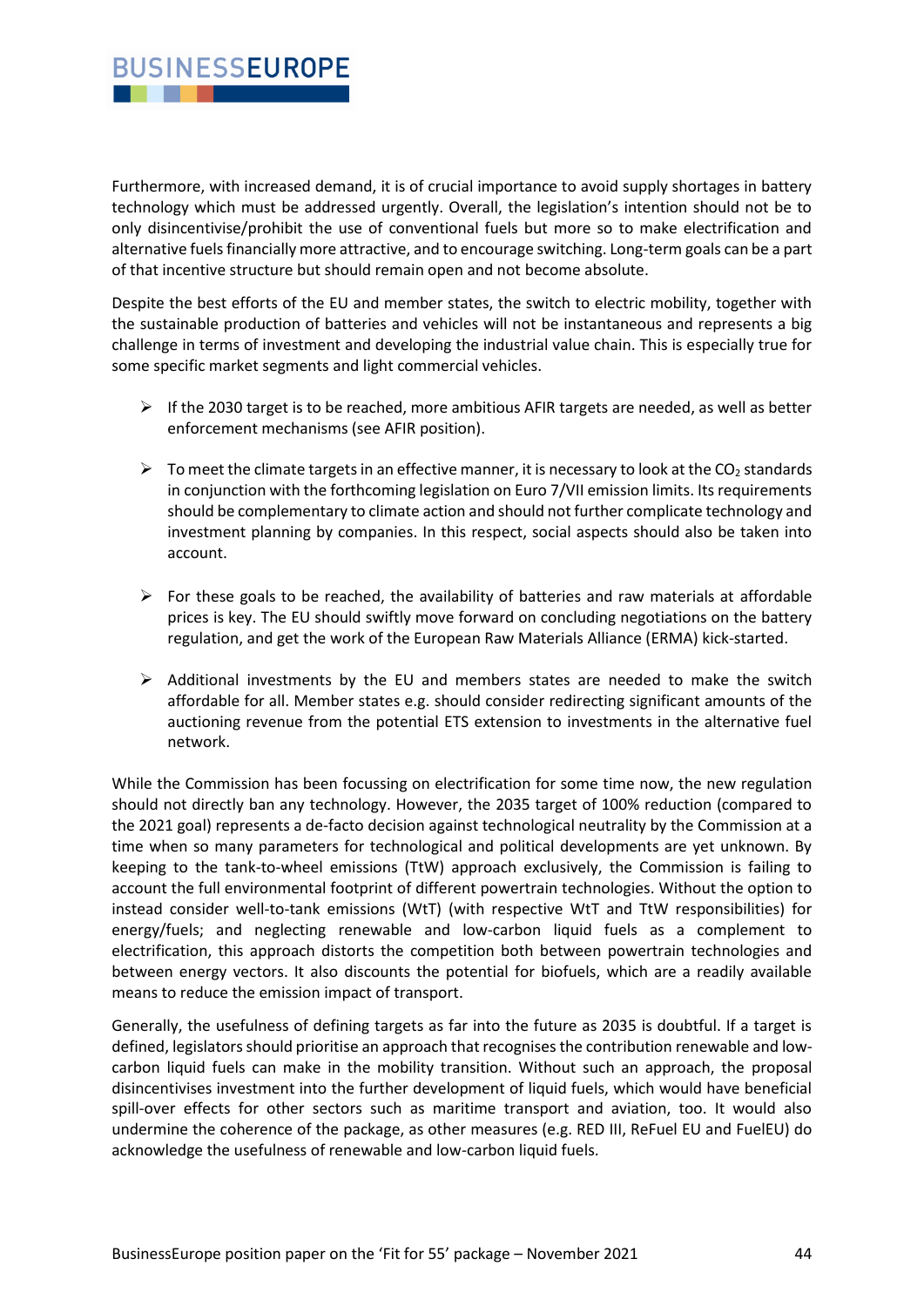Furthermore, with increased demand, it is of crucial importance to avoid supply shortages in battery technology which must be addressed urgently. Overall, the legislation's intention should not be to only disincentivise/prohibit the use of conventional fuels but more so to make electrification and alternative fuels financially more attractive, and to encourage switching. Long-term goals can be a part of that incentive structure but should remain open and not become absolute.

Despite the best efforts of the EU and member states, the switch to electric mobility, together with the sustainable production of batteries and vehicles will not be instantaneous and represents a big challenge in terms of investment and developing the industrial value chain. This is especially true for some specific market segments and light commercial vehicles.

- If the 2030 target is to be reached, more ambitious AFIR targets are needed, as well as better enforcement mechanisms (see AFIR position).
- To meet the climate targets in an effective manner, it is necessary to look at the $CO_2$ standards in conjunction with the forthcoming legislation on Euro 7/VII emission limits. Its requirements should be complementary to climate action and should not further complicate technology and investment planning by companies. In this respect, social aspects should also be taken into account.
- For these goals to be reached, the availability of batteries and raw materials at affordable prices is key. The EU should swiftly move forward on concluding negotiations on the battery regulation, and get the work of the European Raw Materials Alliance (ERMA) kick-started.
- Additional investments by the EU and members states are needed to make the switch affordable for all. Member states e.g. should consider redirecting significant amounts of the auctioning revenue from the potential ETS extension to investments in the alternative fuel network.

While the Commission has been focussing on electrification for some time now, the new regulation should not directly ban any technology. However, the 2035 target of 100% reduction (compared to the 2021 goal) represents a de-facto decision against technological neutrality by the Commission at a time when so many parameters for technological and political developments are yet unknown. By keeping to the tank-to-wheel emissions (TtW) approach exclusively, the Commission is failing to account the full environmental footprint of different powertrain technologies. Without the option to instead consider well-to-tank emissions (WtT) (with respective WtT and TtW responsibilities) for energy/fuels; and neglecting renewable and low-carbon liquid fuels as a complement to electrification, this approach distorts the competition both between powertrain technologies and between energy vectors. It also discounts the potential for biofuels, which are a readily available means to reduce the emission impact of transport.

Generally, the usefulness of defining targets as far into the future as 2035 is doubtful. If a target is defined, legislators should prioritise an approach that recognises the contribution renewable and low-carbon liquid fuels can make in the mobility transition. Without such an approach, the proposal disincentivises investment into the further development of liquid fuels, which would have beneficial spill-over effects for other sectors such as maritime transport and aviation, too. It would also undermine the coherence of the package, as other measures (e.g. RED III, ReFuel EU and FuelEU) do acknowledge the usefulness of renewable and low-carbon liquid fuels.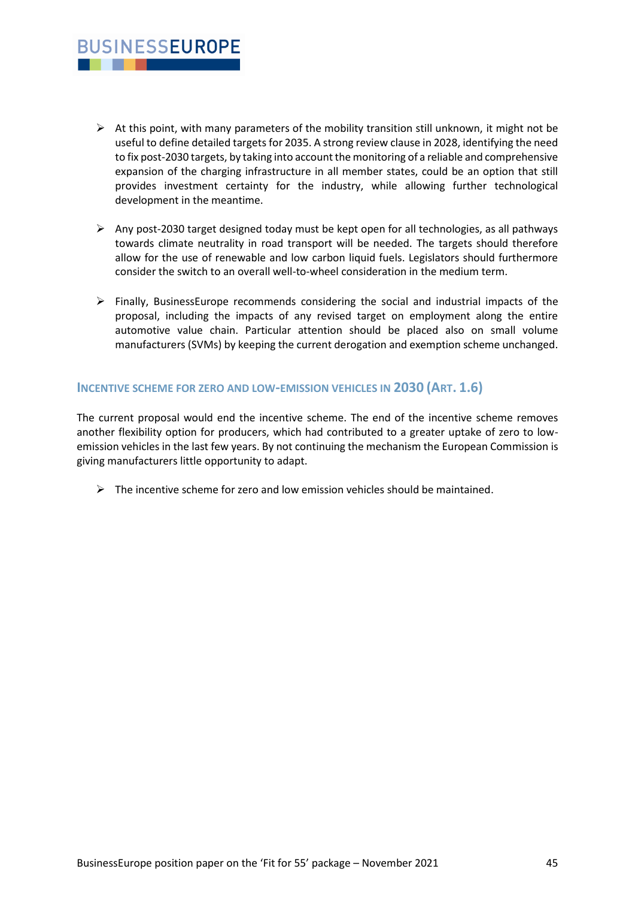- At this point, with many parameters of the mobility transition still unknown, it might not be useful to define detailed targets for 2035. A strong review clause in 2028, identifying the need to fix post-2030 targets, by taking into account the monitoring of a reliable and comprehensive expansion of the charging infrastructure in all member states, could be an option that still provides investment certainty for the industry, while allowing further technological development in the meantime.

- Any post-2030 target designed today must be kept open for all technologies, as all pathways towards climate neutrality in road transport will be needed. The targets should therefore allow for the use of renewable and low carbon liquid fuels. Legislators should furthermore consider the switch to an overall well-to-wheel consideration in the medium term.

- Finally, BusinessEurope recommends considering the social and industrial impacts of the proposal, including the impacts of any revised target on employment along the entire automotive value chain. Particular attention should be placed also on small volume manufacturers (SVMs) by keeping the current derogation and exemption scheme unchanged.

### Incentive scheme for zero and low-emission vehicles in 2030 (Art. 1.6)

The current proposal would end the incentive scheme. The end of the incentive scheme removes another flexibility option for producers, which had contributed to a greater uptake of zero to low-emission vehicles in the last few years. By not continuing the mechanism the European Commission is giving manufacturers little opportunity to adapt.

- The incentive scheme for zero and low emission vehicles should be maintained.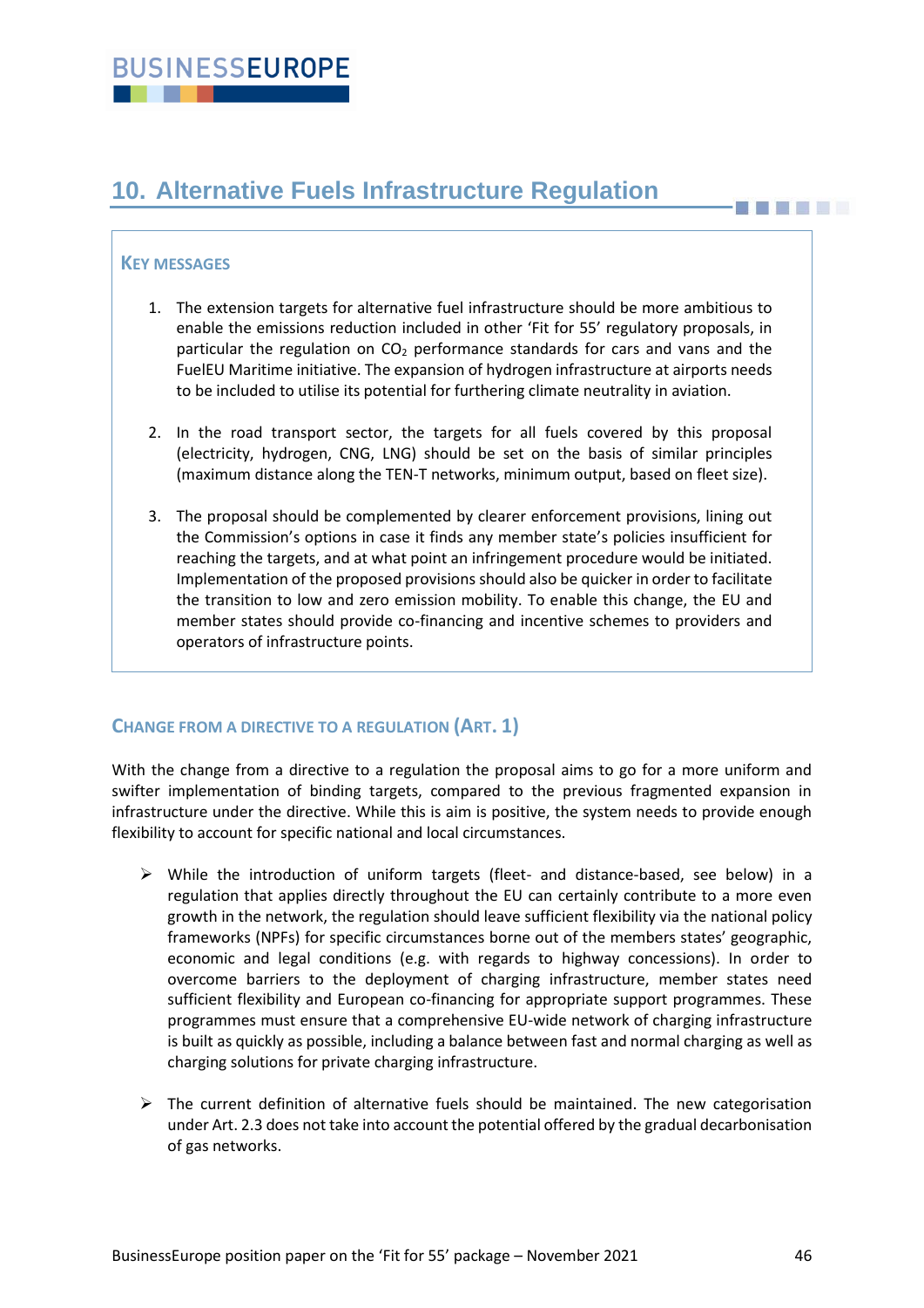## 10. Alternative Fuels Infrastructure Regulation

**KEY MESSAGES**

1. The extension targets for alternative fuel infrastructure should be more ambitious to enable the emissions reduction included in other 'Fit for 55' regulatory proposals, in particular the regulation on $CO_2$ performance standards for cars and vans and the FuelEU Maritime initiative. The expansion of hydrogen infrastructure at airports needs to be included to utilise its potential for furthering climate neutrality in aviation.

2. In the road transport sector, the targets for all fuels covered by this proposal (electricity, hydrogen, CNG, LNG) should be set on the basis of similar principles (maximum distance along the TEN-T networks, minimum output, based on fleet size).

3. The proposal should be complemented by clearer enforcement provisions, lining out the Commission's options in case it finds any member state's policies insufficient for reaching the targets, and at what point an infringement procedure would be initiated. Implementation of the proposed provisions should also be quicker in order to facilitate the transition to low and zero emission mobility. To enable this change, the EU and member states should provide co-financing and incentive schemes to providers and operators of infrastructure points.

### CHANGE FROM A DIRECTIVE TO A REGULATION (ART. 1)

With the change from a directive to a regulation the proposal aims to go for a more uniform and swifter implementation of binding targets, compared to the previous fragmented expansion in infrastructure under the directive. While this is aim is positive, the system needs to provide enough flexibility to account for specific national and local circumstances.

- While the introduction of uniform targets (fleet- and distance-based, see below) in a regulation that applies directly throughout the EU can certainly contribute to a more even growth in the network, the regulation should leave sufficient flexibility via the national policy frameworks (NPFs) for specific circumstances borne out of the members states' geographic, economic and legal conditions (e.g. with regards to highway concessions). In order to overcome barriers to the deployment of charging infrastructure, member states need sufficient flexibility and European co-financing for appropriate support programmes. These programmes must ensure that a comprehensive EU-wide network of charging infrastructure is built as quickly as possible, including a balance between fast and normal charging as well as charging solutions for private charging infrastructure.

- The current definition of alternative fuels should be maintained. The new categorisation under Art. 2.3 does not take into account the potential offered by the gradual decarbonisation of gas networks.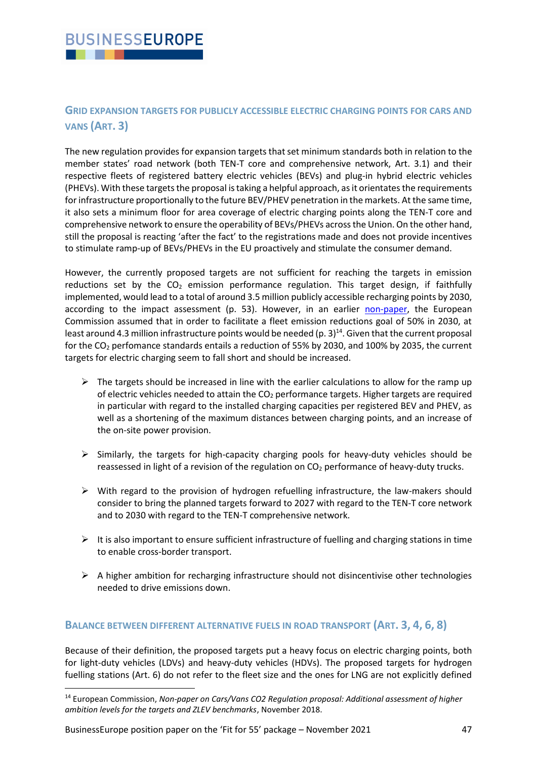## GRID EXPANSION TARGETS FOR PUBLICLY ACCESSIBLE ELECTRIC CHARGING POINTS FOR CARS AND VANS (ART. 3)

The new regulation provides for expansion targets that set minimum standards both in relation to the member states' road network (both TEN-T core and comprehensive network, Art. 3.1) and their respective fleets of registered battery electric vehicles (BEVs) and plug-in hybrid electric vehicles (PHEVs). With these targets the proposal is taking a helpful approach, as it orientates the requirements for infrastructure proportionally to the future BEV/PHEV penetration in the markets. At the same time, it also sets a minimum floor for area coverage of electric charging points along the TEN-T core and comprehensive network to ensure the operability of BEVs/PHEVs across the Union. On the other hand, still the proposal is reacting 'after the fact' to the registrations made and does not provide incentives to stimulate ramp-up of BEVs/PHEVs in the EU proactively and stimulate the consumer demand.

However, the currently proposed targets are not sufficient for reaching the targets in emission reductions set by the $CO_2$ emission performance regulation. This target design, if faithfully implemented, would lead to a total of around 3.5 million publicly accessible recharging points by 2030, according to the impact assessment (p. 53). However, in an earlier non-paper, the European Commission assumed that in order to facilitate a fleet emission reductions goal of 50% in 2030, at least around 4.3 million infrastructure points would be needed (p. 3)[14]. Given that the current proposal for the $CO_2$ perfomance standards entails a reduction of 55% by 2030, and 100% by 2035, the current targets for electric charging seem to fall short and should be increased.

- The targets should be increased in line with the earlier calculations to allow for the ramp up of electric vehicles needed to attain the $CO_2$ performance targets. Higher targets are required in particular with regard to the installed charging capacities per registered BEV and PHEV, as well as a shortening of the maximum distances between charging points, and an increase of the on-site power provision.
- Similarly, the targets for high-capacity charging pools for heavy-duty vehicles should be reassessed in light of a revision of the regulation on $CO_2$ performance of heavy-duty trucks.
- With regard to the provision of hydrogen refuelling infrastructure, the law-makers should consider to bring the planned targets forward to 2027 with regard to the TEN-T core network and to 2030 with regard to the TEN-T comprehensive network.
- It is also important to ensure sufficient infrastructure of fuelling and charging stations in time to enable cross-border transport.
- A higher ambition for recharging infrastructure should not disincentivise other technologies needed to drive emissions down.

## BALANCE BETWEEN DIFFERENT ALTERNATIVE FUELS IN ROAD TRANSPORT (ART. 3, 4, 6, 8)

Because of their definition, the proposed targets put a heavy focus on electric charging points, both for light-duty vehicles (LDVs) and heavy-duty vehicles (HDVs). The proposed targets for hydrogen fuelling stations (Art. 6) do not refer to the fleet size and the ones for LNG are not explicitly defined

[14] European Commission, *Non-paper on Cars/Vans CO2 Regulation proposal: Additional assessment of higher ambition levels for the targets and ZLEV benchmarks*, November 2018.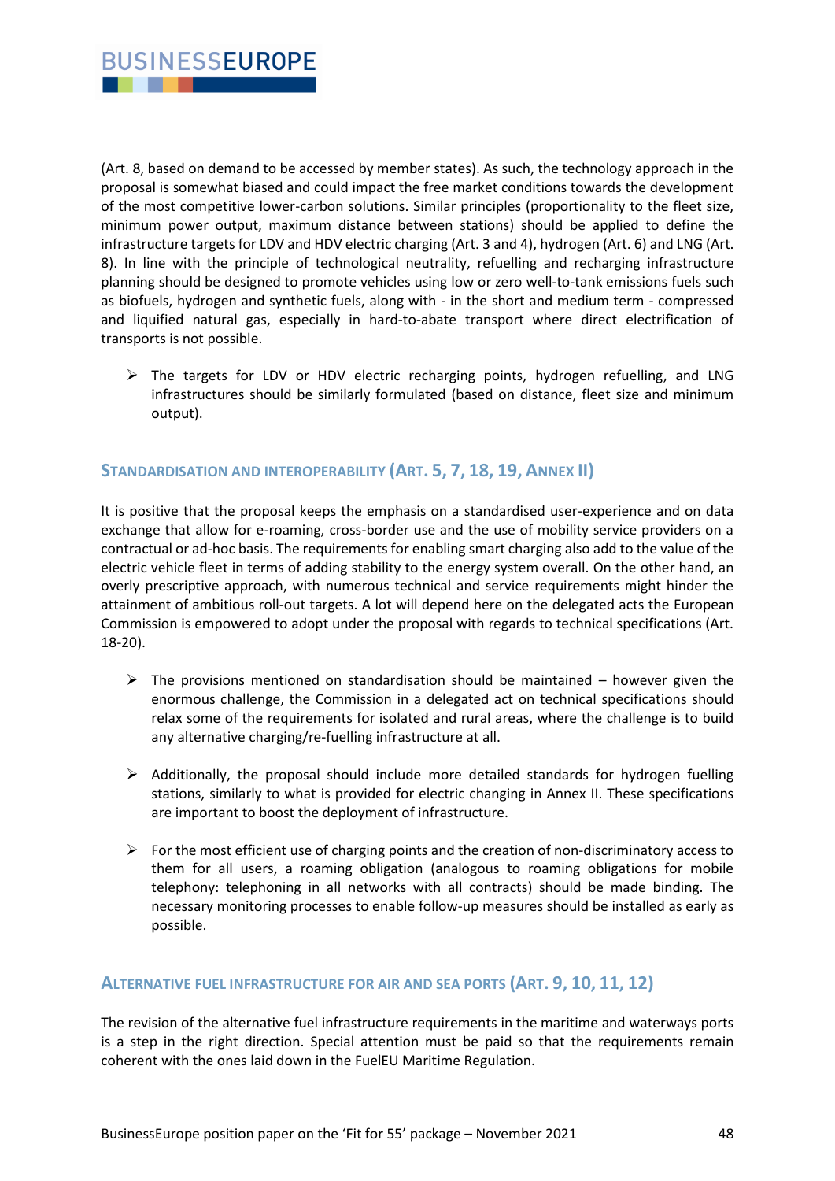(Art. 8, based on demand to be accessed by member states). As such, the technology approach in the proposal is somewhat biased and could impact the free market conditions towards the development of the most competitive lower-carbon solutions. Similar principles (proportionality to the fleet size, minimum power output, maximum distance between stations) should be applied to define the infrastructure targets for LDV and HDV electric charging (Art. 3 and 4), hydrogen (Art. 6) and LNG (Art. 8). In line with the principle of technological neutrality, refuelling and recharging infrastructure planning should be designed to promote vehicles using low or zero well-to-tank emissions fuels such as biofuels, hydrogen and synthetic fuels, along with - in the short and medium term - compressed and liquified natural gas, especially in hard-to-abate transport where direct electrification of transports is not possible.

- The targets for LDV or HDV electric recharging points, hydrogen refuelling, and LNG infrastructures should be similarly formulated (based on distance, fleet size and minimum output).

## Standardisation and interoperability (Art. 5, 7, 18, 19, Annex II)

It is positive that the proposal keeps the emphasis on a standardised user-experience and on data exchange that allow for e-roaming, cross-border use and the use of mobility service providers on a contractual or ad-hoc basis. The requirements for enabling smart charging also add to the value of the electric vehicle fleet in terms of adding stability to the energy system overall. On the other hand, an overly prescriptive approach, with numerous technical and service requirements might hinder the attainment of ambitious roll-out targets. A lot will depend here on the delegated acts the European Commission is empowered to adopt under the proposal with regards to technical specifications (Art. 18-20).

- The provisions mentioned on standardisation should be maintained – however given the enormous challenge, the Commission in a delegated act on technical specifications should relax some of the requirements for isolated and rural areas, where the challenge is to build any alternative charging/re-fuelling infrastructure at all.

- Additionally, the proposal should include more detailed standards for hydrogen fuelling stations, similarly to what is provided for electric changing in Annex II. These specifications are important to boost the deployment of infrastructure.

- For the most efficient use of charging points and the creation of non-discriminatory access to them for all users, a roaming obligation (analogous to roaming obligations for mobile telephony: telephoning in all networks with all contracts) should be made binding. The necessary monitoring processes to enable follow-up measures should be installed as early as possible.

## Alternative fuel infrastructure for air and sea ports (Art. 9, 10, 11, 12)

The revision of the alternative fuel infrastructure requirements in the maritime and waterways ports is a step in the right direction. Special attention must be paid so that the requirements remain coherent with the ones laid down in the FuelEU Maritime Regulation.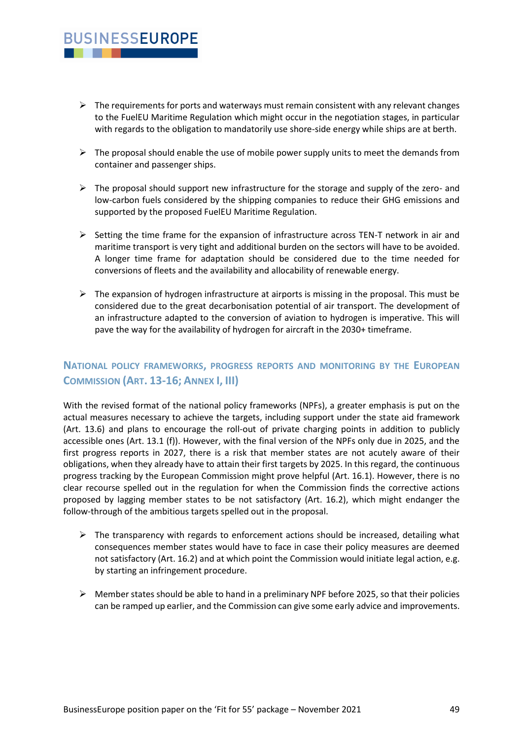- The requirements for ports and waterways must remain consistent with any relevant changes to the FuelEU Maritime Regulation which might occur in the negotiation stages, in particular with regards to the obligation to mandatorily use shore-side energy while ships are at berth.

- The proposal should enable the use of mobile power supply units to meet the demands from container and passenger ships.

- The proposal should support new infrastructure for the storage and supply of the zero- and low-carbon fuels considered by the shipping companies to reduce their GHG emissions and supported by the proposed FuelEU Maritime Regulation.

- Setting the time frame for the expansion of infrastructure across TEN-T network in air and maritime transport is very tight and additional burden on the sectors will have to be avoided. A longer time frame for adaptation should be considered due to the time needed for conversions of fleets and the availability and allocability of renewable energy.

- The expansion of hydrogen infrastructure at airports is missing in the proposal. This must be considered due to the great decarbonisation potential of air transport. The development of an infrastructure adapted to the conversion of aviation to hydrogen is imperative. This will pave the way for the availability of hydrogen for aircraft in the 2030+ timeframe.

## National policy frameworks, progress reports and monitoring by the European Commission (Art. 13-16; Annex I, III)

With the revised format of the national policy frameworks (NPFs), a greater emphasis is put on the actual measures necessary to achieve the targets, including support under the state aid framework (Art. 13.6) and plans to encourage the roll-out of private charging points in addition to publicly accessible ones (Art. 13.1 (f)). However, with the final version of the NPFs only due in 2025, and the first progress reports in 2027, there is a risk that member states are not acutely aware of their obligations, when they already have to attain their first targets by 2025. In this regard, the continuous progress tracking by the European Commission might prove helpful (Art. 16.1). However, there is no clear recourse spelled out in the regulation for when the Commission finds the corrective actions proposed by lagging member states to be not satisfactory (Art. 16.2), which might endanger the follow-through of the ambitious targets spelled out in the proposal.

- The transparency with regards to enforcement actions should be increased, detailing what consequences member states would have to face in case their policy measures are deemed not satisfactory (Art. 16.2) and at which point the Commission would initiate legal action, e.g. by starting an infringement procedure.

- Member states should be able to hand in a preliminary NPF before 2025, so that their policies can be ramped up earlier, and the Commission can give some early advice and improvements.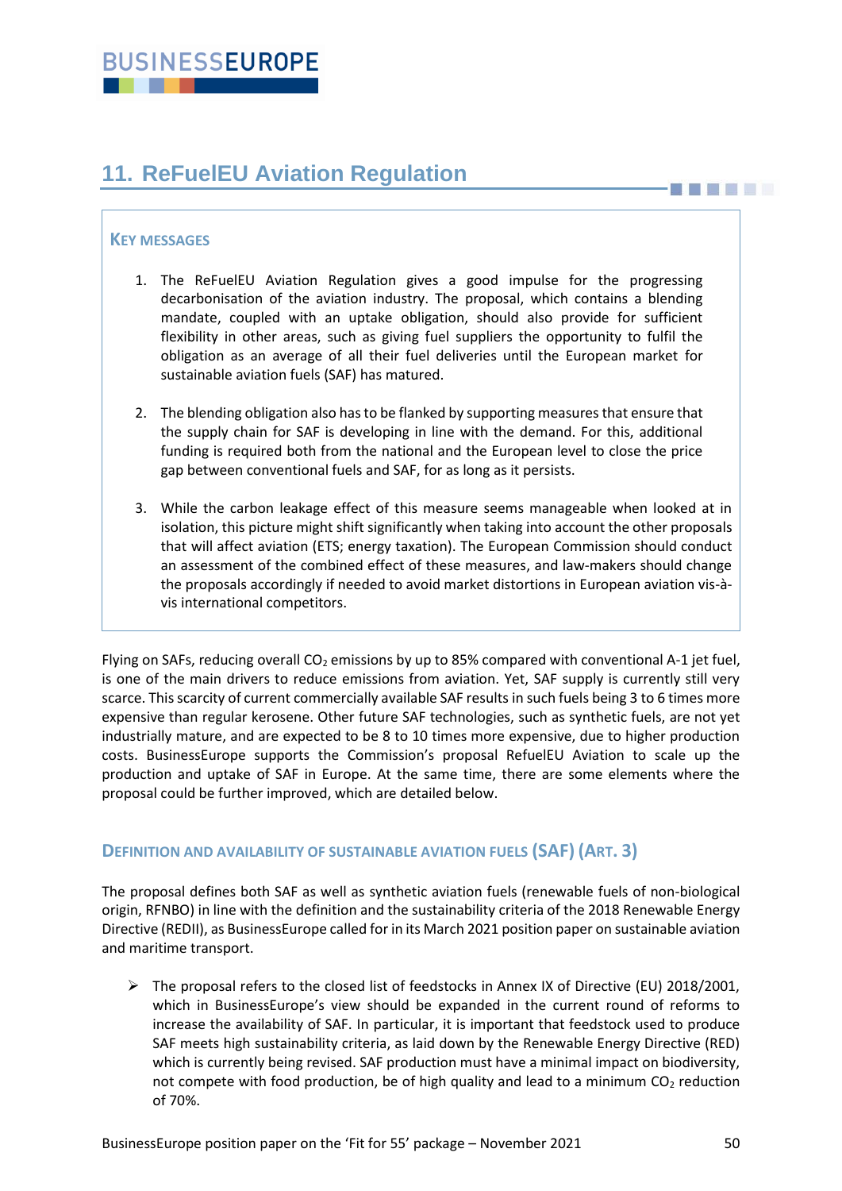## 11. ReFuelEU Aviation Regulation

**KEY MESSAGES**

1. The ReFuelEU Aviation Regulation gives a good impulse for the progressing decarbonisation of the aviation industry. The proposal, which contains a blending mandate, coupled with an uptake obligation, should also provide for sufficient flexibility in other areas, such as giving fuel suppliers the opportunity to fulfil the obligation as an average of all their fuel deliveries until the European market for sustainable aviation fuels (SAF) has matured.

2. The blending obligation also has to be flanked by supporting measures that ensure that the supply chain for SAF is developing in line with the demand. For this, additional funding is required both from the national and the European level to close the price gap between conventional fuels and SAF, for as long as it persists.

3. While the carbon leakage effect of this measure seems manageable when looked at in isolation, this picture might shift significantly when taking into account the other proposals that will affect aviation (ETS; energy taxation). The European Commission should conduct an assessment of the combined effect of these measures, and law-makers should change the proposals accordingly if needed to avoid market distortions in European aviation vis-à-vis international competitors.

Flying on SAFs, reducing overall $CO_2$ emissions by up to 85% compared with conventional A-1 jet fuel, is one of the main drivers to reduce emissions from aviation. Yet, SAF supply is currently still very scarce. This scarcity of current commercially available SAF results in such fuels being 3 to 6 times more expensive than regular kerosene. Other future SAF technologies, such as synthetic fuels, are not yet industrially mature, and are expected to be 8 to 10 times more expensive, due to higher production costs. BusinessEurope supports the Commission's proposal RefuelEU Aviation to scale up the production and uptake of SAF in Europe. At the same time, there are some elements where the proposal could be further improved, which are detailed below.

### DEFINITION AND AVAILABILITY OF SUSTAINABLE AVIATION FUELS (SAF) (ART. 3)

The proposal defines both SAF as well as synthetic aviation fuels (renewable fuels of non-biological origin, RFNBO) in line with the definition and the sustainability criteria of the 2018 Renewable Energy Directive (REDII), as BusinessEurope called for in its March 2021 position paper on sustainable aviation and maritime transport.

- The proposal refers to the closed list of feedstocks in Annex IX of Directive (EU) 2018/2001, which in BusinessEurope's view should be expanded in the current round of reforms to increase the availability of SAF. In particular, it is important that feedstock used to produce SAF meets high sustainability criteria, as laid down by the Renewable Energy Directive (RED) which is currently being revised. SAF production must have a minimal impact on biodiversity, not compete with food production, be of high quality and lead to a minimum $CO_2$ reduction of 70%.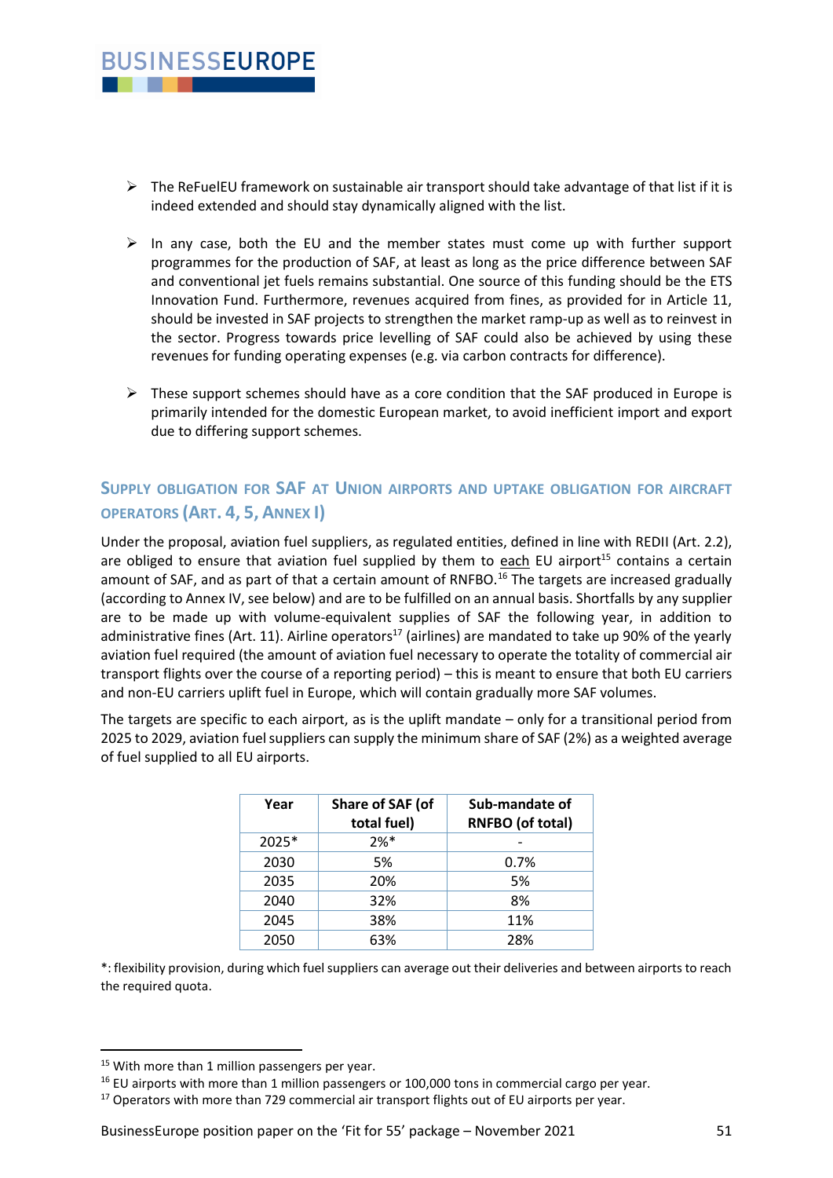- The ReFuelEU framework on sustainable air transport should take advantage of that list if it is indeed extended and should stay dynamically aligned with the list.

- In any case, both the EU and the member states must come up with further support programmes for the production of SAF, at least as long as the price difference between SAF and conventional jet fuels remains substantial. One source of this funding should be the ETS Innovation Fund. Furthermore, revenues acquired from fines, as provided for in Article 11, should be invested in SAF projects to strengthen the market ramp-up as well as to reinvest in the sector. Progress towards price levelling of SAF could also be achieved by using these revenues for funding operating expenses (e.g. via carbon contracts for difference).

- These support schemes should have as a core condition that the SAF produced in Europe is primarily intended for the domestic European market, to avoid inefficient import and export due to differing support schemes.

### Supply obligation for SAF at Union airports and uptake obligation for aircraft operators (Art. 4, 5, Annex I)

Under the proposal, aviation fuel suppliers, as regulated entities, defined in line with REDII (Art. 2.2), are obliged to ensure that aviation fuel supplied by them to each EU airport[15] contains a certain amount of SAF, and as part of that a certain amount of RNFBO.[16] The targets are increased gradually (according to Annex IV, see below) and are to be fulfilled on an annual basis. Shortfalls by any supplier are to be made up with volume-equivalent supplies of SAF the following year, in addition to administrative fines (Art. 11). Airline operators[17] (airlines) are mandated to take up 90% of the yearly aviation fuel required (the amount of aviation fuel necessary to operate the totality of commercial air transport flights over the course of a reporting period) – this is meant to ensure that both EU carriers and non-EU carriers uplift fuel in Europe, which will contain gradually more SAF volumes.

The targets are specific to each airport, as is the uplift mandate – only for a transitional period from 2025 to 2029, aviation fuel suppliers can supply the minimum share of SAF (2%) as a weighted average of fuel supplied to all EU airports.

| Year | Share of SAF (of total fuel) | Sub-mandate of RNFBO (of total) |
|---|---|---|
| 2025* | 2%* | - |
| 2030 | 5% | 0.7% |
| 2035 | 20% | 5% |
| 2040 | 32% | 8% |
| 2045 | 38% | 11% |
| 2050 | 63% | 28% |

*: flexibility provision, during which fuel suppliers can average out their deliveries and between airports to reach the required quota.

[15] With more than 1 million passengers per year.

[16] EU airports with more than 1 million passengers or 100,000 tons in commercial cargo per year.

[17] Operators with more than 729 commercial air transport flights out of EU airports per year.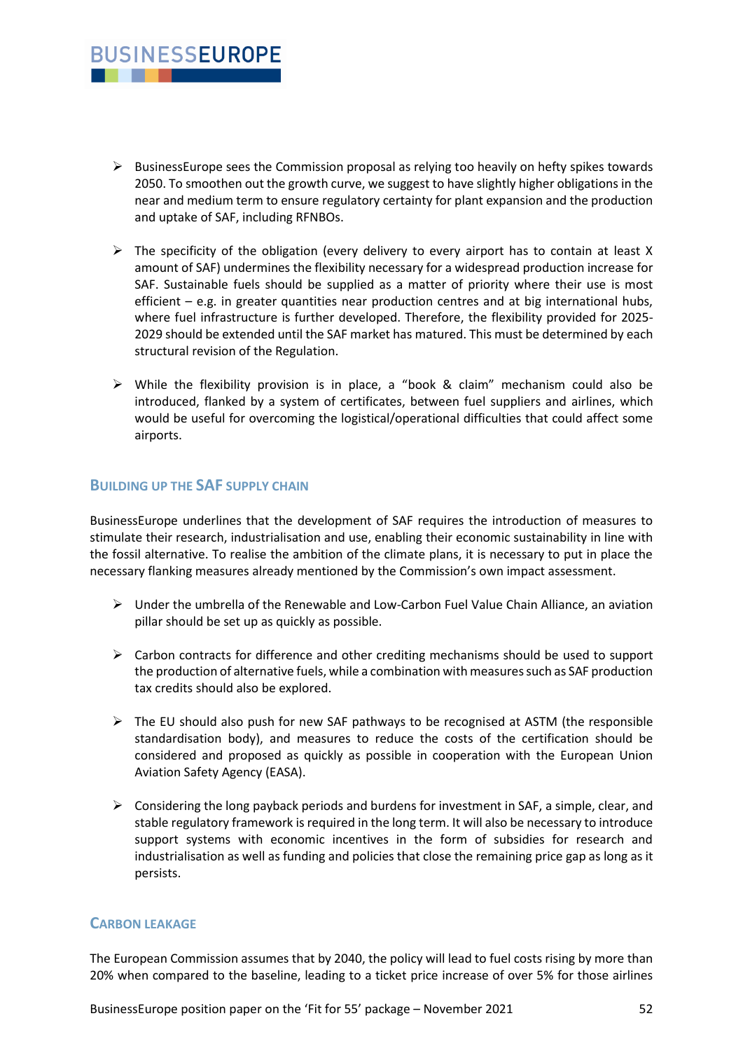- BusinessEurope sees the Commission proposal as relying too heavily on hefty spikes towards 2050. To smoothen out the growth curve, we suggest to have slightly higher obligations in the near and medium term to ensure regulatory certainty for plant expansion and the production and uptake of SAF, including RFNBOs.

- The specificity of the obligation (every delivery to every airport has to contain at least X amount of SAF) undermines the flexibility necessary for a widespread production increase for SAF. Sustainable fuels should be supplied as a matter of priority where their use is most efficient – e.g. in greater quantities near production centres and at big international hubs, where fuel infrastructure is further developed. Therefore, the flexibility provided for 2025-2029 should be extended until the SAF market has matured. This must be determined by each structural revision of the Regulation.

- While the flexibility provision is in place, a "book & claim" mechanism could also be introduced, flanked by a system of certificates, between fuel suppliers and airlines, which would be useful for overcoming the logistical/operational difficulties that could affect some airports.

## Building up the SAF supply chain

BusinessEurope underlines that the development of SAF requires the introduction of measures to stimulate their research, industrialisation and use, enabling their economic sustainability in line with the fossil alternative. To realise the ambition of the climate plans, it is necessary to put in place the necessary flanking measures already mentioned by the Commission's own impact assessment.

- Under the umbrella of the Renewable and Low-Carbon Fuel Value Chain Alliance, an aviation pillar should be set up as quickly as possible.

- Carbon contracts for difference and other crediting mechanisms should be used to support the production of alternative fuels, while a combination with measures such as SAF production tax credits should also be explored.

- The EU should also push for new SAF pathways to be recognised at ASTM (the responsible standardisation body), and measures to reduce the costs of the certification should be considered and proposed as quickly as possible in cooperation with the European Union Aviation Safety Agency (EASA).

- Considering the long payback periods and burdens for investment in SAF, a simple, clear, and stable regulatory framework is required in the long term. It will also be necessary to introduce support systems with economic incentives in the form of subsidies for research and industrialisation as well as funding and policies that close the remaining price gap as long as it persists.

## Carbon leakage

The European Commission assumes that by 2040, the policy will lead to fuel costs rising by more than 20% when compared to the baseline, leading to a ticket price increase of over 5% for those airlines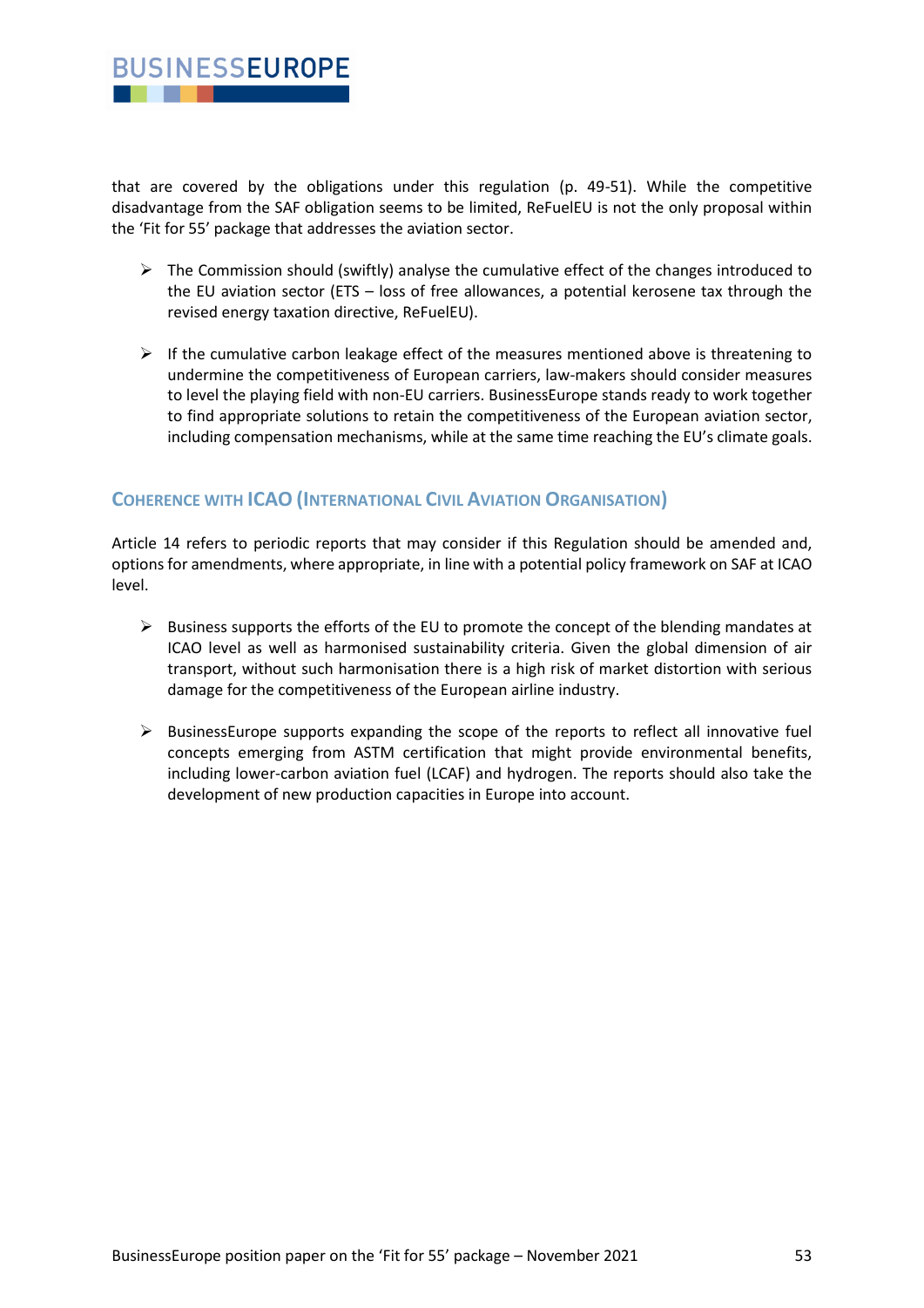that are covered by the obligations under this regulation (p. 49-51). While the competitive disadvantage from the SAF obligation seems to be limited, ReFuelEU is not the only proposal within the 'Fit for 55' package that addresses the aviation sector.

- The Commission should (swiftly) analyse the cumulative effect of the changes introduced to the EU aviation sector (ETS – loss of free allowances, a potential kerosene tax through the revised energy taxation directive, ReFuelEU).

- If the cumulative carbon leakage effect of the measures mentioned above is threatening to undermine the competitiveness of European carriers, law-makers should consider measures to level the playing field with non-EU carriers. BusinessEurope stands ready to work together to find appropriate solutions to retain the competitiveness of the European aviation sector, including compensation mechanisms, while at the same time reaching the EU's climate goals.

### Coherence with ICAO (International Civil Aviation Organisation)

Article 14 refers to periodic reports that may consider if this Regulation should be amended and, options for amendments, where appropriate, in line with a potential policy framework on SAF at ICAO level.

- Business supports the efforts of the EU to promote the concept of the blending mandates at ICAO level as well as harmonised sustainability criteria. Given the global dimension of air transport, without such harmonisation there is a high risk of market distortion with serious damage for the competitiveness of the European airline industry.

- BusinessEurope supports expanding the scope of the reports to reflect all innovative fuel concepts emerging from ASTM certification that might provide environmental benefits, including lower-carbon aviation fuel (LCAF) and hydrogen. The reports should also take the development of new production capacities in Europe into account.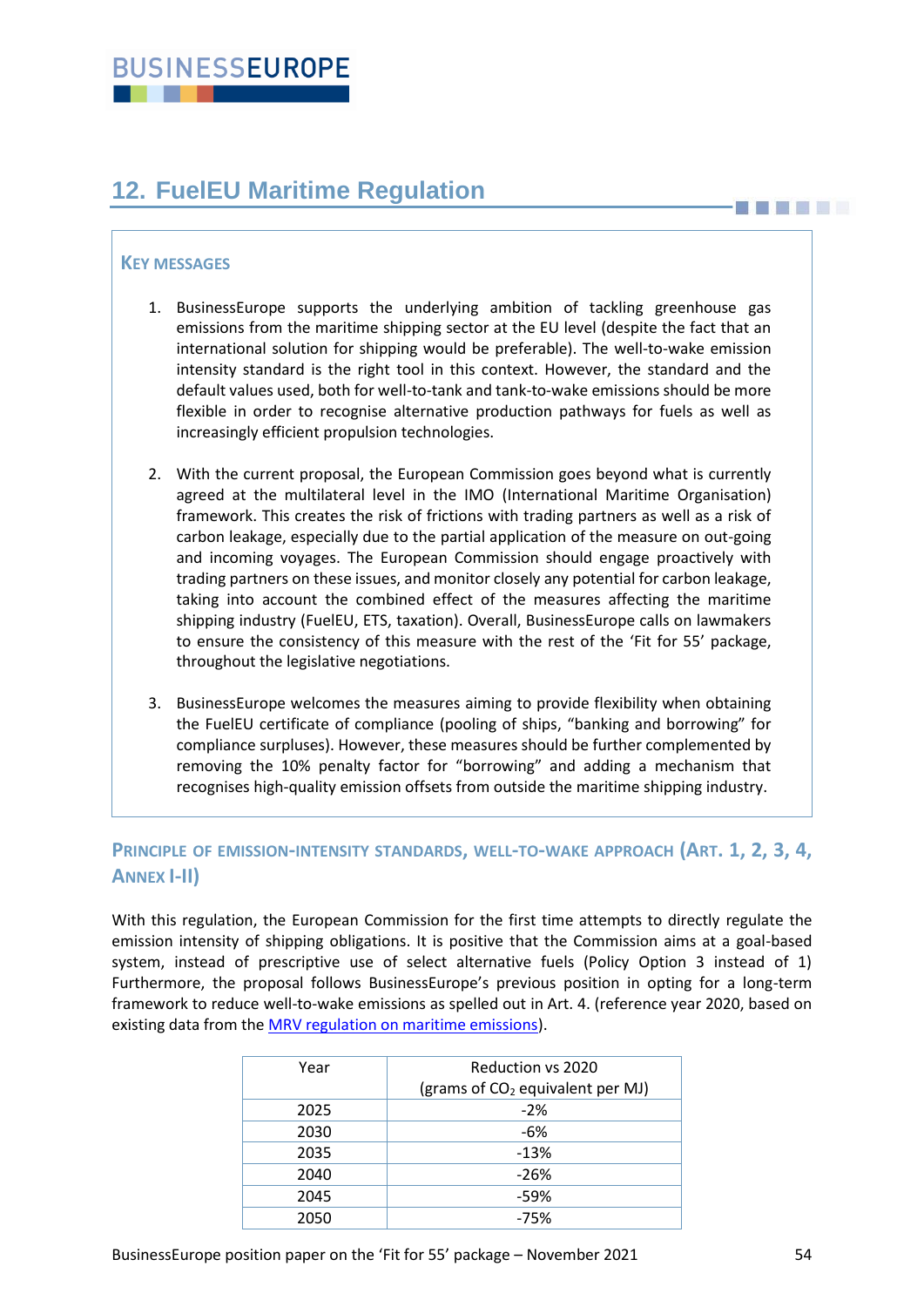## 12. FuelEU Maritime Regulation

### KEY MESSAGES

1. BusinessEurope supports the underlying ambition of tackling greenhouse gas emissions from the maritime shipping sector at the EU level (despite the fact that an international solution for shipping would be preferable). The well-to-wake emission intensity standard is the right tool in this context. However, the standard and the default values used, both for well-to-tank and tank-to-wake emissions should be more flexible in order to recognise alternative production pathways for fuels as well as increasingly efficient propulsion technologies.

2. With the current proposal, the European Commission goes beyond what is currently agreed at the multilateral level in the IMO (International Maritime Organisation) framework. This creates the risk of frictions with trading partners as well as a risk of carbon leakage, especially due to the partial application of the measure on out-going and incoming voyages. The European Commission should engage proactively with trading partners on these issues, and monitor closely any potential for carbon leakage, taking into account the combined effect of the measures affecting the maritime shipping industry (FuelEU, ETS, taxation). Overall, BusinessEurope calls on lawmakers to ensure the consistency of this measure with the rest of the 'Fit for 55' package, throughout the legislative negotiations.

3. BusinessEurope welcomes the measures aiming to provide flexibility when obtaining the FuelEU certificate of compliance (pooling of ships, "banking and borrowing" for compliance surpluses). However, these measures should be further complemented by removing the 10% penalty factor for "borrowing" and adding a mechanism that recognises high-quality emission offsets from outside the maritime shipping industry.

### PRINCIPLE OF EMISSION-INTENSITY STANDARDS, WELL-TO-WAKE APPROACH (ART. 1, 2, 3, 4, ANNEX I-II)

With this regulation, the European Commission for the first time attempts to directly regulate the emission intensity of shipping obligations. It is positive that the Commission aims at a goal-based system, instead of prescriptive use of select alternative fuels (Policy Option 3 instead of 1) Furthermore, the proposal follows BusinessEurope's previous position in opting for a long-term framework to reduce well-to-wake emissions as spelled out in Art. 4. (reference year 2020, based on existing data from the [MRV regulation on maritime emissions]).

| Year | Reduction vs 2020 (grams of $CO_2$ equivalent per MJ) |
|---|---|
| 2025 | -2% |
| 2030 | -6% |
| 2035 | -13% |
| 2040 | -26% |
| 2045 | -59% |
| 2050 | -75% |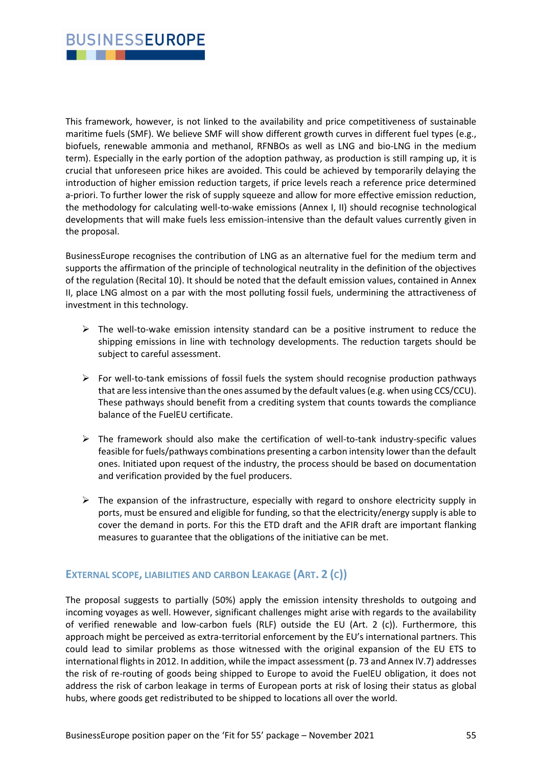This framework, however, is not linked to the availability and price competitiveness of sustainable maritime fuels (SMF). We believe SMF will show different growth curves in different fuel types (e.g., biofuels, renewable ammonia and methanol, RFNBOs as well as LNG and bio-LNG in the medium term). Especially in the early portion of the adoption pathway, as production is still ramping up, it is crucial that unforeseen price hikes are avoided. This could be achieved by temporarily delaying the introduction of higher emission reduction targets, if price levels reach a reference price determined a-priori. To further lower the risk of supply squeeze and allow for more effective emission reduction, the methodology for calculating well-to-wake emissions (Annex I, II) should recognise technological developments that will make fuels less emission-intensive than the default values currently given in the proposal.

BusinessEurope recognises the contribution of LNG as an alternative fuel for the medium term and supports the affirmation of the principle of technological neutrality in the definition of the objectives of the regulation (Recital 10). It should be noted that the default emission values, contained in Annex II, place LNG almost on a par with the most polluting fossil fuels, undermining the attractiveness of investment in this technology.

- The well-to-wake emission intensity standard can be a positive instrument to reduce the shipping emissions in line with technology developments. The reduction targets should be subject to careful assessment.

- For well-to-tank emissions of fossil fuels the system should recognise production pathways that are less intensive than the ones assumed by the default values (e.g. when using CCS/CCU). These pathways should benefit from a crediting system that counts towards the compliance balance of the FuelEU certificate.

- The framework should also make the certification of well-to-tank industry-specific values feasible for fuels/pathways combinations presenting a carbon intensity lower than the default ones. Initiated upon request of the industry, the process should be based on documentation and verification provided by the fuel producers.

- The expansion of the infrastructure, especially with regard to onshore electricity supply in ports, must be ensured and eligible for funding, so that the electricity/energy supply is able to cover the demand in ports. For this the ETD draft and the AFIR draft are important flanking measures to guarantee that the obligations of the initiative can be met.

### External scope, liabilities and carbon Leakage (Art. 2 (c))

The proposal suggests to partially (50%) apply the emission intensity thresholds to outgoing and incoming voyages as well. However, significant challenges might arise with regards to the availability of verified renewable and low-carbon fuels (RLF) outside the EU (Art. 2 (c)). Furthermore, this approach might be perceived as extra-territorial enforcement by the EU's international partners. This could lead to similar problems as those witnessed with the original expansion of the EU ETS to international flights in 2012. In addition, while the impact assessment (p. 73 and Annex IV.7) addresses the risk of re-routing of goods being shipped to Europe to avoid the FuelEU obligation, it does not address the risk of carbon leakage in terms of European ports at risk of losing their status as global hubs, where goods get redistributed to be shipped to locations all over the world.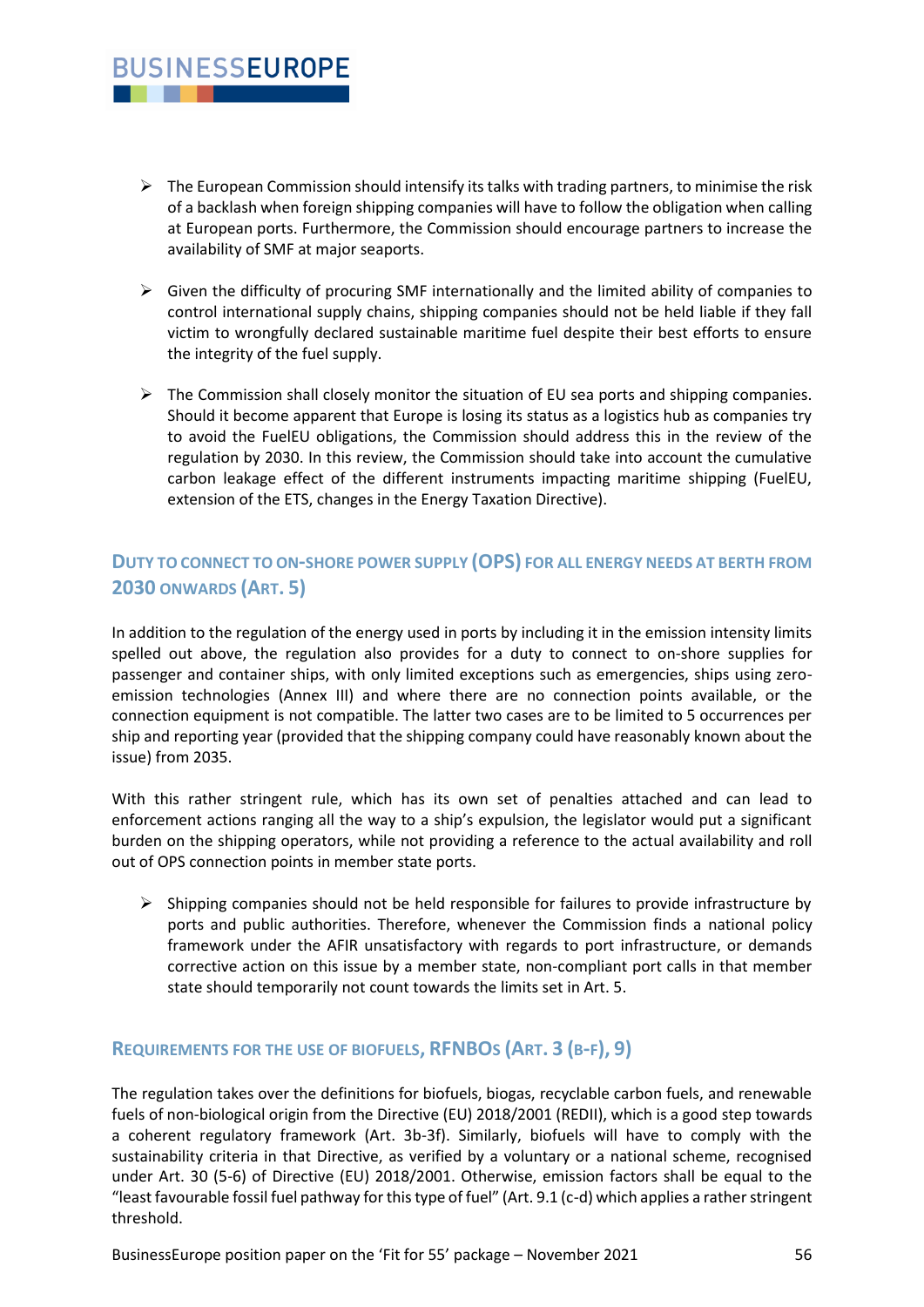- The European Commission should intensify its talks with trading partners, to minimise the risk of a backlash when foreign shipping companies will have to follow the obligation when calling at European ports. Furthermore, the Commission should encourage partners to increase the availability of SMF at major seaports.

- Given the difficulty of procuring SMF internationally and the limited ability of companies to control international supply chains, shipping companies should not be held liable if they fall victim to wrongfully declared sustainable maritime fuel despite their best efforts to ensure the integrity of the fuel supply.

- The Commission shall closely monitor the situation of EU sea ports and shipping companies. Should it become apparent that Europe is losing its status as a logistics hub as companies try to avoid the FuelEU obligations, the Commission should address this in the review of the regulation by 2030. In this review, the Commission should take into account the cumulative carbon leakage effect of the different instruments impacting maritime shipping (FuelEU, extension of the ETS, changes in the Energy Taxation Directive).

## Duty to connect to on-shore power supply (OPS) for all energy needs at berth from 2030 onwards (Art. 5)

In addition to the regulation of the energy used in ports by including it in the emission intensity limits spelled out above, the regulation also provides for a duty to connect to on-shore supplies for passenger and container ships, with only limited exceptions such as emergencies, ships using zero-emission technologies (Annex III) and where there are no connection points available, or the connection equipment is not compatible. The latter two cases are to be limited to 5 occurrences per ship and reporting year (provided that the shipping company could have reasonably known about the issue) from 2035.

With this rather stringent rule, which has its own set of penalties attached and can lead to enforcement actions ranging all the way to a ship's expulsion, the legislator would put a significant burden on the shipping operators, while not providing a reference to the actual availability and roll out of OPS connection points in member state ports.

- Shipping companies should not be held responsible for failures to provide infrastructure by ports and public authorities. Therefore, whenever the Commission finds a national policy framework under the AFIR unsatisfactory with regards to port infrastructure, or demands corrective action on this issue by a member state, non-compliant port calls in that member state should temporarily not count towards the limits set in Art. 5.

## Requirements for the use of biofuels, RFNBOs (Art. 3 (b-f), 9)

The regulation takes over the definitions for biofuels, biogas, recyclable carbon fuels, and renewable fuels of non-biological origin from the Directive (EU) 2018/2001 (REDII), which is a good step towards a coherent regulatory framework (Art. 3b-3f). Similarly, biofuels will have to comply with the sustainability criteria in that Directive, as verified by a voluntary or a national scheme, recognised under Art. 30 (5-6) of Directive (EU) 2018/2001. Otherwise, emission factors shall be equal to the "least favourable fossil fuel pathway for this type of fuel" (Art. 9.1 (c-d) which applies a rather stringent threshold.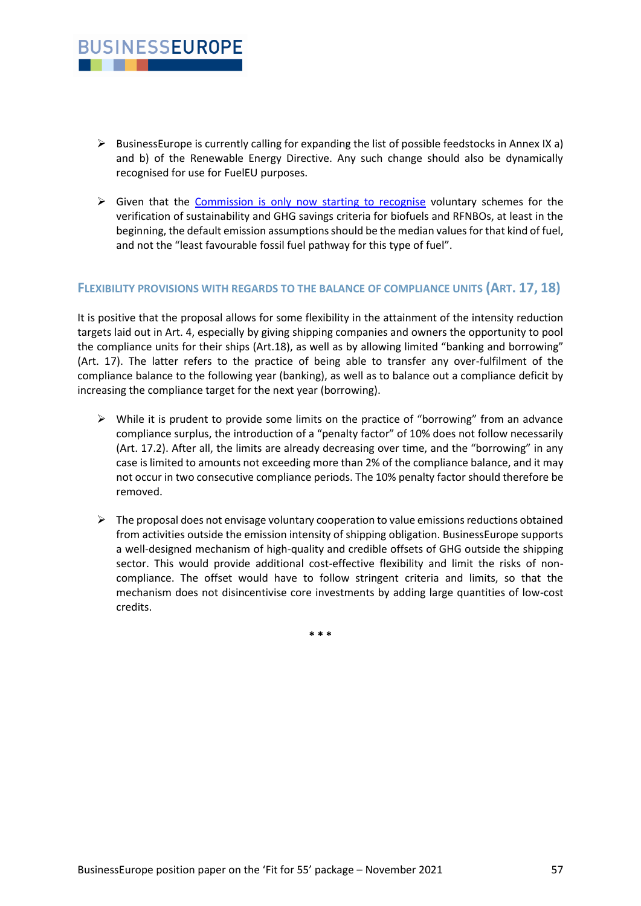- BusinessEurope is currently calling for expanding the list of possible feedstocks in Annex IX a) and b) of the Renewable Energy Directive. Any such change should also be dynamically recognised for use for FuelEU purposes.

- Given that the Commission is only now starting to recognise voluntary schemes for the verification of sustainability and GHG savings criteria for biofuels and RFNBOs, at least in the beginning, the default emission assumptions should be the median values for that kind of fuel, and not the "least favourable fossil fuel pathway for this type of fuel".

### Flexibility provisions with regards to the balance of compliance units (Art. 17, 18)

It is positive that the proposal allows for some flexibility in the attainment of the intensity reduction targets laid out in Art. 4, especially by giving shipping companies and owners the opportunity to pool the compliance units for their ships (Art.18), as well as by allowing limited "banking and borrowing" (Art. 17). The latter refers to the practice of being able to transfer any over-fulfilment of the compliance balance to the following year (banking), as well as to balance out a compliance deficit by increasing the compliance target for the next year (borrowing).

- While it is prudent to provide some limits on the practice of "borrowing" from an advance compliance surplus, the introduction of a "penalty factor" of 10% does not follow necessarily (Art. 17.2). After all, the limits are already decreasing over time, and the "borrowing" in any case is limited to amounts not exceeding more than 2% of the compliance balance, and it may not occur in two consecutive compliance periods. The 10% penalty factor should therefore be removed.

- The proposal does not envisage voluntary cooperation to value emissions reductions obtained from activities outside the emission intensity of shipping obligation. BusinessEurope supports a well-designed mechanism of high-quality and credible offsets of GHG outside the shipping sector. This would provide additional cost-effective flexibility and limit the risks of non-compliance. The offset would have to follow stringent criteria and limits, so that the mechanism does not disincentivise core investments by adding large quantities of low-cost credits.

\* \* \*